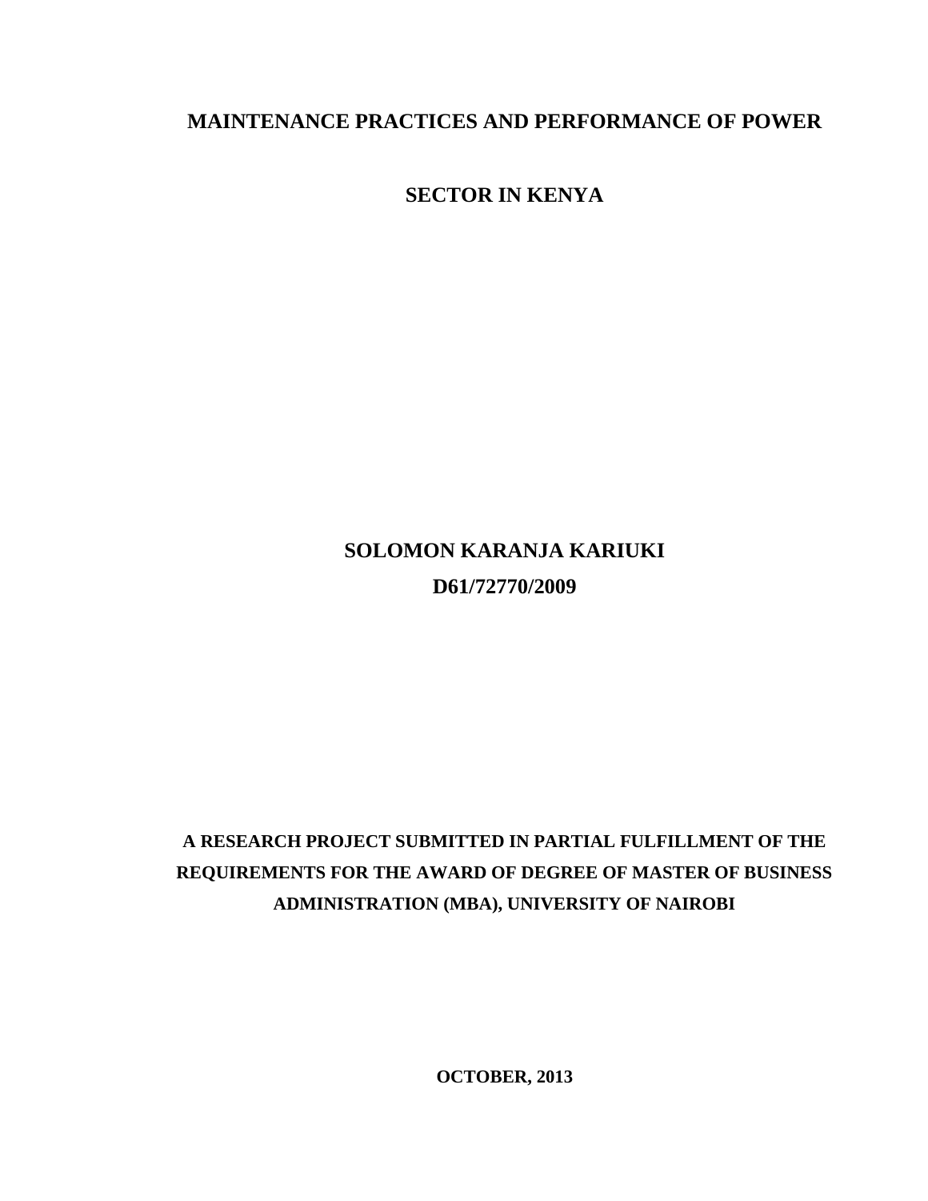# MAINTENANCE PRACTICES AND PERFORMANCE OF POWER SECTOR IN KENYA

**SOLOMON KARANJA KARIUKI**

**D61/72770/2009**

**A RESEARCH PROJECT SUBMITTED IN PARTIAL FULFILLMENT OF THE REQUIREMENTS FOR THE AWARD OF DEGREE OF MASTER OF BUSINESS ADMINISTRATION (MBA), UNIVERSITY OF NAIROBI**

**OCTOBER, 2013**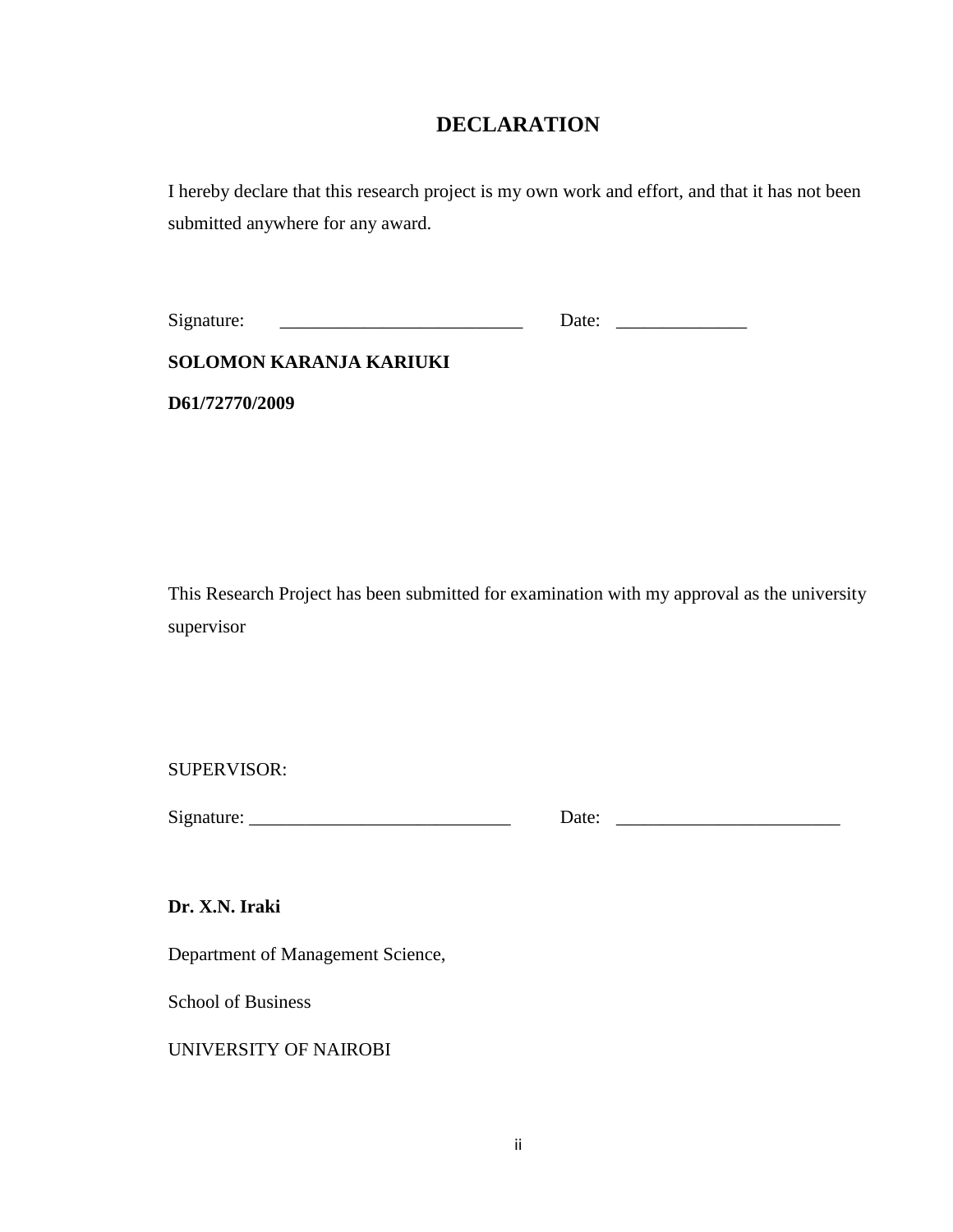# DECLARATION

I hereby declare that this research project is my own work and effort, and that it has not been submitted anywhere for any award.

Signature: __________________________ Date: ______________

**SOLOMON KARANJA KARIUKI**

**D61/72770/2009**

This Research Project has been submitted for examination with my approval as the university supervisor

SUPERVISOR:

Signature: ____________________________ Date: ________________________

**Dr. X.N. Iraki**

Department of Management Science,

School of Business

UNIVERSITY OF NAIROBI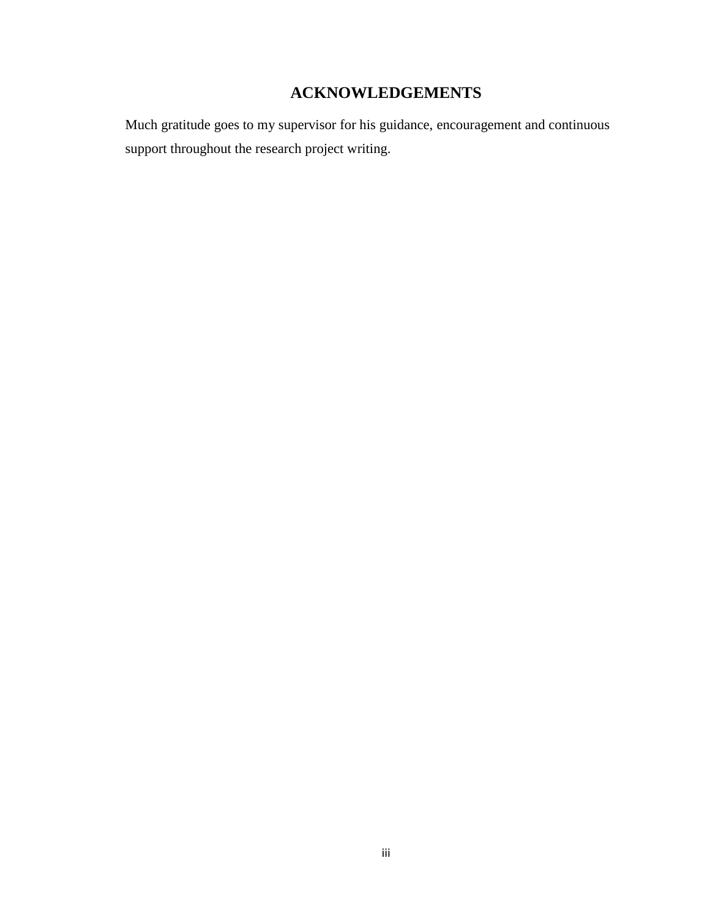# ACKNOWLEDGEMENTS

Much gratitude goes to my supervisor for his guidance, encouragement and continuous support throughout the research project writing.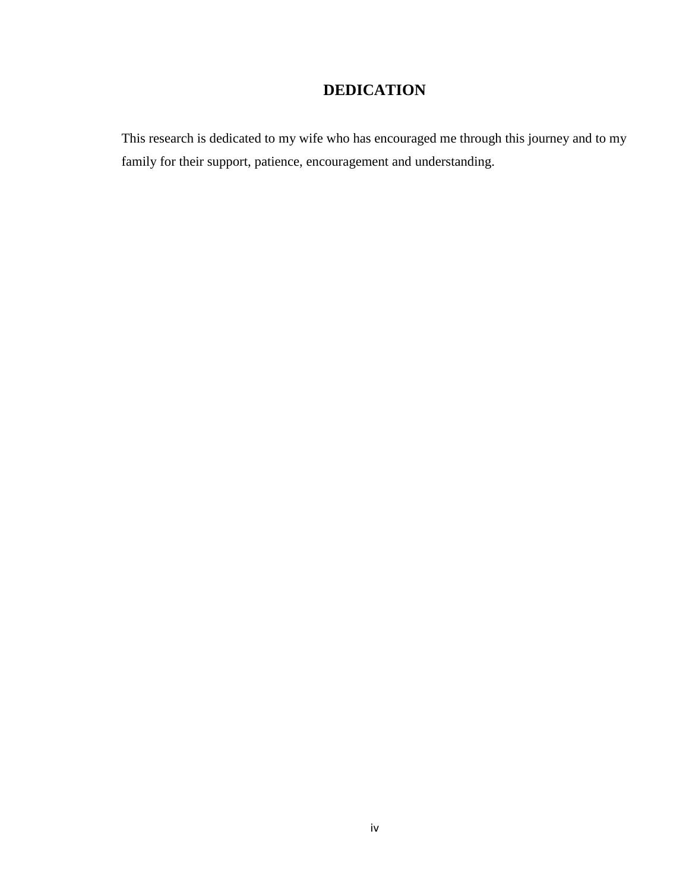# DEDICATION

This research is dedicated to my wife who has encouraged me through this journey and to my family for their support, patience, encouragement and understanding.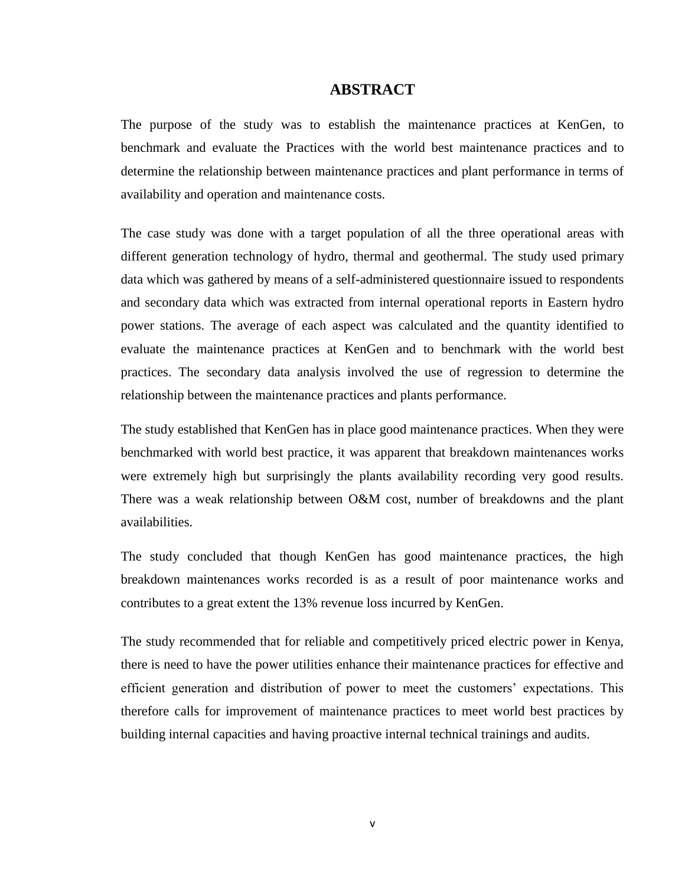# ABSTRACT

The purpose of the study was to establish the maintenance practices at KenGen, to benchmark and evaluate the Practices with the world best maintenance practices and to determine the relationship between maintenance practices and plant performance in terms of availability and operation and maintenance costs.

The case study was done with a target population of all the three operational areas with different generation technology of hydro, thermal and geothermal. The study used primary data which was gathered by means of a self-administered questionnaire issued to respondents and secondary data which was extracted from internal operational reports in Eastern hydro power stations. The average of each aspect was calculated and the quantity identified to evaluate the maintenance practices at KenGen and to benchmark with the world best practices. The secondary data analysis involved the use of regression to determine the relationship between the maintenance practices and plants performance.

The study established that KenGen has in place good maintenance practices. When they were benchmarked with world best practice, it was apparent that breakdown maintenances works were extremely high but surprisingly the plants availability recording very good results. There was a weak relationship between O&M cost, number of breakdowns and the plant availabilities.

The study concluded that though KenGen has good maintenance practices, the high breakdown maintenances works recorded is as a result of poor maintenance works and contributes to a great extent the 13% revenue loss incurred by KenGen.

The study recommended that for reliable and competitively priced electric power in Kenya, there is need to have the power utilities enhance their maintenance practices for effective and efficient generation and distribution of power to meet the customers' expectations. This therefore calls for improvement of maintenance practices to meet world best practices by building internal capacities and having proactive internal technical trainings and audits.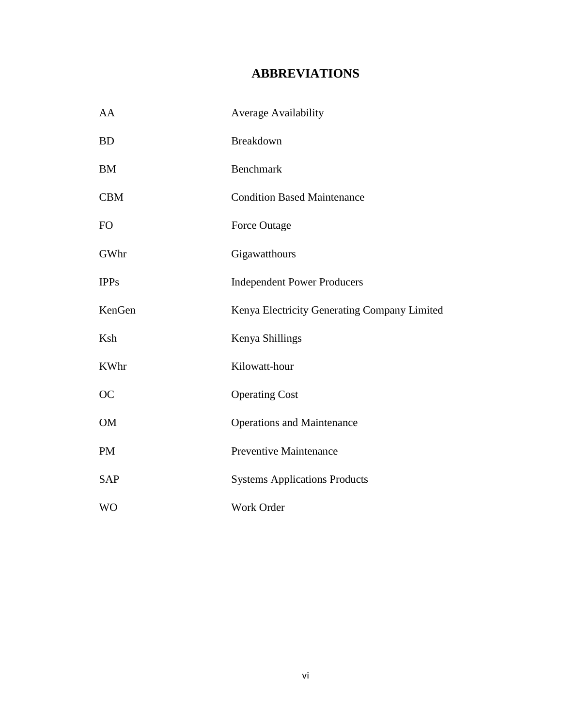# ABBREVIATIONS

| | |
|---|---|
| AA | Average Availability |
| BD | Breakdown |
| BM | Benchmark |
| CBM | Condition Based Maintenance |
| FO | Force Outage |
| GWhr | Gigawatthours |
| IPPs | Independent Power Producers |
| KenGen | Kenya Electricity Generating Company Limited |
| Ksh | Kenya Shillings |
| KWhr | Kilowatt-hour |
| OC | Operating Cost |
| OM | Operations and Maintenance |
| PM | Preventive Maintenance |
| SAP | Systems Applications Products |
| WO | Work Order |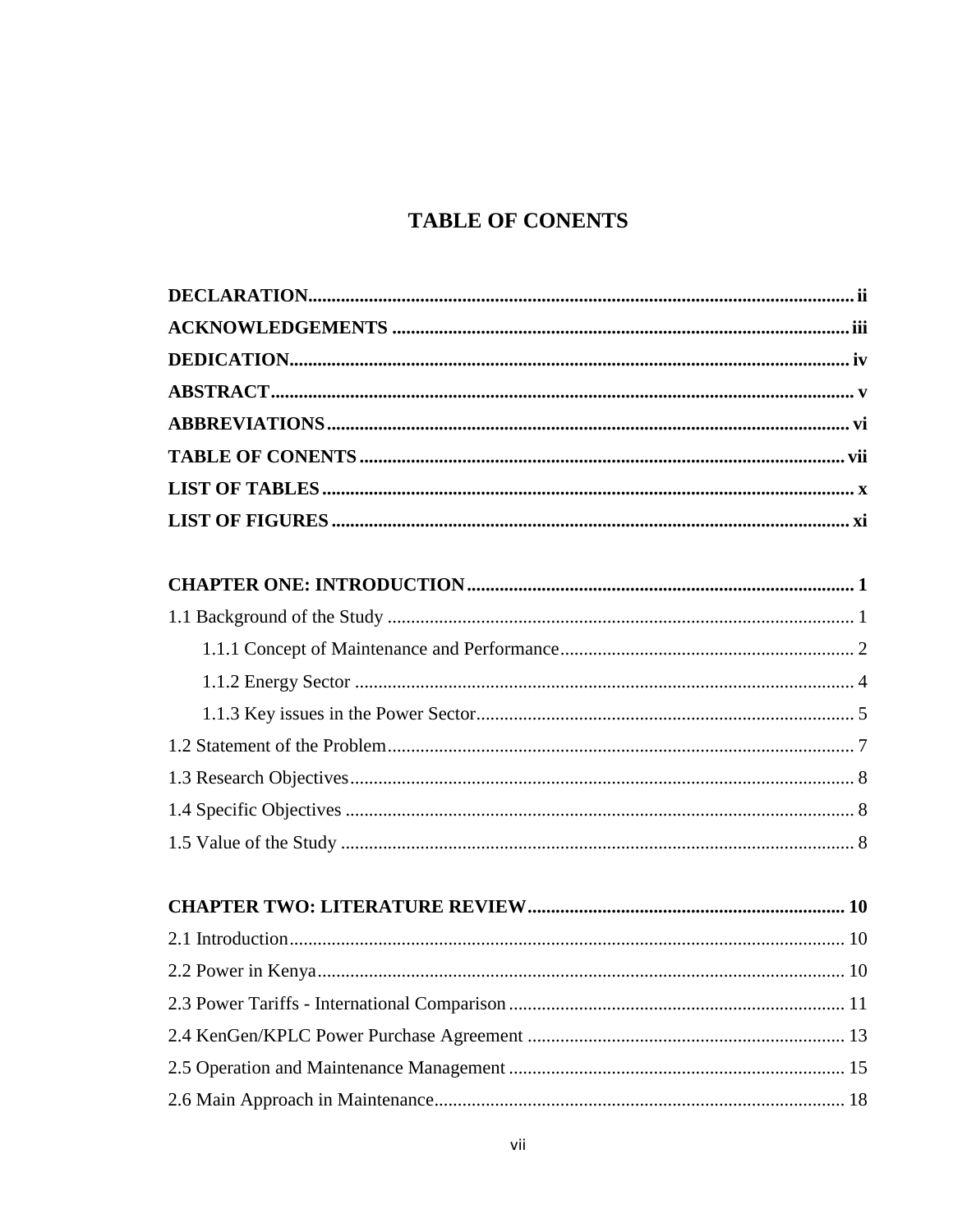# TABLE OF CONENTS

**DECLARATION** .......... **ii**

**ACKNOWLEDGEMENTS** .......... **iii**

**DEDICATION** .......... **iv**

**ABSTRACT** .......... **v**

**ABBREVIATIONS** .......... **vi**

**TABLE OF CONENTS** .......... **vii**

**LIST OF TABLES** .......... **x**

**LIST OF FIGURES** .......... **xi**

**CHAPTER ONE: INTRODUCTION** .......... **1**

1.1 Background of the Study .......... 1

    1.1.1 Concept of Maintenance and Performance .......... 2

    1.1.2 Energy Sector .......... 4

    1.1.3 Key issues in the Power Sector .......... 5

1.2 Statement of the Problem .......... 7

1.3 Research Objectives .......... 8

1.4 Specific Objectives .......... 8

1.5 Value of the Study .......... 8

**CHAPTER TWO: LITERATURE REVIEW** .......... **10**

2.1 Introduction .......... 10

2.2 Power in Kenya .......... 10

2.3 Power Tariffs - International Comparison .......... 11

2.4 KenGen/KPLC Power Purchase Agreement .......... 13

2.5 Operation and Maintenance Management .......... 15

2.6 Main Approach in Maintenance .......... 18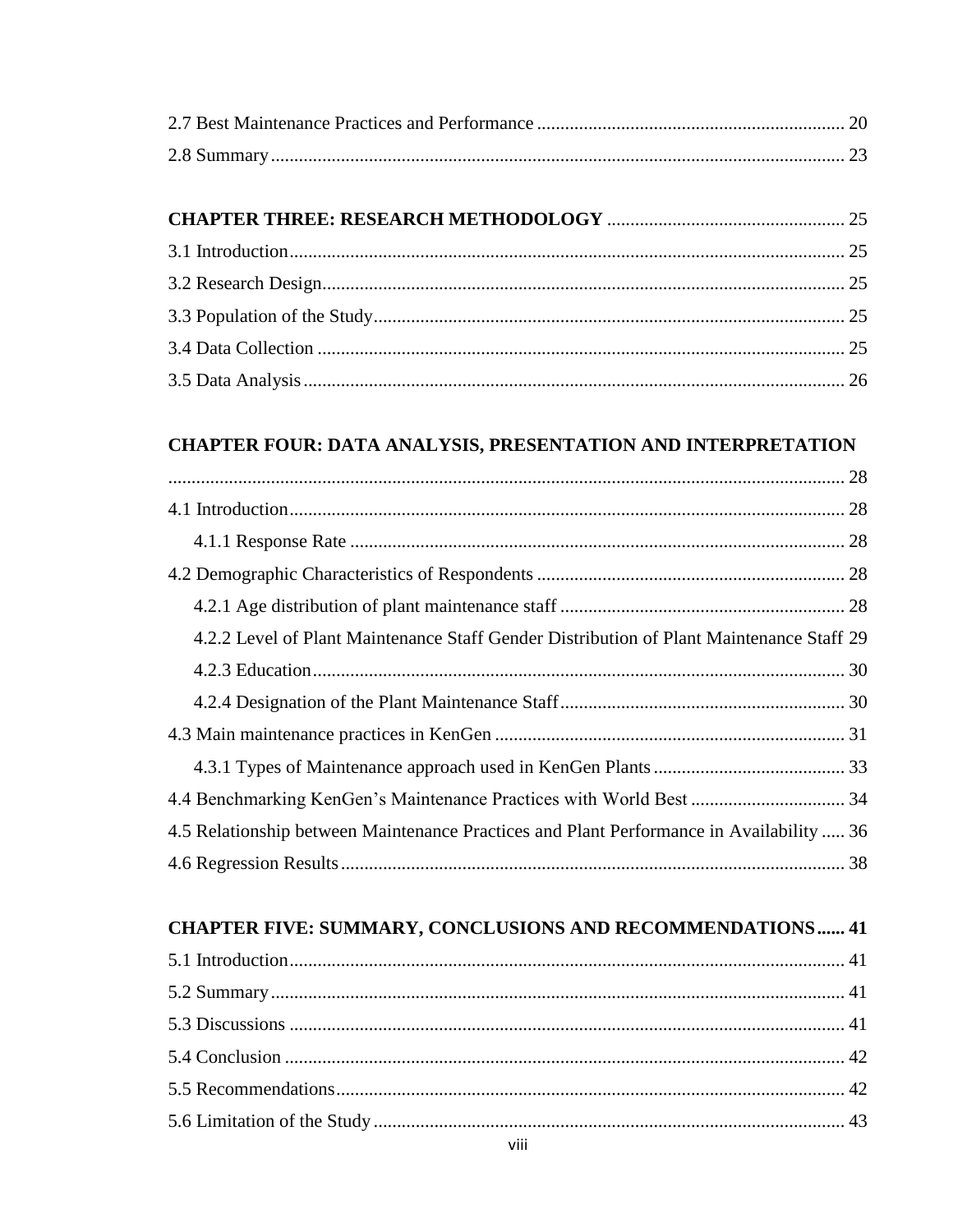2.7 Best Maintenance Practices and Performance ................................................................. 20

2.8 Summary ........................................................................................................................ 23

**CHAPTER THREE: RESEARCH METHODOLOGY** .................................................. 25

3.1 Introduction .................................................................................................................... 25

3.2 Research Design ............................................................................................................. 25

3.3 Population of the Study .................................................................................................. 25

3.4 Data Collection .............................................................................................................. 25

3.5 Data Analysis ................................................................................................................. 26

**CHAPTER FOUR: DATA ANALYSIS, PRESENTATION AND INTERPRETATION** ............................................................................................................................................. 28

4.1 Introduction .................................................................................................................... 28

4.1.1 Response Rate ......................................................................................................... 28

4.2 Demographic Characteristics of Respondents ................................................................. 28

4.2.1 Age distribution of plant maintenance staff ............................................................ 28

4.2.2 Level of Plant Maintenance Staff Gender Distribution of Plant Maintenance Staff 29

4.2.3 Education ................................................................................................................. 30

4.2.4 Designation of the Plant Maintenance Staff ............................................................ 30

4.3 Main maintenance practices in KenGen .......................................................................... 31

4.3.1 Types of Maintenance approach used in KenGen Plants ......................................... 33

4.4 Benchmarking KenGen's Maintenance Practices with World Best ................................. 34

4.5 Relationship between Maintenance Practices and Plant Performance in Availability ..... 36

4.6 Regression Results .......................................................................................................... 38

**CHAPTER FIVE: SUMMARY, CONCLUSIONS AND RECOMMENDATIONS ...... 41**

5.1 Introduction .................................................................................................................... 41

5.2 Summary ........................................................................................................................ 41

5.3 Discussions ..................................................................................................................... 41

5.4 Conclusion ...................................................................................................................... 42

5.5 Recommendations ........................................................................................................... 42

5.6 Limitation of the Study ................................................................................................... 43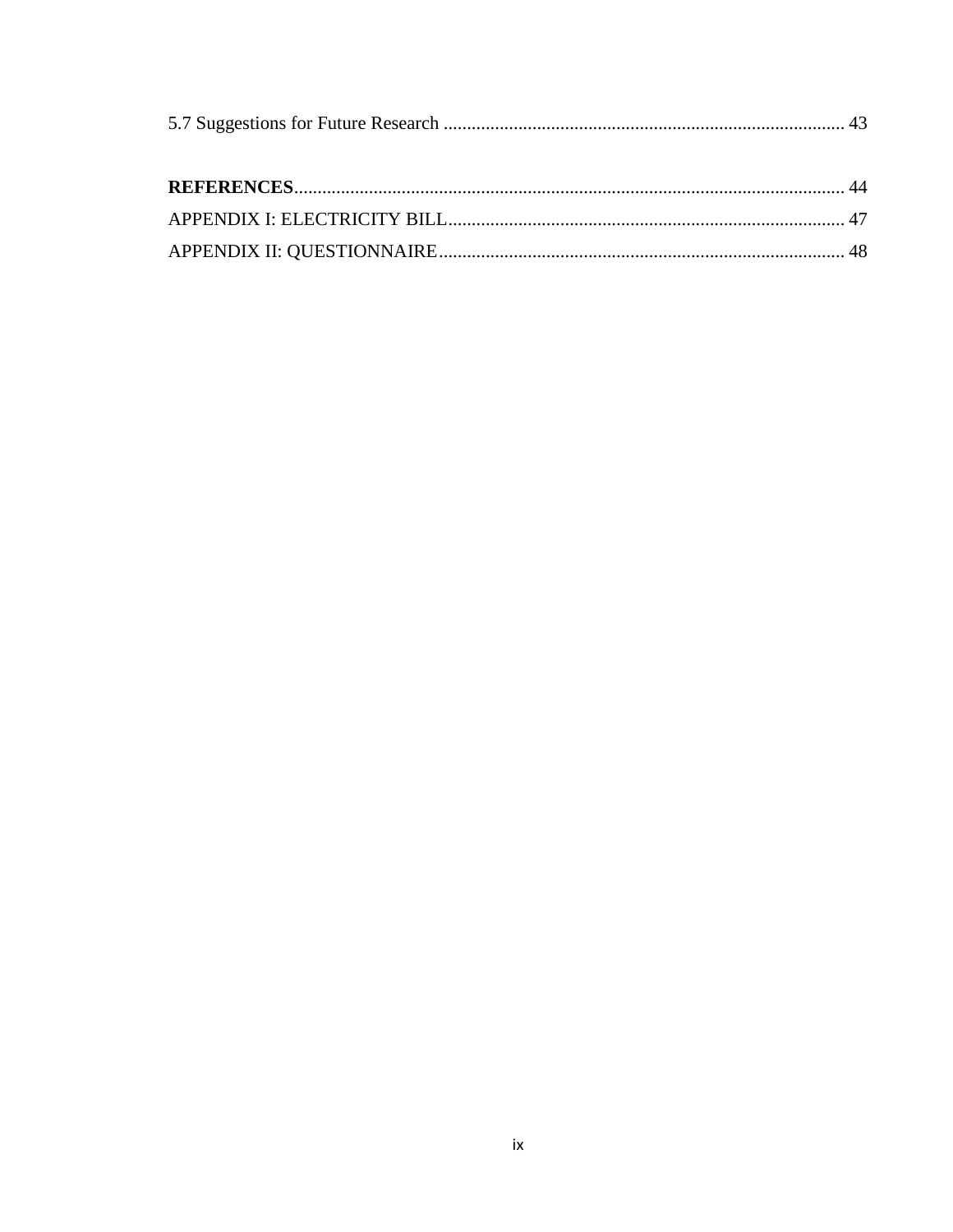5.7 Suggestions for Future Research ...................................................................................... 43

**REFERENCES**..................................................................................................................... 44

APPENDIX I: ELECTRICITY BILL..................................................................................... 47

APPENDIX II: QUESTIONNAIRE....................................................................................... 48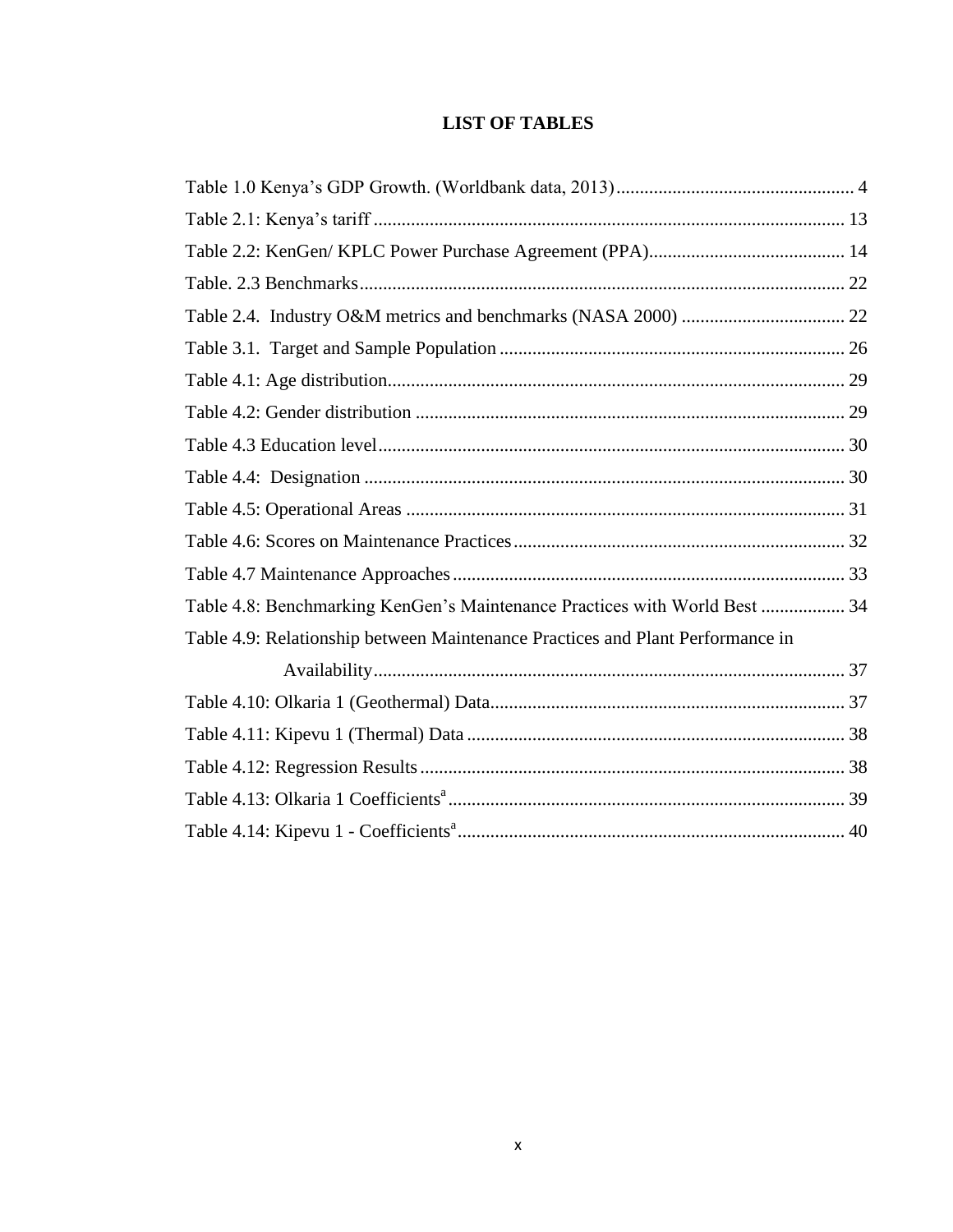# LIST OF TABLES

Table 1.0 Kenya's GDP Growth. (Worldbank data, 2013) .................................................. 4

Table 2.1: Kenya's tariff ................................................................................................... 13

Table 2.2: KenGen/ KPLC Power Purchase Agreement (PPA)......................................... 14

Table. 2.3 Benchmarks...................................................................................................... 22

Table 2.4. Industry O&M metrics and benchmarks (NASA 2000) .................................. 22

Table 3.1. Target and Sample Population ........................................................................ 26

Table 4.1: Age distribution................................................................................................ 29

Table 4.2: Gender distribution .......................................................................................... 29

Table 4.3 Education level.................................................................................................. 30

Table 4.4: Designation ...................................................................................................... 30

Table 4.5: Operational Areas ............................................................................................ 31

Table 4.6: Scores on Maintenance Practices..................................................................... 32

Table 4.7 Maintenance Approaches.................................................................................. 33

Table 4.8: Benchmarking KenGen's Maintenance Practices with World Best ................. 34

Table 4.9: Relationship between Maintenance Practices and Plant Performance in Availability.................................................................................................... 37

Table 4.10: Olkaria 1 (Geothermal) Data.......................................................................... 37

Table 4.11: Kipevu 1 (Thermal) Data ............................................................................... 38

Table 4.12: Regression Results......................................................................................... 38

Table 4.13: Olkaria 1 Coefficients[a] ................................................................................... 39

Table 4.14: Kipevu 1 - Coefficients[a] ................................................................................. 40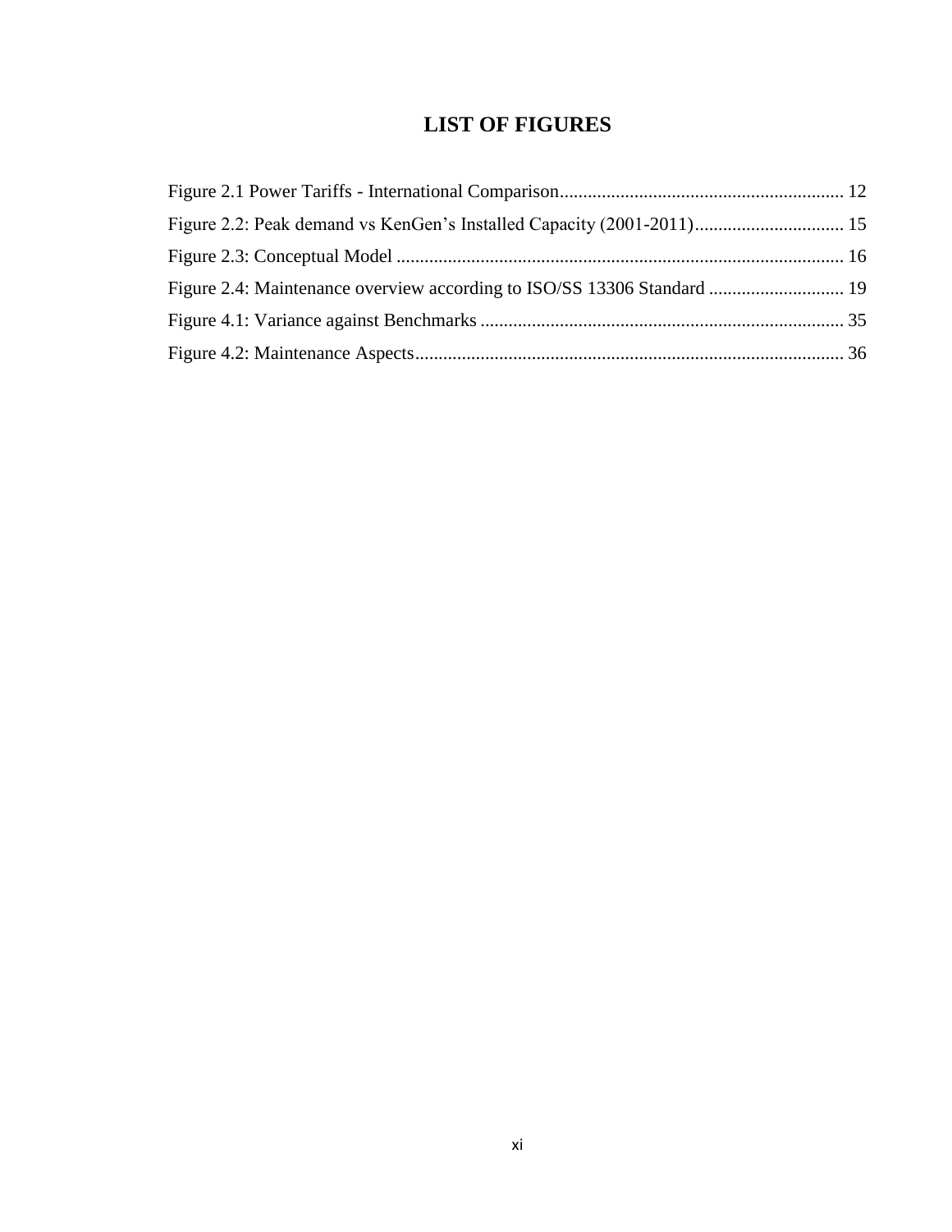# LIST OF FIGURES

Figure 2.1 Power Tariffs - International Comparison............................................................ 12

Figure 2.2: Peak demand vs KenGen's Installed Capacity (2001-2011)................................ 15

Figure 2.3: Conceptual Model ............................................................................................... 16

Figure 2.4: Maintenance overview according to ISO/SS 13306 Standard ............................. 19

Figure 4.1: Variance against Benchmarks ............................................................................. 35

Figure 4.2: Maintenance Aspects........................................................................................... 36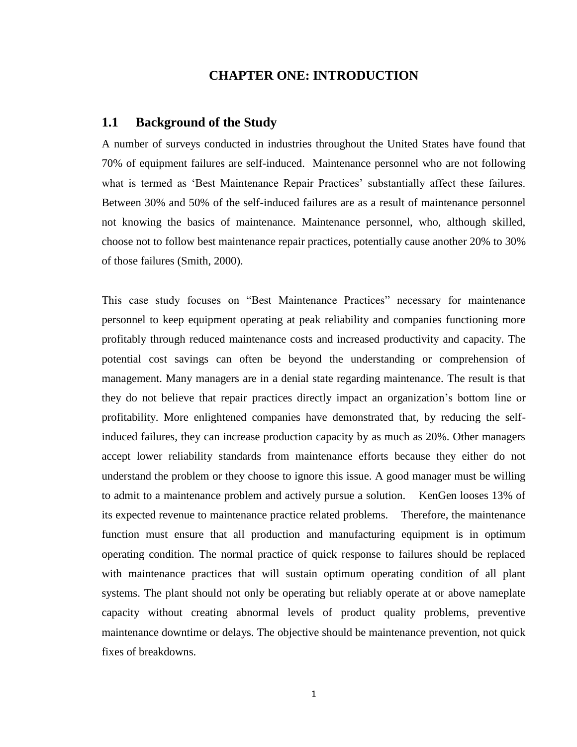# CHAPTER ONE: INTRODUCTION

## 1.1 Background of the Study

A number of surveys conducted in industries throughout the United States have found that 70% of equipment failures are self-induced. Maintenance personnel who are not following what is termed as 'Best Maintenance Repair Practices' substantially affect these failures. Between 30% and 50% of the self-induced failures are as a result of maintenance personnel not knowing the basics of maintenance. Maintenance personnel, who, although skilled, choose not to follow best maintenance repair practices, potentially cause another 20% to 30% of those failures (Smith, 2000).

This case study focuses on "Best Maintenance Practices" necessary for maintenance personnel to keep equipment operating at peak reliability and companies functioning more profitably through reduced maintenance costs and increased productivity and capacity. The potential cost savings can often be beyond the understanding or comprehension of management. Many managers are in a denial state regarding maintenance. The result is that they do not believe that repair practices directly impact an organization's bottom line or profitability. More enlightened companies have demonstrated that, by reducing the self-induced failures, they can increase production capacity by as much as 20%. Other managers accept lower reliability standards from maintenance efforts because they either do not understand the problem or they choose to ignore this issue. A good manager must be willing to admit to a maintenance problem and actively pursue a solution. KenGen looses 13% of its expected revenue to maintenance practice related problems. Therefore, the maintenance function must ensure that all production and manufacturing equipment is in optimum operating condition. The normal practice of quick response to failures should be replaced with maintenance practices that will sustain optimum operating condition of all plant systems. The plant should not only be operating but reliably operate at or above nameplate capacity without creating abnormal levels of product quality problems, preventive maintenance downtime or delays. The objective should be maintenance prevention, not quick fixes of breakdowns.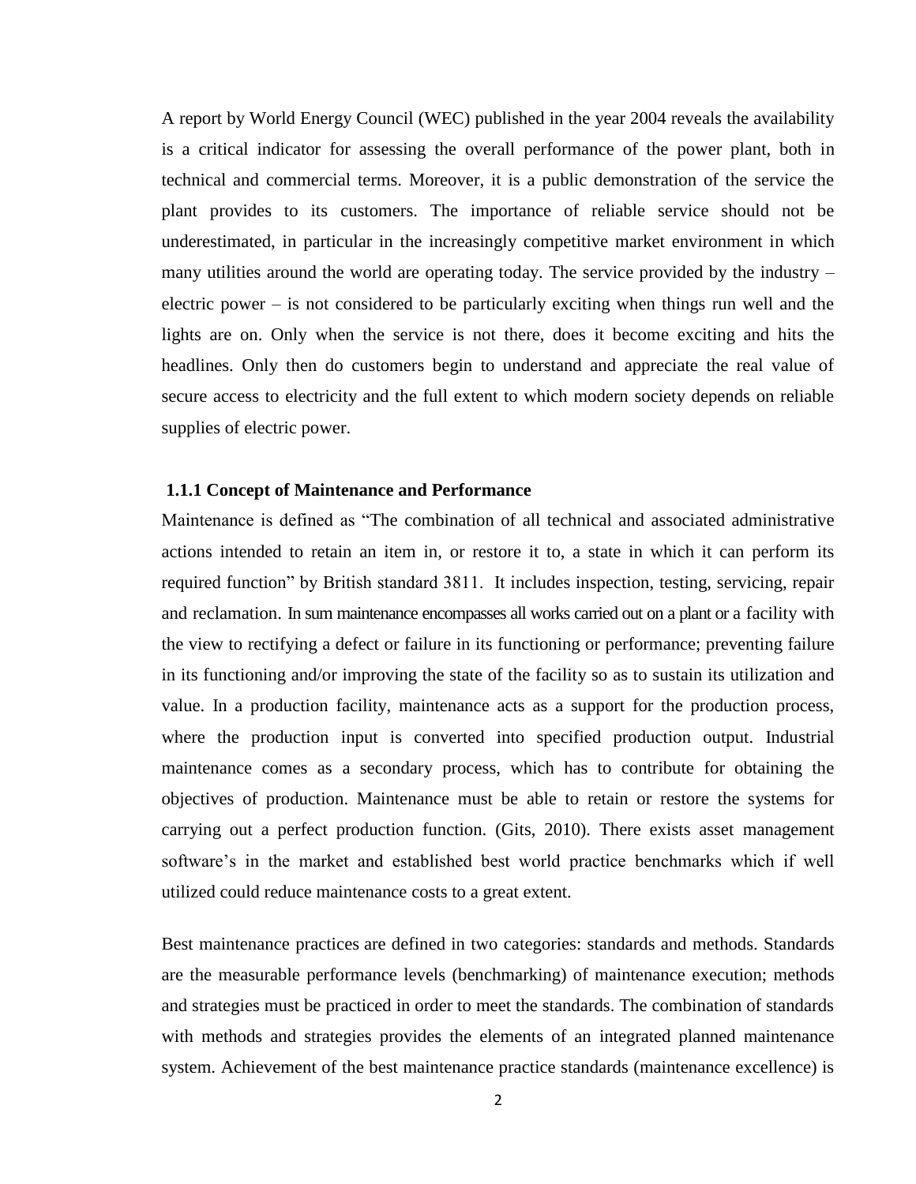A report by World Energy Council (WEC) published in the year 2004 reveals the availability is a critical indicator for assessing the overall performance of the power plant, both in technical and commercial terms. Moreover, it is a public demonstration of the service the plant provides to its customers. The importance of reliable service should not be underestimated, in particular in the increasingly competitive market environment in which many utilities around the world are operating today. The service provided by the industry – electric power – is not considered to be particularly exciting when things run well and the lights are on. Only when the service is not there, does it become exciting and hits the headlines. Only then do customers begin to understand and appreciate the real value of secure access to electricity and the full extent to which modern society depends on reliable supplies of electric power.

### 1.1.1 Concept of Maintenance and Performance

Maintenance is defined as "The combination of all technical and associated administrative actions intended to retain an item in, or restore it to, a state in which it can perform its required function" by British standard 3811. It includes inspection, testing, servicing, repair and reclamation. In sum maintenance encompasses all works carried out on a plant or a facility with the view to rectifying a defect or failure in its functioning or performance; preventing failure in its functioning and/or improving the state of the facility so as to sustain its utilization and value. In a production facility, maintenance acts as a support for the production process, where the production input is converted into specified production output. Industrial maintenance comes as a secondary process, which has to contribute for obtaining the objectives of production. Maintenance must be able to retain or restore the systems for carrying out a perfect production function. (Gits, 2010). There exists asset management software's in the market and established best world practice benchmarks which if well utilized could reduce maintenance costs to a great extent.

Best maintenance practices are defined in two categories: standards and methods. Standards are the measurable performance levels (benchmarking) of maintenance execution; methods and strategies must be practiced in order to meet the standards. The combination of standards with methods and strategies provides the elements of an integrated planned maintenance system. Achievement of the best maintenance practice standards (maintenance excellence) is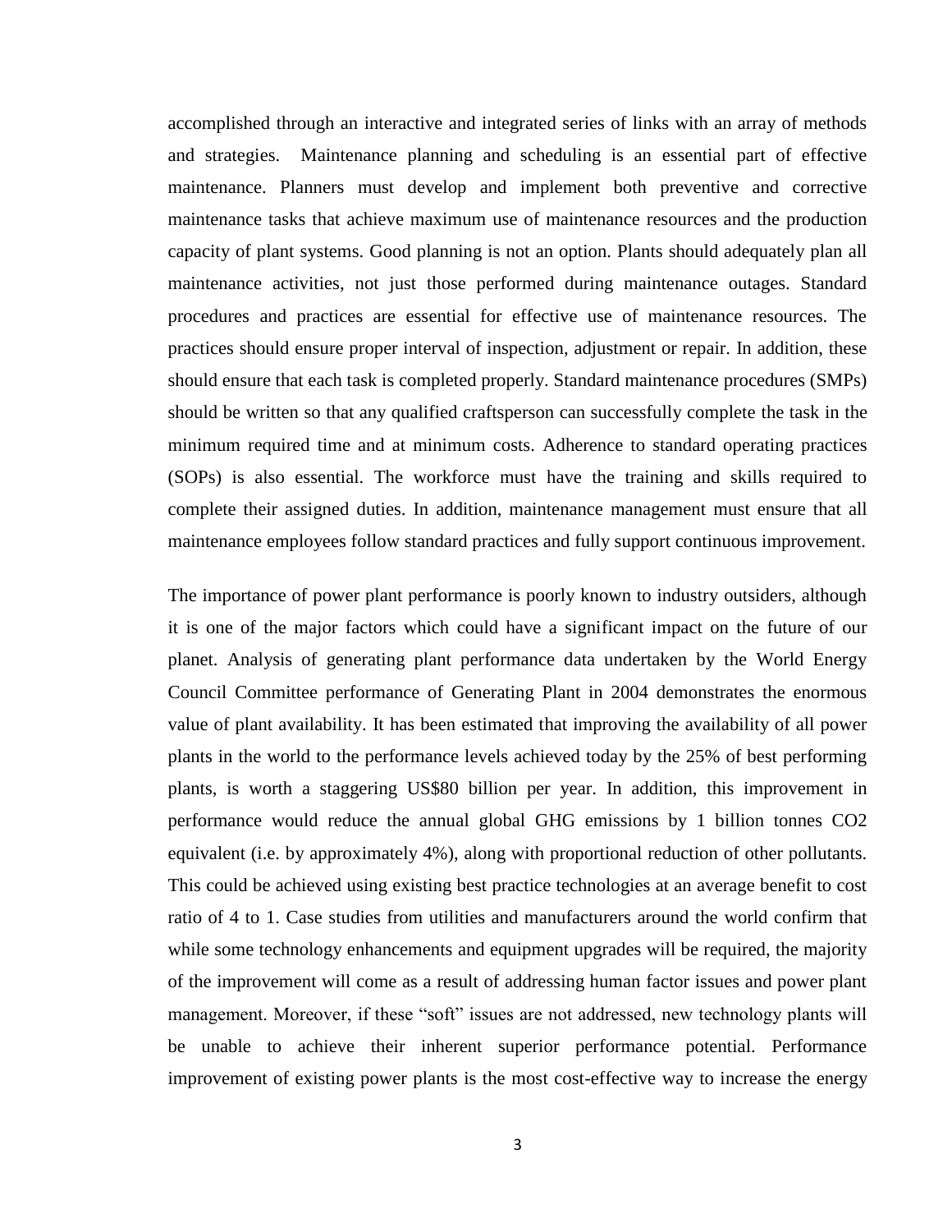accomplished through an interactive and integrated series of links with an array of methods and strategies. Maintenance planning and scheduling is an essential part of effective maintenance. Planners must develop and implement both preventive and corrective maintenance tasks that achieve maximum use of maintenance resources and the production capacity of plant systems. Good planning is not an option. Plants should adequately plan all maintenance activities, not just those performed during maintenance outages. Standard procedures and practices are essential for effective use of maintenance resources. The practices should ensure proper interval of inspection, adjustment or repair. In addition, these should ensure that each task is completed properly. Standard maintenance procedures (SMPs) should be written so that any qualified craftsperson can successfully complete the task in the minimum required time and at minimum costs. Adherence to standard operating practices (SOPs) is also essential. The workforce must have the training and skills required to complete their assigned duties. In addition, maintenance management must ensure that all maintenance employees follow standard practices and fully support continuous improvement.

The importance of power plant performance is poorly known to industry outsiders, although it is one of the major factors which could have a significant impact on the future of our planet. Analysis of generating plant performance data undertaken by the World Energy Council Committee performance of Generating Plant in 2004 demonstrates the enormous value of plant availability. It has been estimated that improving the availability of all power plants in the world to the performance levels achieved today by the 25% of best performing plants, is worth a staggering US$80 billion per year. In addition, this improvement in performance would reduce the annual global GHG emissions by 1 billion tonnes $CO_2$ equivalent (i.e. by approximately 4%), along with proportional reduction of other pollutants. This could be achieved using existing best practice technologies at an average benefit to cost ratio of 4 to 1. Case studies from utilities and manufacturers around the world confirm that while some technology enhancements and equipment upgrades will be required, the majority of the improvement will come as a result of addressing human factor issues and power plant management. Moreover, if these "soft" issues are not addressed, new technology plants will be unable to achieve their inherent superior performance potential. Performance improvement of existing power plants is the most cost-effective way to increase the energy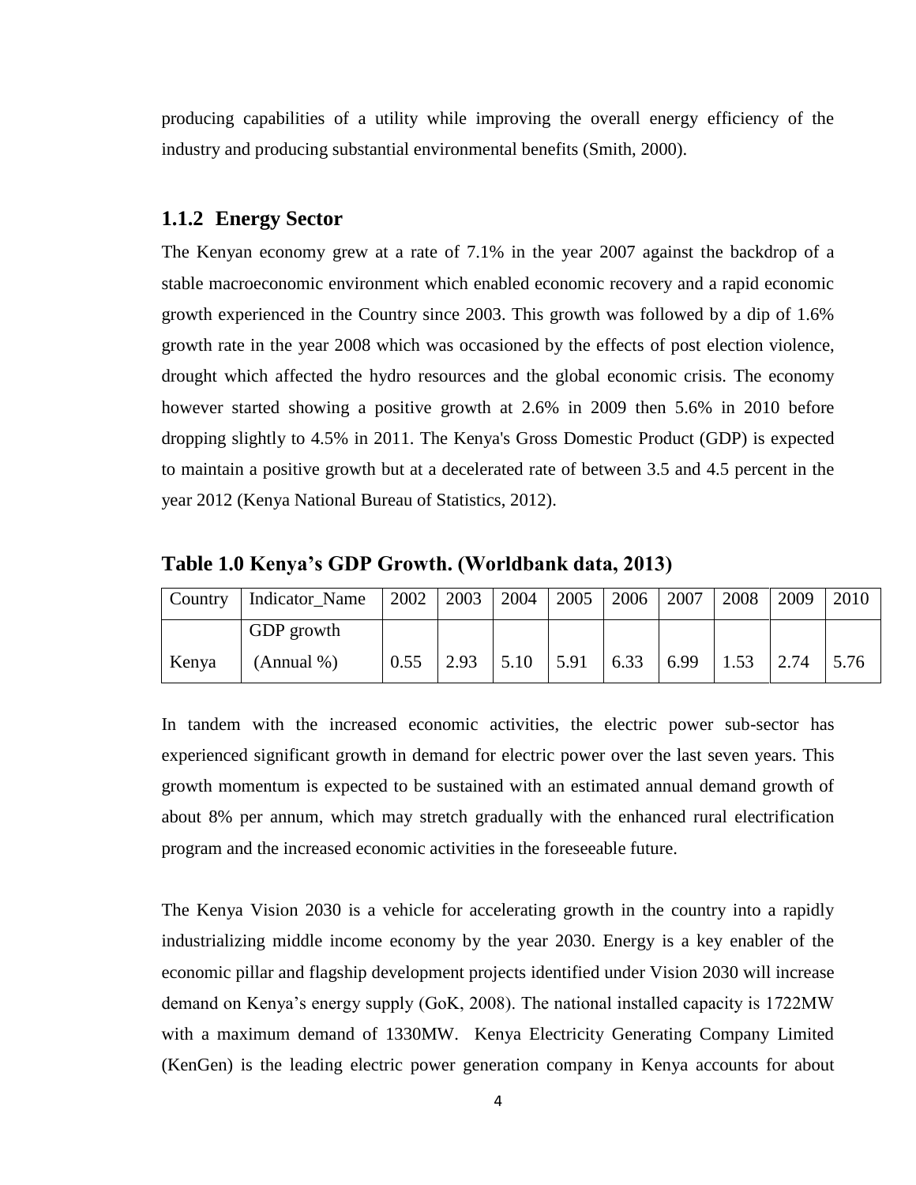producing capabilities of a utility while improving the overall energy efficiency of the industry and producing substantial environmental benefits (Smith, 2000).

### 1.1.2 Energy Sector

The Kenyan economy grew at a rate of 7.1% in the year 2007 against the backdrop of a stable macroeconomic environment which enabled economic recovery and a rapid economic growth experienced in the Country since 2003. This growth was followed by a dip of 1.6% growth rate in the year 2008 which was occasioned by the effects of post election violence, drought which affected the hydro resources and the global economic crisis. The economy however started showing a positive growth at 2.6% in 2009 then 5.6% in 2010 before dropping slightly to 4.5% in 2011. The Kenya's Gross Domestic Product (GDP) is expected to maintain a positive growth but at a decelerated rate of between 3.5 and 4.5 percent in the year 2012 (Kenya National Bureau of Statistics, 2012).

**Table 1.0 Kenya's GDP Growth. (Worldbank data, 2013)**

| Country | Indicator_Name | 2002 | 2003 | 2004 | 2005 | 2006 | 2007 | 2008 | 2009 | 2010 |
|---|---|---|---|---|---|---|---|---|---|---|
| Kenya | GDP growth (Annual %) | 0.55 | 2.93 | 5.10 | 5.91 | 6.33 | 6.99 | 1.53 | 2.74 | 5.76 |

In tandem with the increased economic activities, the electric power sub-sector has experienced significant growth in demand for electric power over the last seven years. This growth momentum is expected to be sustained with an estimated annual demand growth of about 8% per annum, which may stretch gradually with the enhanced rural electrification program and the increased economic activities in the foreseeable future.

The Kenya Vision 2030 is a vehicle for accelerating growth in the country into a rapidly industrializing middle income economy by the year 2030. Energy is a key enabler of the economic pillar and flagship development projects identified under Vision 2030 will increase demand on Kenya's energy supply (GoK, 2008). The national installed capacity is 1722MW with a maximum demand of 1330MW. Kenya Electricity Generating Company Limited (KenGen) is the leading electric power generation company in Kenya accounts for about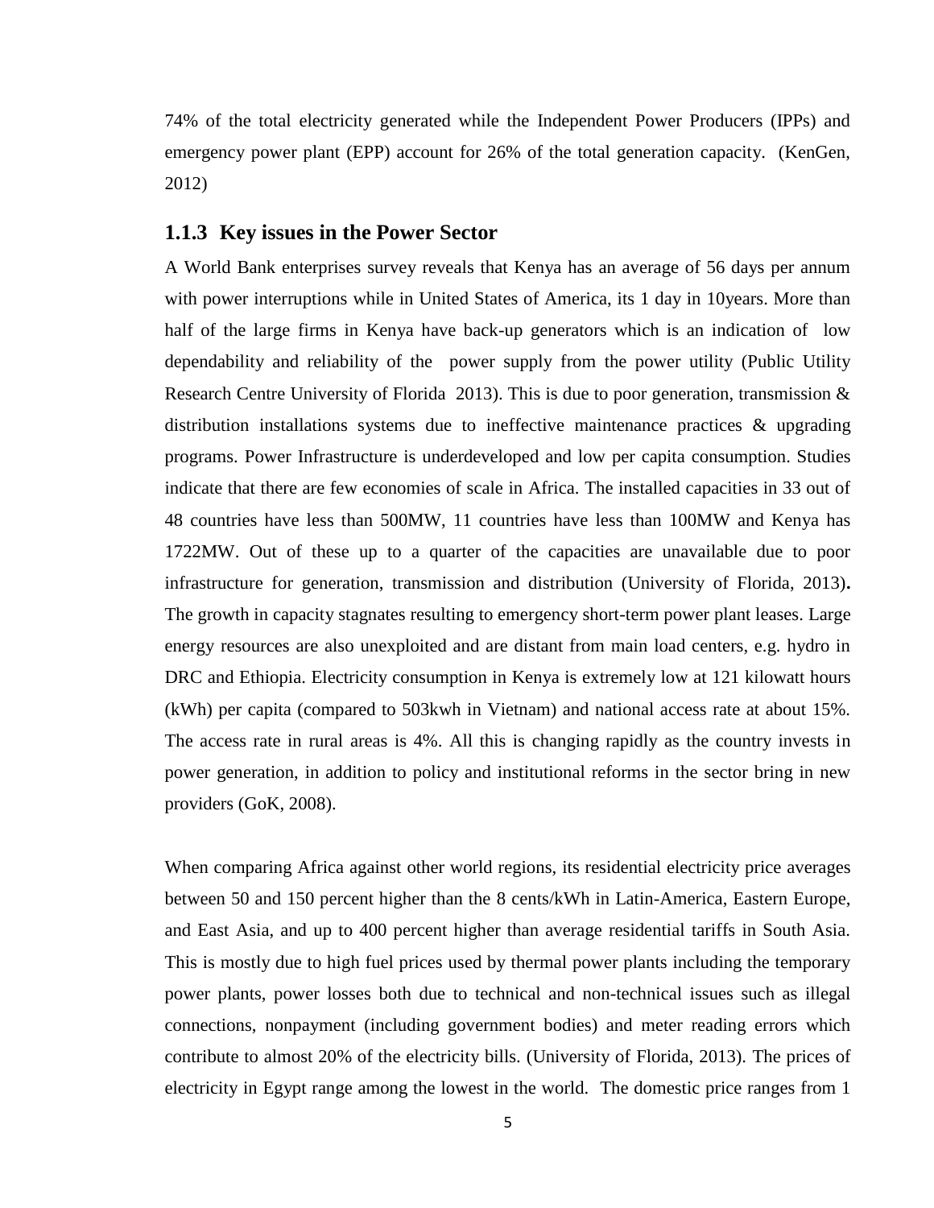74% of the total electricity generated while the Independent Power Producers (IPPs) and emergency power plant (EPP) account for 26% of the total generation capacity. (KenGen, 2012)

### 1.1.3 Key issues in the Power Sector

A World Bank enterprises survey reveals that Kenya has an average of 56 days per annum with power interruptions while in United States of America, its 1 day in 10years. More than half of the large firms in Kenya have back-up generators which is an indication of low dependability and reliability of the power supply from the power utility (Public Utility Research Centre University of Florida 2013). This is due to poor generation, transmission & distribution installations systems due to ineffective maintenance practices & upgrading programs. Power Infrastructure is underdeveloped and low per capita consumption. Studies indicate that there are few economies of scale in Africa. The installed capacities in 33 out of 48 countries have less than 500MW, 11 countries have less than 100MW and Kenya has 1722MW. Out of these up to a quarter of the capacities are unavailable due to poor infrastructure for generation, transmission and distribution (University of Florida, 2013)**.** The growth in capacity stagnates resulting to emergency short-term power plant leases. Large energy resources are also unexploited and are distant from main load centers, e.g. hydro in DRC and Ethiopia. Electricity consumption in Kenya is extremely low at 121 kilowatt hours (kWh) per capita (compared to 503kwh in Vietnam) and national access rate at about 15%. The access rate in rural areas is 4%. All this is changing rapidly as the country invests in power generation, in addition to policy and institutional reforms in the sector bring in new providers (GoK, 2008).

When comparing Africa against other world regions, its residential electricity price averages between 50 and 150 percent higher than the 8 cents/kWh in Latin-America, Eastern Europe, and East Asia, and up to 400 percent higher than average residential tariffs in South Asia. This is mostly due to high fuel prices used by thermal power plants including the temporary power plants, power losses both due to technical and non-technical issues such as illegal connections, nonpayment (including government bodies) and meter reading errors which contribute to almost 20% of the electricity bills. (University of Florida, 2013). The prices of electricity in Egypt range among the lowest in the world. The domestic price ranges from 1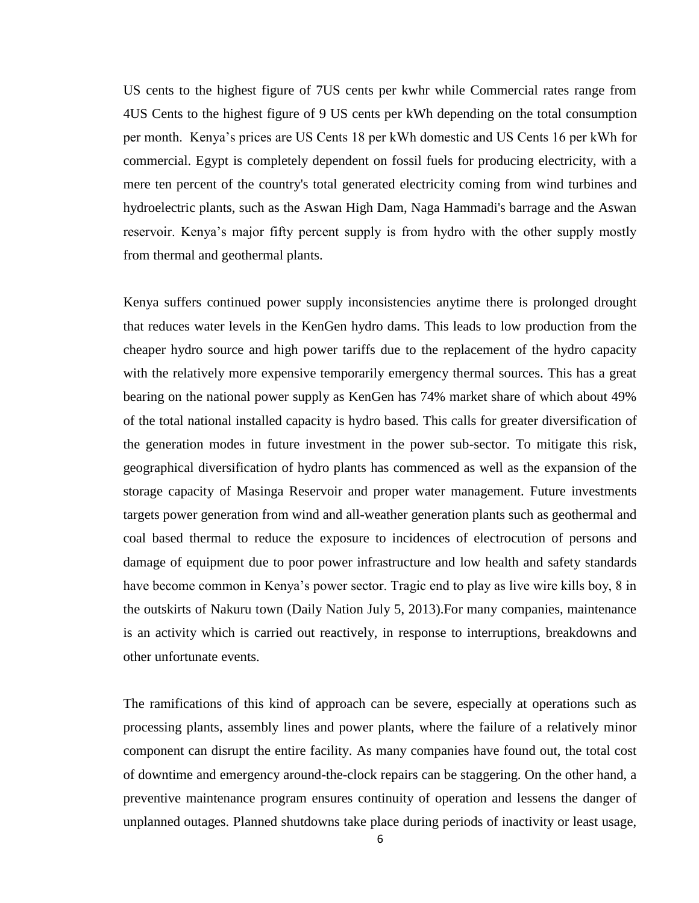US cents to the highest figure of 7US cents per kwhr while Commercial rates range from 4US Cents to the highest figure of 9 US cents per kWh depending on the total consumption per month. Kenya's prices are US Cents 18 per kWh domestic and US Cents 16 per kWh for commercial. Egypt is completely dependent on fossil fuels for producing electricity, with a mere ten percent of the country's total generated electricity coming from wind turbines and hydroelectric plants, such as the Aswan High Dam, Naga Hammadi's barrage and the Aswan reservoir. Kenya's major fifty percent supply is from hydro with the other supply mostly from thermal and geothermal plants.

Kenya suffers continued power supply inconsistencies anytime there is prolonged drought that reduces water levels in the KenGen hydro dams. This leads to low production from the cheaper hydro source and high power tariffs due to the replacement of the hydro capacity with the relatively more expensive temporarily emergency thermal sources. This has a great bearing on the national power supply as KenGen has 74% market share of which about 49% of the total national installed capacity is hydro based. This calls for greater diversification of the generation modes in future investment in the power sub-sector. To mitigate this risk, geographical diversification of hydro plants has commenced as well as the expansion of the storage capacity of Masinga Reservoir and proper water management. Future investments targets power generation from wind and all-weather generation plants such as geothermal and coal based thermal to reduce the exposure to incidences of electrocution of persons and damage of equipment due to poor power infrastructure and low health and safety standards have become common in Kenya's power sector. Tragic end to play as live wire kills boy, 8 in the outskirts of Nakuru town (Daily Nation July 5, 2013).For many companies, maintenance is an activity which is carried out reactively, in response to interruptions, breakdowns and other unfortunate events.

The ramifications of this kind of approach can be severe, especially at operations such as processing plants, assembly lines and power plants, where the failure of a relatively minor component can disrupt the entire facility. As many companies have found out, the total cost of downtime and emergency around-the-clock repairs can be staggering. On the other hand, a preventive maintenance program ensures continuity of operation and lessens the danger of unplanned outages. Planned shutdowns take place during periods of inactivity or least usage,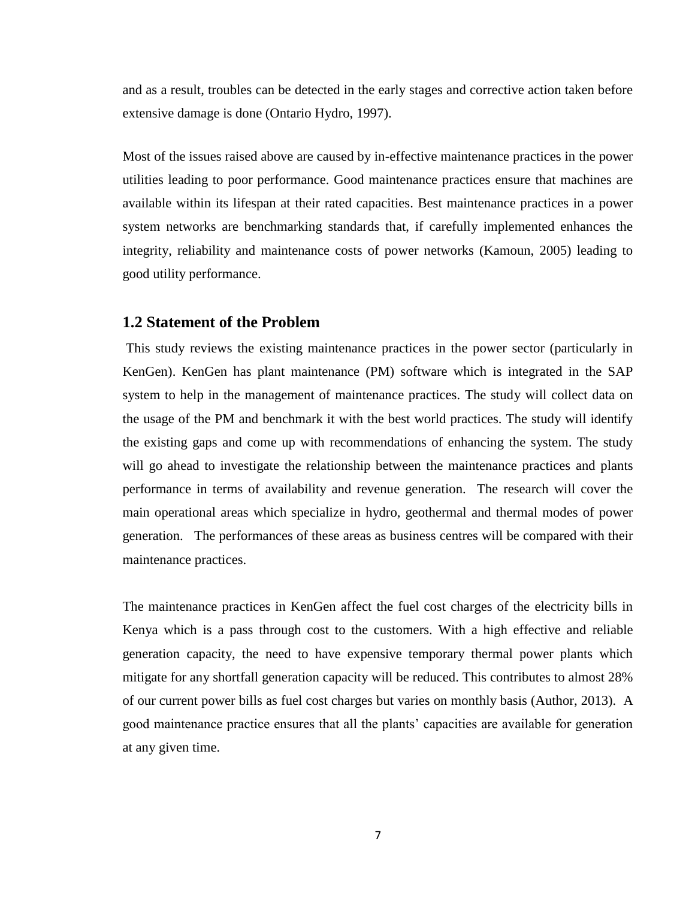and as a result, troubles can be detected in the early stages and corrective action taken before extensive damage is done (Ontario Hydro, 1997).

Most of the issues raised above are caused by in-effective maintenance practices in the power utilities leading to poor performance. Good maintenance practices ensure that machines are available within its lifespan at their rated capacities. Best maintenance practices in a power system networks are benchmarking standards that, if carefully implemented enhances the integrity, reliability and maintenance costs of power networks (Kamoun, 2005) leading to good utility performance.

## 1.2 Statement of the Problem

This study reviews the existing maintenance practices in the power sector (particularly in KenGen). KenGen has plant maintenance (PM) software which is integrated in the SAP system to help in the management of maintenance practices. The study will collect data on the usage of the PM and benchmark it with the best world practices. The study will identify the existing gaps and come up with recommendations of enhancing the system. The study will go ahead to investigate the relationship between the maintenance practices and plants performance in terms of availability and revenue generation. The research will cover the main operational areas which specialize in hydro, geothermal and thermal modes of power generation. The performances of these areas as business centres will be compared with their maintenance practices.

The maintenance practices in KenGen affect the fuel cost charges of the electricity bills in Kenya which is a pass through cost to the customers. With a high effective and reliable generation capacity, the need to have expensive temporary thermal power plants which mitigate for any shortfall generation capacity will be reduced. This contributes to almost 28% of our current power bills as fuel cost charges but varies on monthly basis (Author, 2013). A good maintenance practice ensures that all the plants' capacities are available for generation at any given time.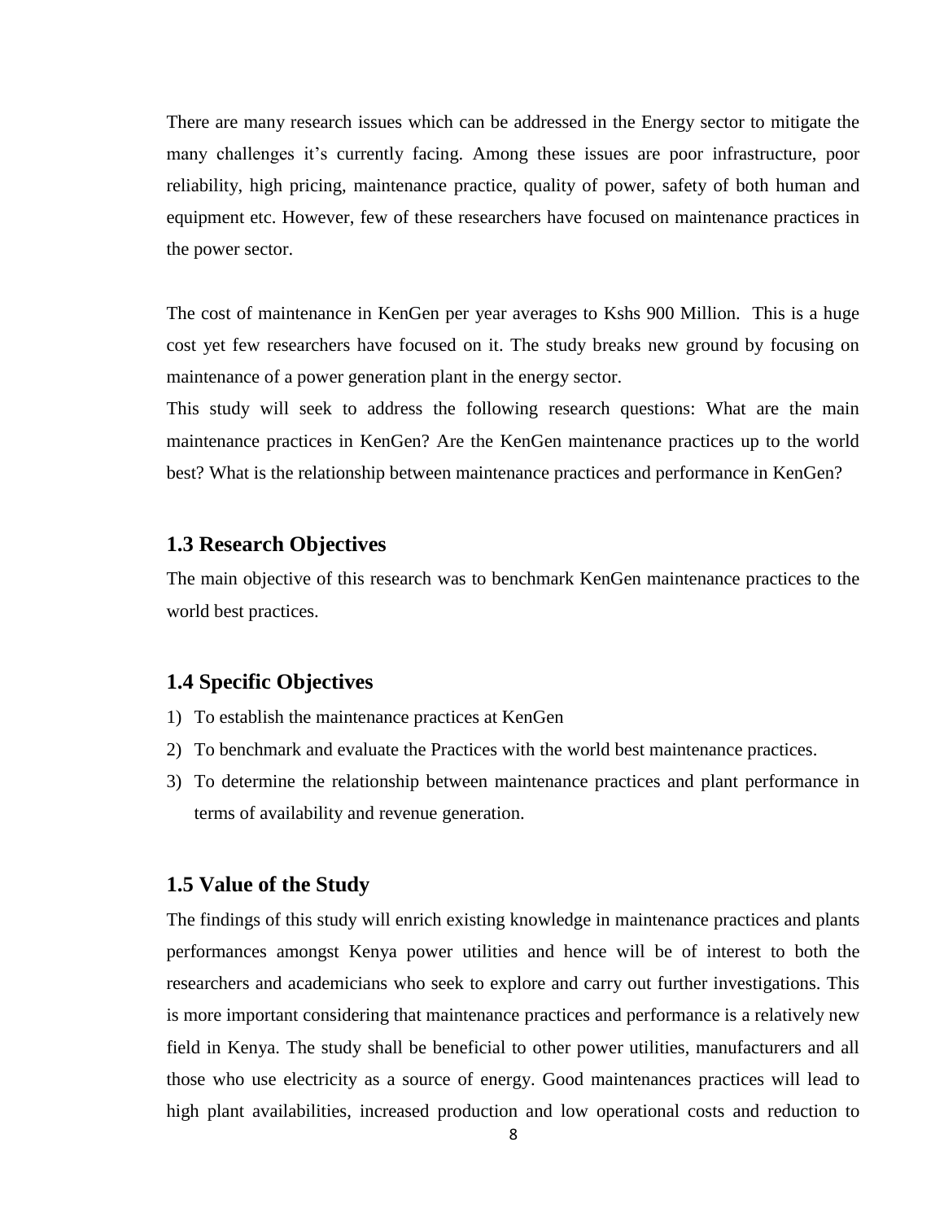There are many research issues which can be addressed in the Energy sector to mitigate the many challenges it's currently facing. Among these issues are poor infrastructure, poor reliability, high pricing, maintenance practice, quality of power, safety of both human and equipment etc. However, few of these researchers have focused on maintenance practices in the power sector.

The cost of maintenance in KenGen per year averages to Kshs 900 Million. This is a huge cost yet few researchers have focused on it. The study breaks new ground by focusing on maintenance of a power generation plant in the energy sector.
This study will seek to address the following research questions: What are the main maintenance practices in KenGen? Are the KenGen maintenance practices up to the world best? What is the relationship between maintenance practices and performance in KenGen?

## 1.3 Research Objectives

The main objective of this research was to benchmark KenGen maintenance practices to the world best practices.

## 1.4 Specific Objectives

1) To establish the maintenance practices at KenGen
2) To benchmark and evaluate the Practices with the world best maintenance practices.
3) To determine the relationship between maintenance practices and plant performance in terms of availability and revenue generation.

## 1.5 Value of the Study

The findings of this study will enrich existing knowledge in maintenance practices and plants performances amongst Kenya power utilities and hence will be of interest to both the researchers and academicians who seek to explore and carry out further investigations. This is more important considering that maintenance practices and performance is a relatively new field in Kenya. The study shall be beneficial to other power utilities, manufacturers and all those who use electricity as a source of energy. Good maintenances practices will lead to high plant availabilities, increased production and low operational costs and reduction to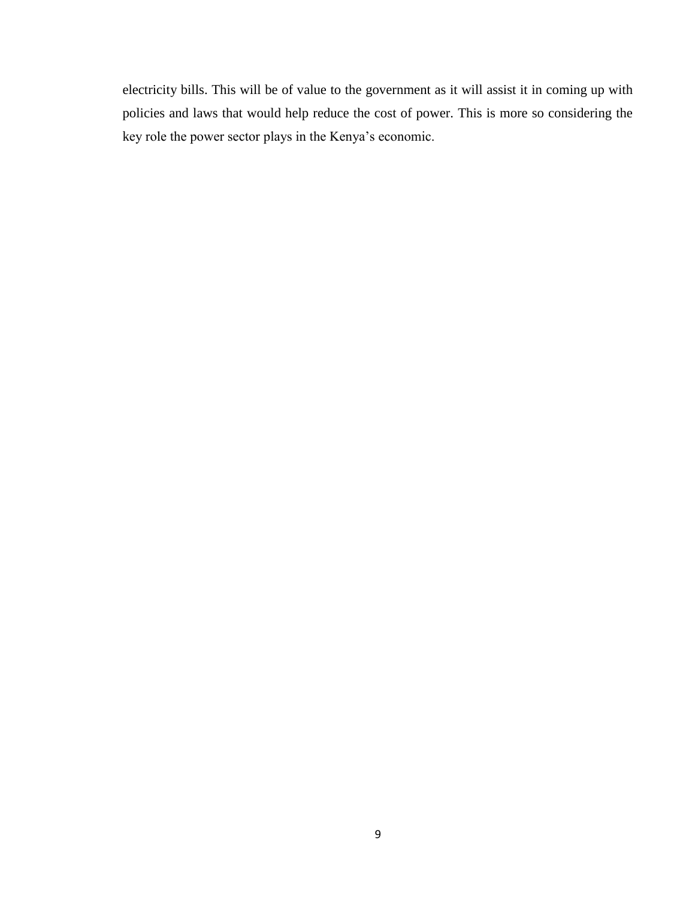electricity bills. This will be of value to the government as it will assist it in coming up with policies and laws that would help reduce the cost of power. This is more so considering the key role the power sector plays in the Kenya's economic.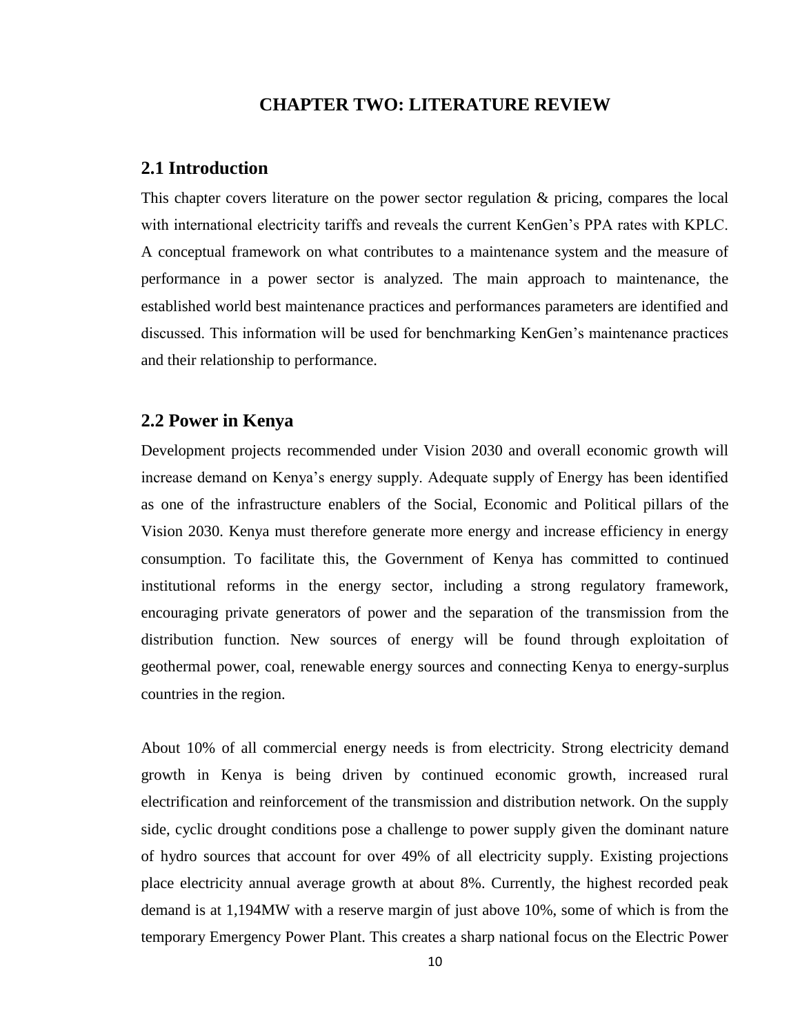# CHAPTER TWO: LITERATURE REVIEW

## 2.1 Introduction

This chapter covers literature on the power sector regulation & pricing, compares the local with international electricity tariffs and reveals the current KenGen's PPA rates with KPLC. A conceptual framework on what contributes to a maintenance system and the measure of performance in a power sector is analyzed. The main approach to maintenance, the established world best maintenance practices and performances parameters are identified and discussed. This information will be used for benchmarking KenGen's maintenance practices and their relationship to performance.

## 2.2 Power in Kenya

Development projects recommended under Vision 2030 and overall economic growth will increase demand on Kenya's energy supply. Adequate supply of Energy has been identified as one of the infrastructure enablers of the Social, Economic and Political pillars of the Vision 2030. Kenya must therefore generate more energy and increase efficiency in energy consumption. To facilitate this, the Government of Kenya has committed to continued institutional reforms in the energy sector, including a strong regulatory framework, encouraging private generators of power and the separation of the transmission from the distribution function. New sources of energy will be found through exploitation of geothermal power, coal, renewable energy sources and connecting Kenya to energy-surplus countries in the region.

About 10% of all commercial energy needs is from electricity. Strong electricity demand growth in Kenya is being driven by continued economic growth, increased rural electrification and reinforcement of the transmission and distribution network. On the supply side, cyclic drought conditions pose a challenge to power supply given the dominant nature of hydro sources that account for over 49% of all electricity supply. Existing projections place electricity annual average growth at about 8%. Currently, the highest recorded peak demand is at 1,194MW with a reserve margin of just above 10%, some of which is from the temporary Emergency Power Plant. This creates a sharp national focus on the Electric Power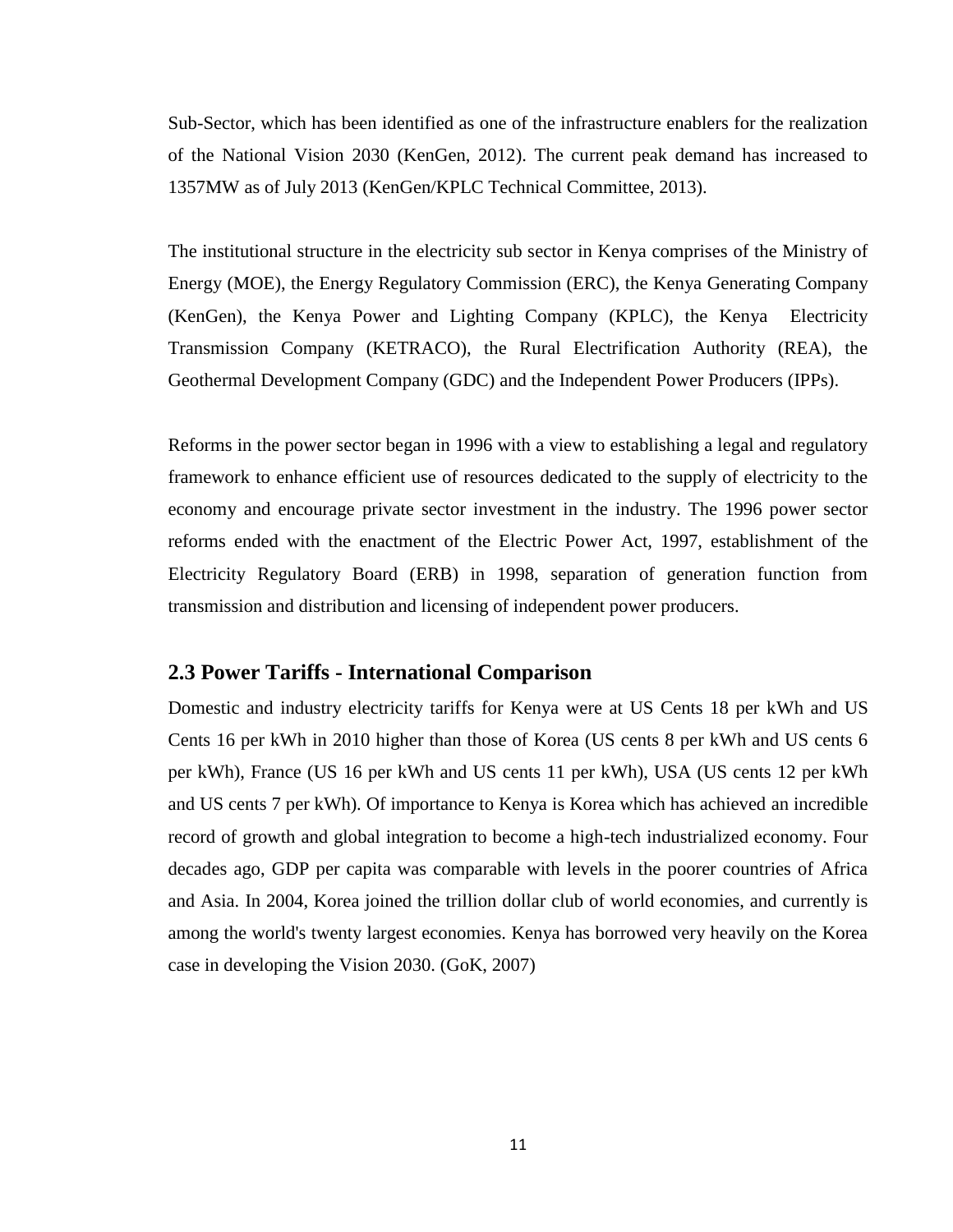Sub-Sector, which has been identified as one of the infrastructure enablers for the realization of the National Vision 2030 (KenGen, 2012). The current peak demand has increased to 1357MW as of July 2013 (KenGen/KPLC Technical Committee, 2013).

The institutional structure in the electricity sub sector in Kenya comprises of the Ministry of Energy (MOE), the Energy Regulatory Commission (ERC), the Kenya Generating Company (KenGen), the Kenya Power and Lighting Company (KPLC), the Kenya Electricity Transmission Company (KETRACO), the Rural Electrification Authority (REA), the Geothermal Development Company (GDC) and the Independent Power Producers (IPPs).

Reforms in the power sector began in 1996 with a view to establishing a legal and regulatory framework to enhance efficient use of resources dedicated to the supply of electricity to the economy and encourage private sector investment in the industry. The 1996 power sector reforms ended with the enactment of the Electric Power Act, 1997, establishment of the Electricity Regulatory Board (ERB) in 1998, separation of generation function from transmission and distribution and licensing of independent power producers.

## 2.3 Power Tariffs - International Comparison

Domestic and industry electricity tariffs for Kenya were at US Cents 18 per kWh and US Cents 16 per kWh in 2010 higher than those of Korea (US cents 8 per kWh and US cents 6 per kWh), France (US 16 per kWh and US cents 11 per kWh), USA (US cents 12 per kWh and US cents 7 per kWh). Of importance to Kenya is Korea which has achieved an incredible record of growth and global integration to become a high-tech industrialized economy. Four decades ago, GDP per capita was comparable with levels in the poorer countries of Africa and Asia. In 2004, Korea joined the trillion dollar club of world economies, and currently is among the world's twenty largest economies. Kenya has borrowed very heavily on the Korea case in developing the Vision 2030. (GoK, 2007)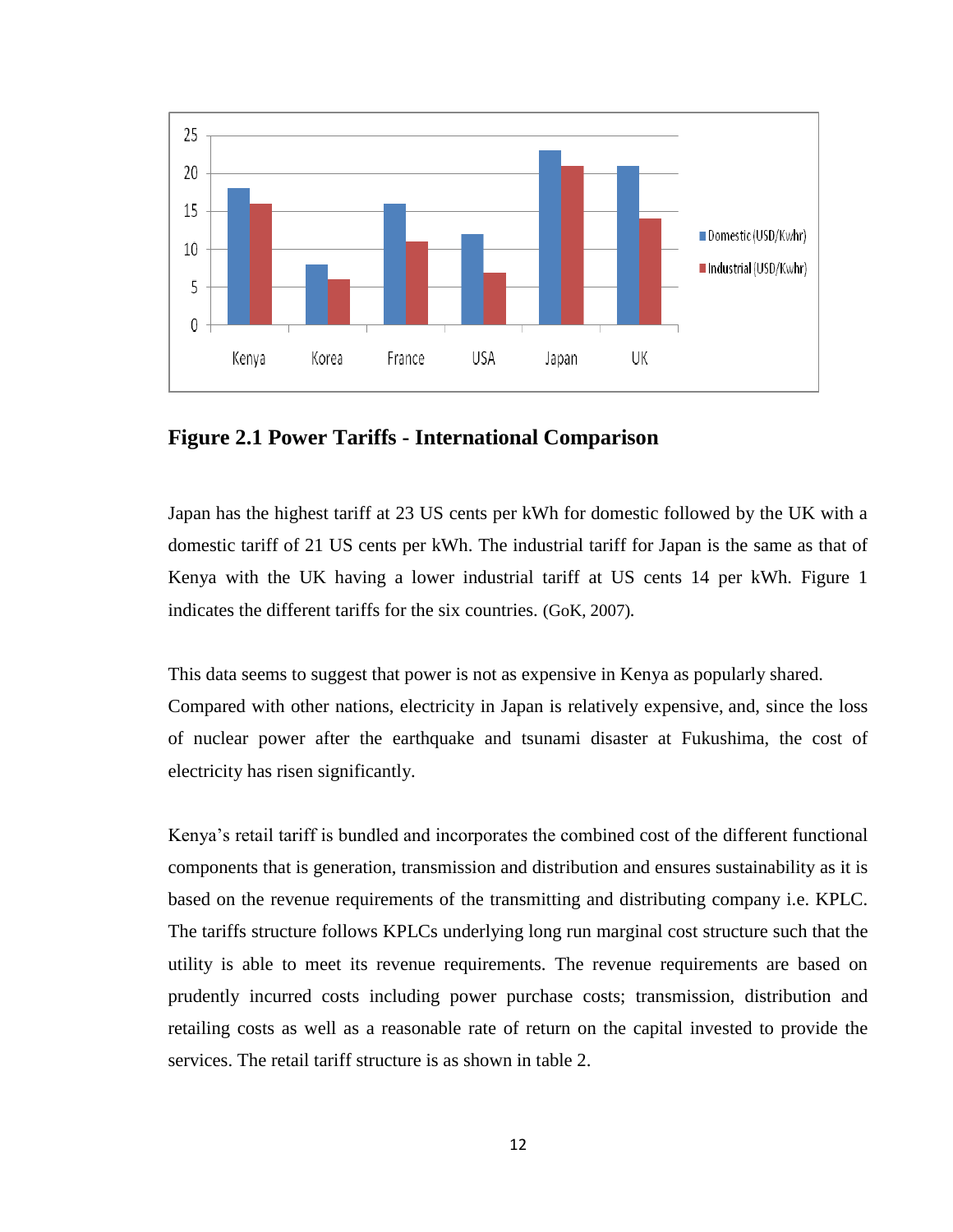**Figure 2.1 Power Tariffs - International Comparison**

Japan has the highest tariff at 23 US cents per kWh for domestic followed by the UK with a domestic tariff of 21 US cents per kWh. The industrial tariff for Japan is the same as that of Kenya with the UK having a lower industrial tariff at US cents 14 per kWh. Figure 1 indicates the different tariffs for the six countries. (GoK, 2007).

This data seems to suggest that power is not as expensive in Kenya as popularly shared. Compared with other nations, electricity in Japan is relatively expensive, and, since the loss of nuclear power after the earthquake and tsunami disaster at Fukushima, the cost of electricity has risen significantly.

Kenya's retail tariff is bundled and incorporates the combined cost of the different functional components that is generation, transmission and distribution and ensures sustainability as it is based on the revenue requirements of the transmitting and distributing company i.e. KPLC. The tariffs structure follows KPLCs underlying long run marginal cost structure such that the utility is able to meet its revenue requirements. The revenue requirements are based on prudently incurred costs including power purchase costs; transmission, distribution and retailing costs as well as a reasonable rate of return on the capital invested to provide the services. The retail tariff structure is as shown in table 2.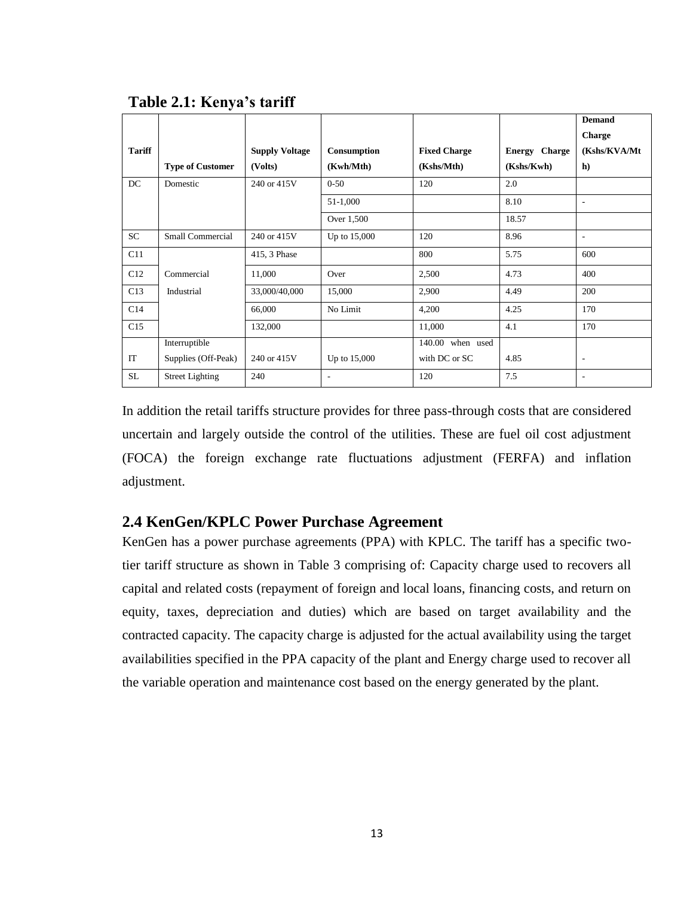**Table 2.1: Kenya's tariff**

| Tariff | Type of Customer | Supply Voltage (Volts) | Consumption (Kwh/Mth) | Fixed Charge (Kshs/Mth) | Energy Charge (Kshs/Kwh) | Demand Charge (Kshs/KVA/Mth) |
|---|---|---|---|---|---|---|
| DC | Domestic | 240 or 415V | 0-50 | 120 | 2.0 | |
| | | | 51-1,000 | | 8.10 | - |
| | | | Over 1,500 | | 18.57 | |
| SC | Small Commercial | 240 or 415V | Up to 15,000 | 120 | 8.96 | - |
| C11 | | 415, 3 Phase | | 800 | 5.75 | 600 |
| C12 | Commercial | 11,000 | Over | 2,500 | 4.73 | 400 |
| C13 | Industrial | 33,000/40,000 | 15,000 | 2,900 | 4.49 | 200 |
| C14 | | 66,000 | No Limit | 4,200 | 4.25 | 170 |
| C15 | | 132,000 | | 11,000 | 4.1 | 170 |
| IT | Interruptible Supplies (Off-Peak) | 240 or 415V | Up to 15,000 | 140.00 when used with DC or SC | 4.85 | - |
| SL | Street Lighting | 240 | - | 120 | 7.5 | - |

In addition the retail tariffs structure provides for three pass-through costs that are considered uncertain and largely outside the control of the utilities. These are fuel oil cost adjustment (FOCA) the foreign exchange rate fluctuations adjustment (FERFA) and inflation adjustment.

## 2.4 KenGen/KPLC Power Purchase Agreement

KenGen has a power purchase agreements (PPA) with KPLC. The tariff has a specific two-tier tariff structure as shown in Table 3 comprising of: Capacity charge used to recovers all capital and related costs (repayment of foreign and local loans, financing costs, and return on equity, taxes, depreciation and duties) which are based on target availability and the contracted capacity. The capacity charge is adjusted for the actual availability using the target availabilities specified in the PPA capacity of the plant and Energy charge used to recover all the variable operation and maintenance cost based on the energy generated by the plant.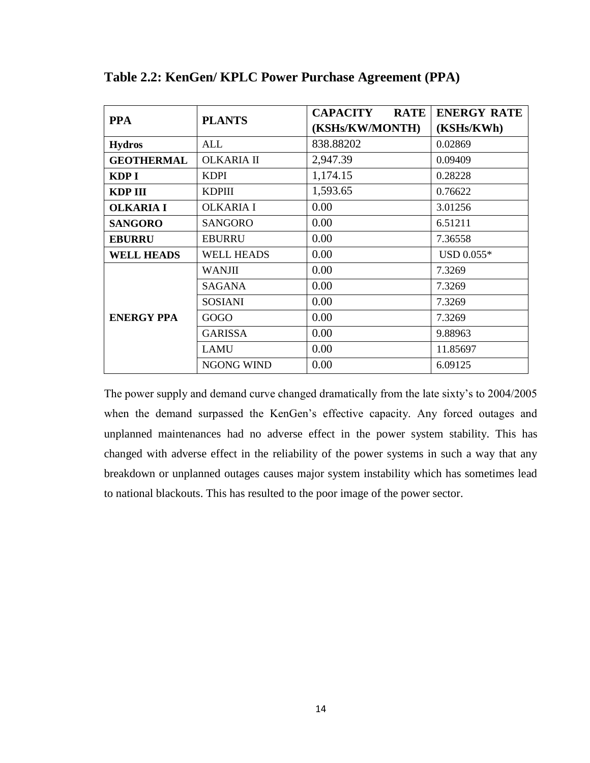**Table 2.2: KenGen/ KPLC Power Purchase Agreement (PPA)**

| PPA | PLANTS | CAPACITY RATE (KSHs/KW/MONTH) | ENERGY RATE (KSHs/KWh) |
|---|---|---|---|
| **Hydros** | ALL | 838.88202 | 0.02869 |
| **GEOTHERMAL** | OLKARIA II | 2,947.39 | 0.09409 |
| **KDP I** | KDPI | 1,174.15 | 0.28228 |
| **KDP III** | KDPIII | 1,593.65 | 0.76622 |
| **OLKARIA I** | OLKARIA I | 0.00 | 3.01256 |
| **SANGORO** | SANGORO | 0.00 | 6.51211 |
| **EBURRU** | EBURRU | 0.00 | 7.36558 |
| **WELL HEADS** | WELL HEADS | 0.00 | USD 0.055* |
| **ENERGY PPA** | WANJII | 0.00 | 7.3269 |
| | SAGANA | 0.00 | 7.3269 |
| | SOSIANI | 0.00 | 7.3269 |
| | GOGO | 0.00 | 7.3269 |
| | GARISSA | 0.00 | 9.88963 |
| | LAMU | 0.00 | 11.85697 |
| | NGONG WIND | 0.00 | 6.09125 |

The power supply and demand curve changed dramatically from the late sixty's to 2004/2005 when the demand surpassed the KenGen's effective capacity. Any forced outages and unplanned maintenances had no adverse effect in the power system stability. This has changed with adverse effect in the reliability of the power systems in such a way that any breakdown or unplanned outages causes major system instability which has sometimes lead to national blackouts. This has resulted to the poor image of the power sector.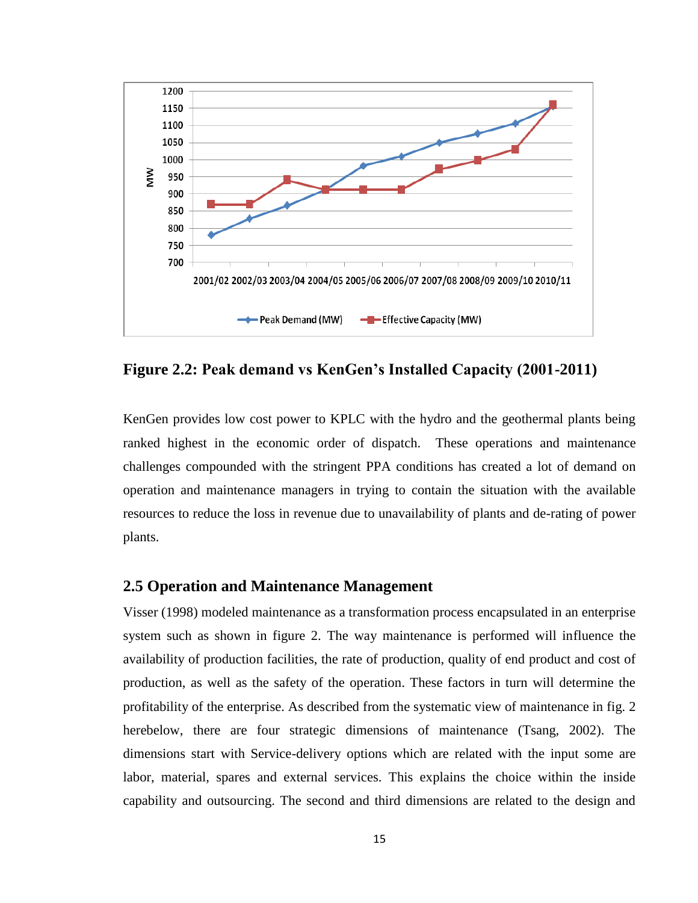**Figure 2.2: Peak demand vs KenGen's Installed Capacity (2001-2011)**

KenGen provides low cost power to KPLC with the hydro and the geothermal plants being ranked highest in the economic order of dispatch. These operations and maintenance challenges compounded with the stringent PPA conditions has created a lot of demand on operation and maintenance managers in trying to contain the situation with the available resources to reduce the loss in revenue due to unavailability of plants and de-rating of power plants.

## 2.5 Operation and Maintenance Management

Visser (1998) modeled maintenance as a transformation process encapsulated in an enterprise system such as shown in figure 2. The way maintenance is performed will influence the availability of production facilities, the rate of production, quality of end product and cost of production, as well as the safety of the operation. These factors in turn will determine the profitability of the enterprise. As described from the systematic view of maintenance in fig. 2 herebelow, there are four strategic dimensions of maintenance (Tsang, 2002). The dimensions start with Service-delivery options which are related with the input some are labor, material, spares and external services. This explains the choice within the inside capability and outsourcing. The second and third dimensions are related to the design and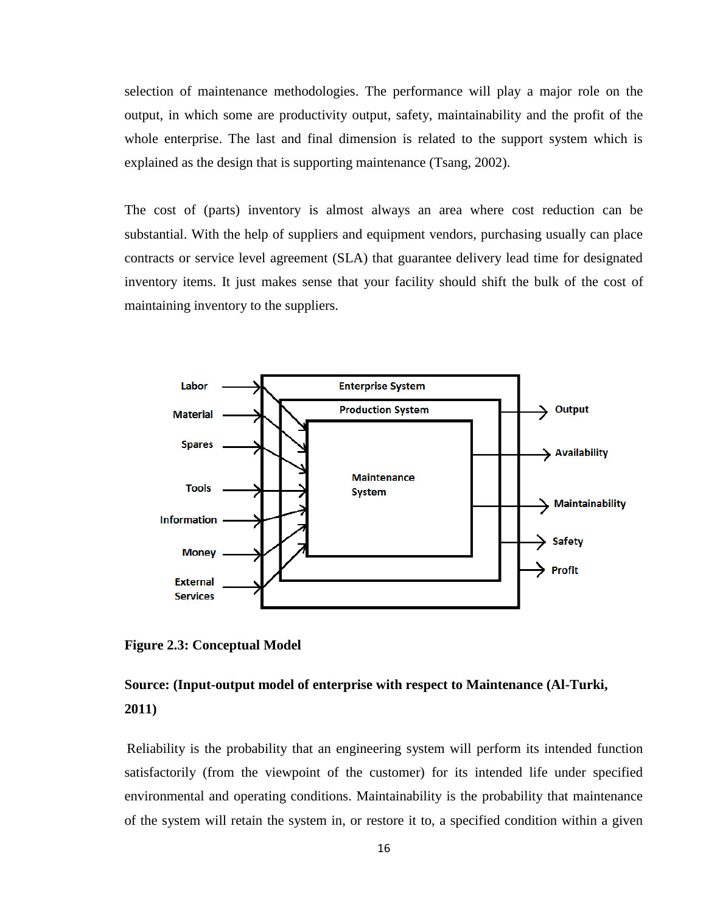selection of maintenance methodologies. The performance will play a major role on the output, in which some are productivity output, safety, maintainability and the profit of the whole enterprise. The last and final dimension is related to the support system which is explained as the design that is supporting maintenance (Tsang, 2002).

The cost of (parts) inventory is almost always an area where cost reduction can be substantial. With the help of suppliers and equipment vendors, purchasing usually can place contracts or service level agreement (SLA) that guarantee delivery lead time for designated inventory items. It just makes sense that your facility should shift the bulk of the cost of maintaining inventory to the suppliers.

Labor
Material
Spares
Tools
Information
Money
External Services

Enterprise System
Production System
Maintenance System

Output
Availability
Maintainability
Safety
Profit

**Figure 2.3: Conceptual Model**

**Source: (Input-output model of enterprise with respect to Maintenance (Al-Turki, 2011)**

Reliability is the probability that an engineering system will perform its intended function satisfactorily (from the viewpoint of the customer) for its intended life under specified environmental and operating conditions. Maintainability is the probability that maintenance of the system will retain the system in, or restore it to, a specified condition within a given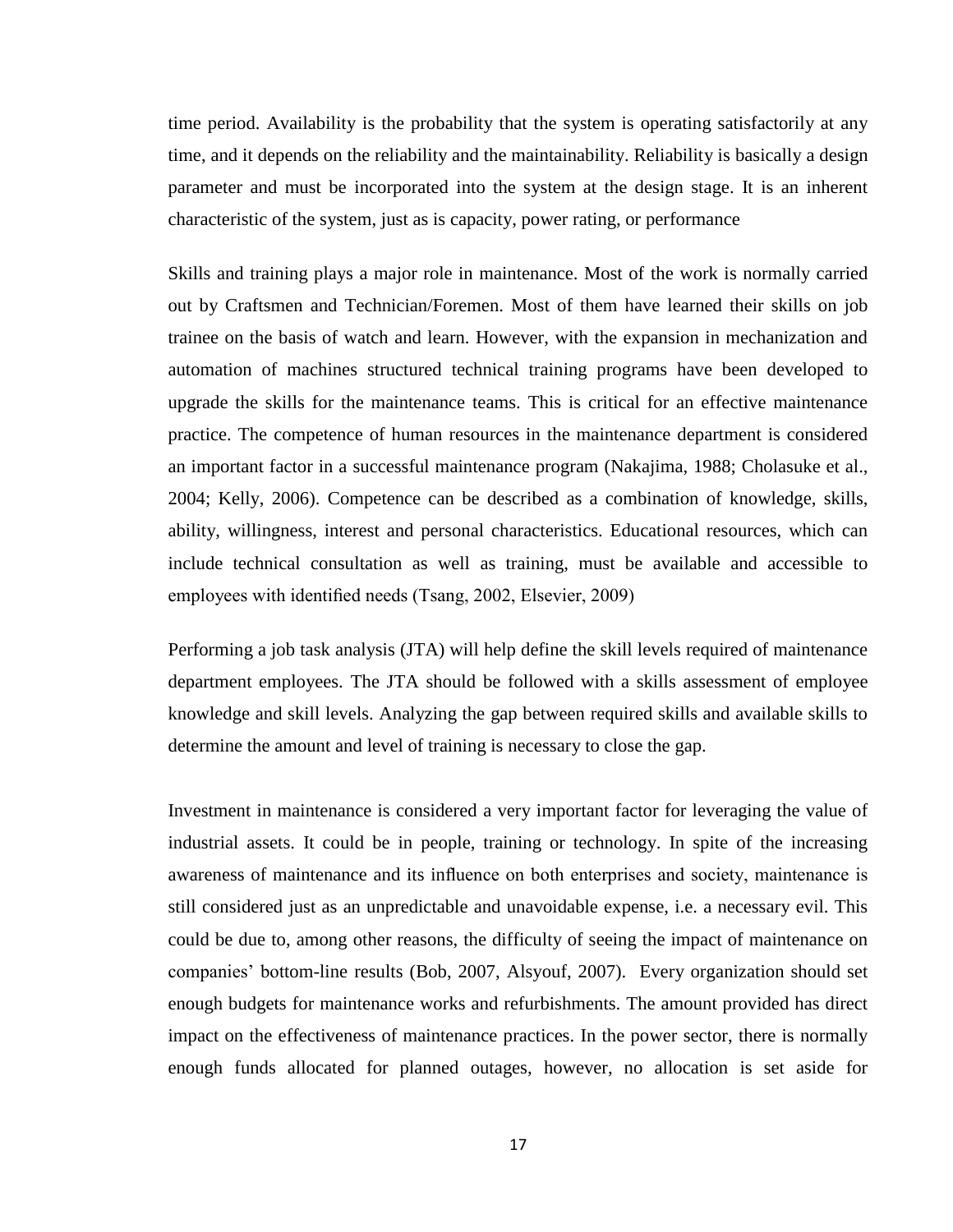time period. Availability is the probability that the system is operating satisfactorily at any time, and it depends on the reliability and the maintainability. Reliability is basically a design parameter and must be incorporated into the system at the design stage. It is an inherent characteristic of the system, just as is capacity, power rating, or performance

Skills and training plays a major role in maintenance. Most of the work is normally carried out by Craftsmen and Technician/Foremen. Most of them have learned their skills on job trainee on the basis of watch and learn. However, with the expansion in mechanization and automation of machines structured technical training programs have been developed to upgrade the skills for the maintenance teams. This is critical for an effective maintenance practice. The competence of human resources in the maintenance department is considered an important factor in a successful maintenance program (Nakajima, 1988; Cholasuke et al., 2004; Kelly, 2006). Competence can be described as a combination of knowledge, skills, ability, willingness, interest and personal characteristics. Educational resources, which can include technical consultation as well as training, must be available and accessible to employees with identified needs (Tsang, 2002, Elsevier, 2009)

Performing a job task analysis (JTA) will help define the skill levels required of maintenance department employees. The JTA should be followed with a skills assessment of employee knowledge and skill levels. Analyzing the gap between required skills and available skills to determine the amount and level of training is necessary to close the gap.

Investment in maintenance is considered a very important factor for leveraging the value of industrial assets. It could be in people, training or technology. In spite of the increasing awareness of maintenance and its influence on both enterprises and society, maintenance is still considered just as an unpredictable and unavoidable expense, i.e. a necessary evil. This could be due to, among other reasons, the difficulty of seeing the impact of maintenance on companies' bottom-line results (Bob, 2007, Alsyouf, 2007). Every organization should set enough budgets for maintenance works and refurbishments. The amount provided has direct impact on the effectiveness of maintenance practices. In the power sector, there is normally enough funds allocated for planned outages, however, no allocation is set aside for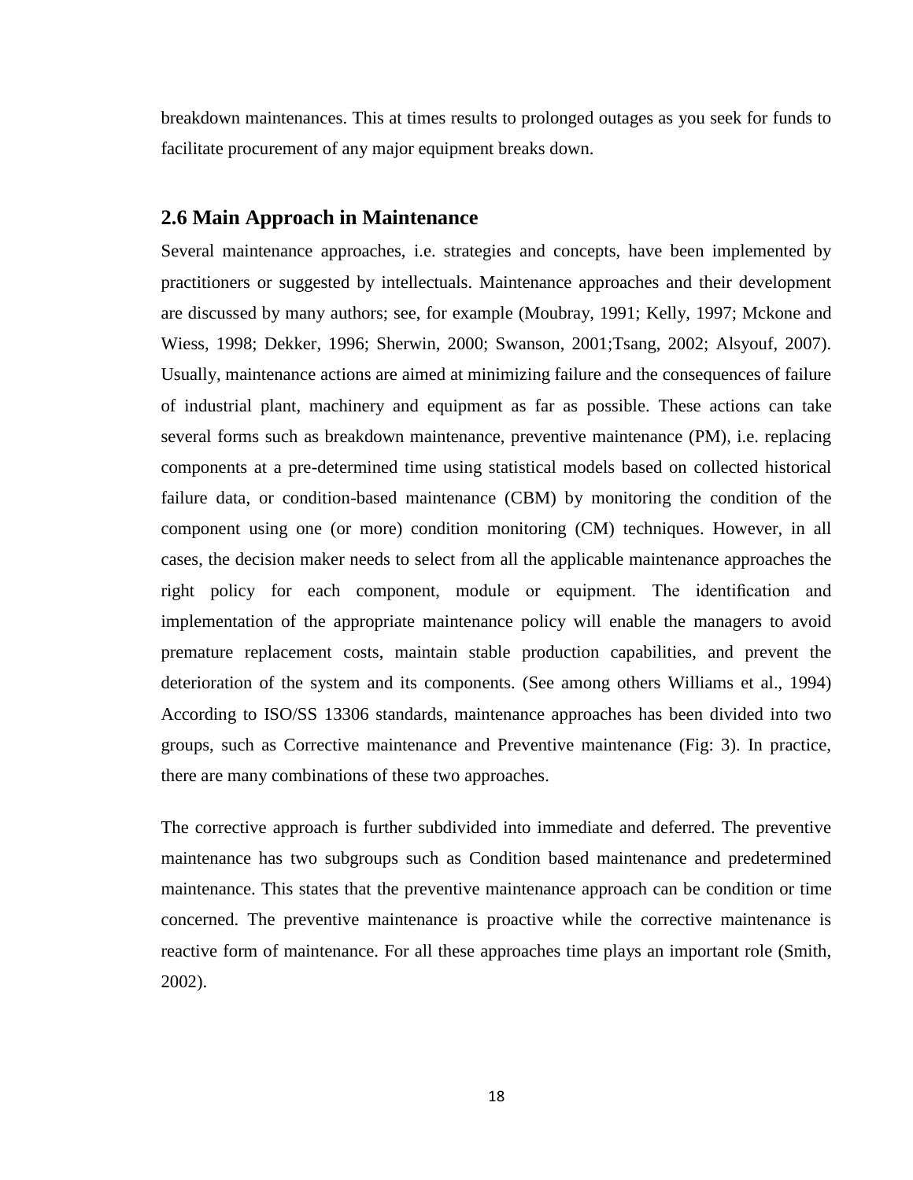breakdown maintenances. This at times results to prolonged outages as you seek for funds to facilitate procurement of any major equipment breaks down.

## 2.6 Main Approach in Maintenance

Several maintenance approaches, i.e. strategies and concepts, have been implemented by practitioners or suggested by intellectuals. Maintenance approaches and their development are discussed by many authors; see, for example (Moubray, 1991; Kelly, 1997; Mckone and Wiess, 1998; Dekker, 1996; Sherwin, 2000; Swanson, 2001;Tsang, 2002; Alsyouf, 2007). Usually, maintenance actions are aimed at minimizing failure and the consequences of failure of industrial plant, machinery and equipment as far as possible. These actions can take several forms such as breakdown maintenance, preventive maintenance (PM), i.e. replacing components at a pre-determined time using statistical models based on collected historical failure data, or condition-based maintenance (CBM) by monitoring the condition of the component using one (or more) condition monitoring (CM) techniques. However, in all cases, the decision maker needs to select from all the applicable maintenance approaches the right policy for each component, module or equipment. The identification and implementation of the appropriate maintenance policy will enable the managers to avoid premature replacement costs, maintain stable production capabilities, and prevent the deterioration of the system and its components. (See among others Williams et al., 1994) According to ISO/SS 13306 standards, maintenance approaches has been divided into two groups, such as Corrective maintenance and Preventive maintenance (Fig: 3). In practice, there are many combinations of these two approaches.

The corrective approach is further subdivided into immediate and deferred. The preventive maintenance has two subgroups such as Condition based maintenance and predetermined maintenance. This states that the preventive maintenance approach can be condition or time concerned. The preventive maintenance is proactive while the corrective maintenance is reactive form of maintenance. For all these approaches time plays an important role (Smith, 2002).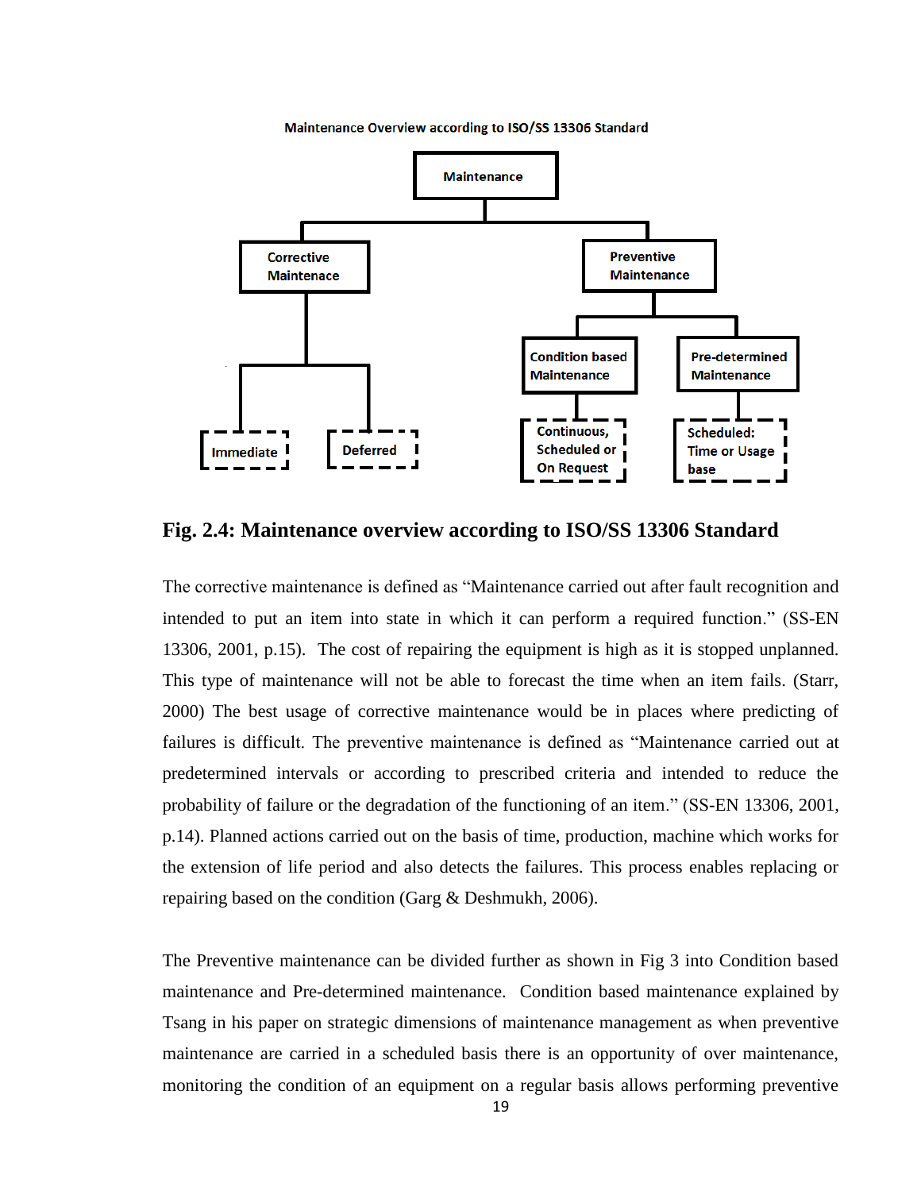Maintenance Overview according to ISO/SS 13306 Standard

- Maintenance
  - Corrective Maintenace
    - Immediate
    - Deferred
  - Preventive Maintenance
    - Condition based Maintenance
      - Continuous, Scheduled or On Request
    - Pre-determined Maintenance
      - Scheduled: Time or Usage base

**Fig. 2.4: Maintenance overview according to ISO/SS 13306 Standard**

The corrective maintenance is defined as "Maintenance carried out after fault recognition and intended to put an item into state in which it can perform a required function." (SS-EN 13306, 2001, p.15). The cost of repairing the equipment is high as it is stopped unplanned. This type of maintenance will not be able to forecast the time when an item fails. (Starr, 2000) The best usage of corrective maintenance would be in places where predicting of failures is difficult. The preventive maintenance is defined as "Maintenance carried out at predetermined intervals or according to prescribed criteria and intended to reduce the probability of failure or the degradation of the functioning of an item." (SS-EN 13306, 2001, p.14). Planned actions carried out on the basis of time, production, machine which works for the extension of life period and also detects the failures. This process enables replacing or repairing based on the condition (Garg & Deshmukh, 2006).

The Preventive maintenance can be divided further as shown in Fig 3 into Condition based maintenance and Pre-determined maintenance. Condition based maintenance explained by Tsang in his paper on strategic dimensions of maintenance management as when preventive maintenance are carried in a scheduled basis there is an opportunity of over maintenance, monitoring the condition of an equipment on a regular basis allows performing preventive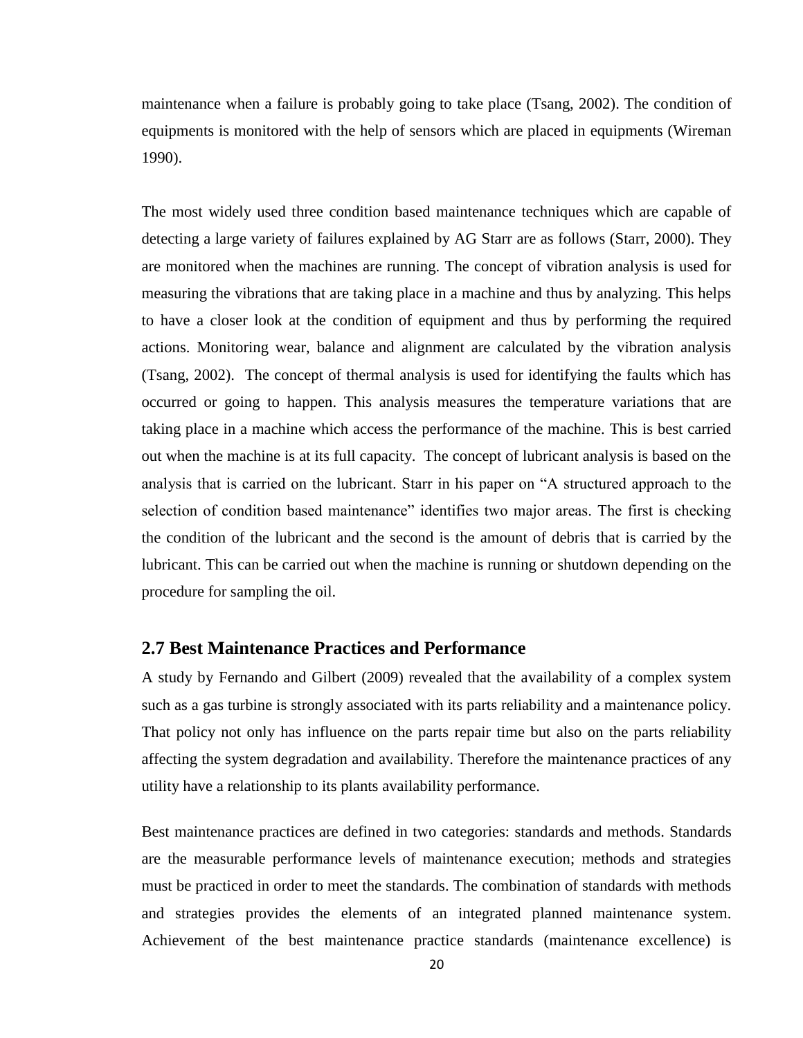maintenance when a failure is probably going to take place (Tsang, 2002). The condition of equipments is monitored with the help of sensors which are placed in equipments (Wireman 1990).

The most widely used three condition based maintenance techniques which are capable of detecting a large variety of failures explained by AG Starr are as follows (Starr, 2000). They are monitored when the machines are running. The concept of vibration analysis is used for measuring the vibrations that are taking place in a machine and thus by analyzing. This helps to have a closer look at the condition of equipment and thus by performing the required actions. Monitoring wear, balance and alignment are calculated by the vibration analysis (Tsang, 2002). The concept of thermal analysis is used for identifying the faults which has occurred or going to happen. This analysis measures the temperature variations that are taking place in a machine which access the performance of the machine. This is best carried out when the machine is at its full capacity. The concept of lubricant analysis is based on the analysis that is carried on the lubricant. Starr in his paper on "A structured approach to the selection of condition based maintenance" identifies two major areas. The first is checking the condition of the lubricant and the second is the amount of debris that is carried by the lubricant. This can be carried out when the machine is running or shutdown depending on the procedure for sampling the oil.

## 2.7 Best Maintenance Practices and Performance

A study by Fernando and Gilbert (2009) revealed that the availability of a complex system such as a gas turbine is strongly associated with its parts reliability and a maintenance policy. That policy not only has influence on the parts repair time but also on the parts reliability affecting the system degradation and availability. Therefore the maintenance practices of any utility have a relationship to its plants availability performance.

Best maintenance practices are defined in two categories: standards and methods. Standards are the measurable performance levels of maintenance execution; methods and strategies must be practiced in order to meet the standards. The combination of standards with methods and strategies provides the elements of an integrated planned maintenance system. Achievement of the best maintenance practice standards (maintenance excellence) is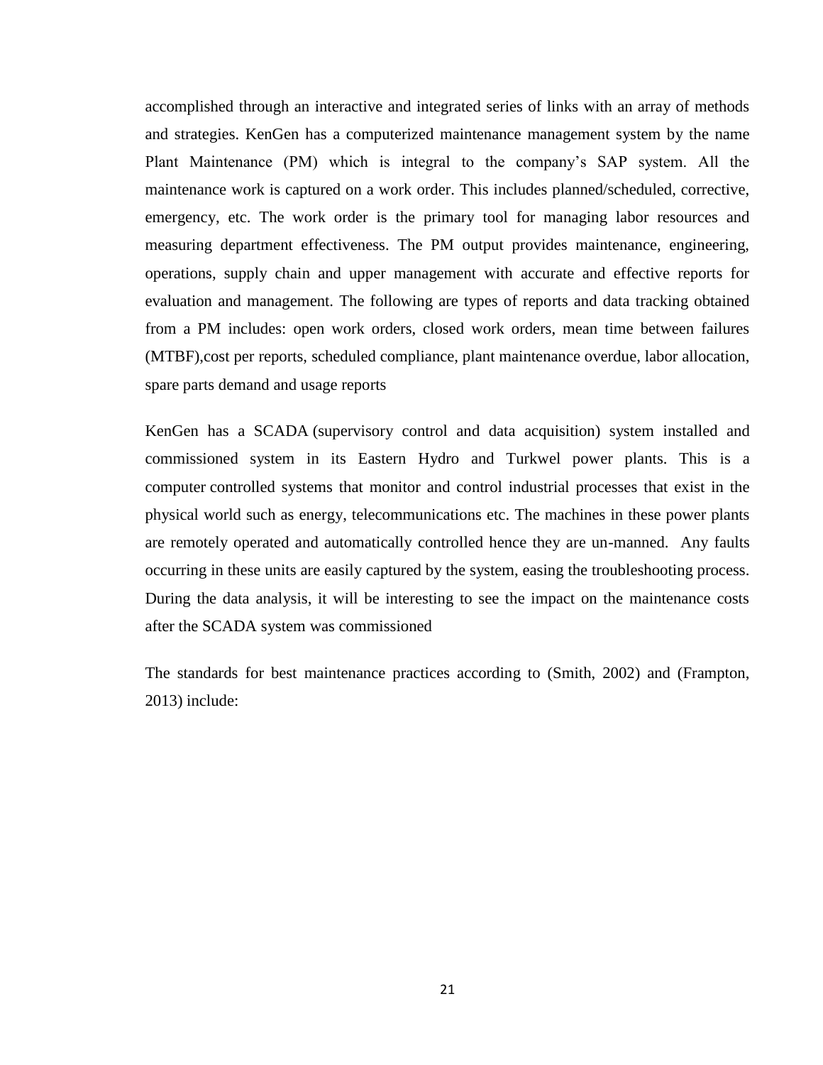accomplished through an interactive and integrated series of links with an array of methods and strategies. KenGen has a computerized maintenance management system by the name Plant Maintenance (PM) which is integral to the company's SAP system. All the maintenance work is captured on a work order. This includes planned/scheduled, corrective, emergency, etc. The work order is the primary tool for managing labor resources and measuring department effectiveness. The PM output provides maintenance, engineering, operations, supply chain and upper management with accurate and effective reports for evaluation and management. The following are types of reports and data tracking obtained from a PM includes: open work orders, closed work orders, mean time between failures (MTBF),cost per reports, scheduled compliance, plant maintenance overdue, labor allocation, spare parts demand and usage reports

KenGen has a SCADA (supervisory control and data acquisition) system installed and commissioned system in its Eastern Hydro and Turkwel power plants. This is a computer controlled systems that monitor and control industrial processes that exist in the physical world such as energy, telecommunications etc. The machines in these power plants are remotely operated and automatically controlled hence they are un-manned. Any faults occurring in these units are easily captured by the system, easing the troubleshooting process. During the data analysis, it will be interesting to see the impact on the maintenance costs after the SCADA system was commissioned

The standards for best maintenance practices according to (Smith, 2002) and (Frampton, 2013) include: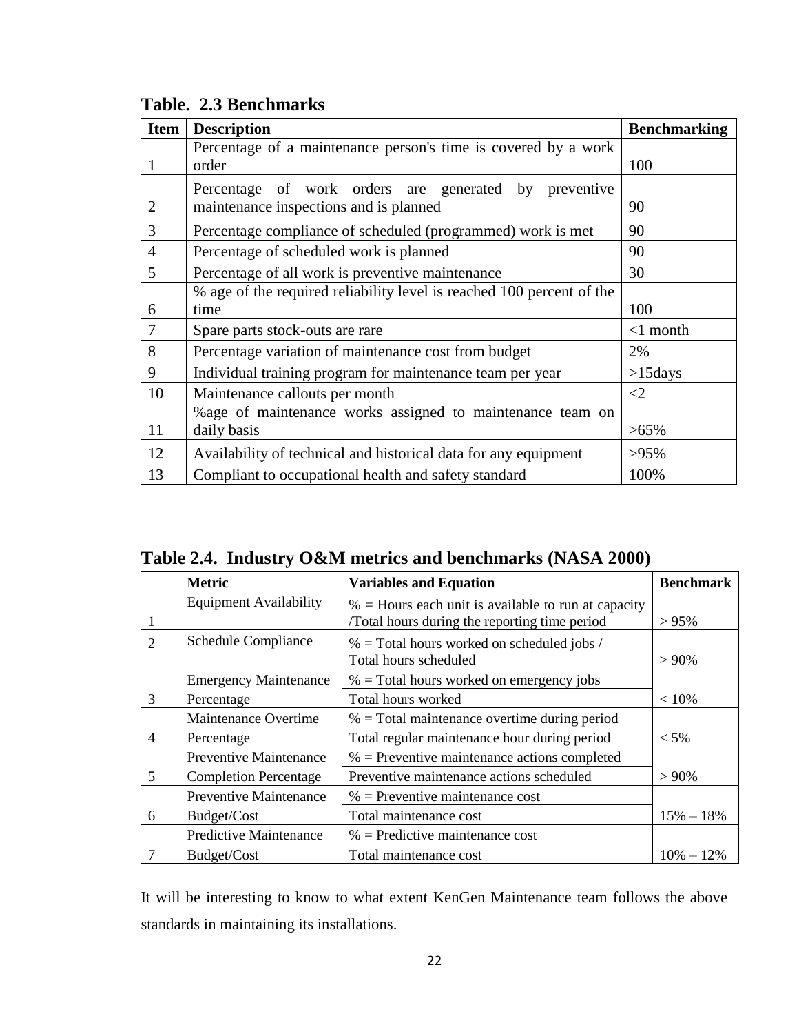**Table. 2.3 Benchmarks**

| Item | Description | Benchmarking |
|---|---|---|
| 1 | Percentage of a maintenance person's time is covered by a work order | 100 |
| 2 | Percentage of work orders are generated by preventive maintenance inspections and is planned | 90 |
| 3 | Percentage compliance of scheduled (programmed) work is met | 90 |
| 4 | Percentage of scheduled work is planned | 90 |
| 5 | Percentage of all work is preventive maintenance | 30 |
| 6 | % age of the required reliability level is reached 100 percent of the time | 100 |
| 7 | Spare parts stock-outs are rare | <1 month |
| 8 | Percentage variation of maintenance cost from budget | 2% |
| 9 | Individual training program for maintenance team per year | >15days |
| 10 | Maintenance callouts per month | <2 |
| 11 | %age of maintenance works assigned to maintenance team on daily basis | >65% |
| 12 | Availability of technical and historical data for any equipment | >95% |
| 13 | Compliant to occupational health and safety standard | 100% |

**Table 2.4. Industry O&M metrics and benchmarks (NASA 2000)**

| | Metric | Variables and Equation | Benchmark |
|---|---|---|---|
| 1 | Equipment Availability | % = Hours each unit is available to run at capacity /Total hours during the reporting time period | > 95% |
| 2 | Schedule Compliance | % = Total hours worked on scheduled jobs / Total hours scheduled | > 90% |
| 3 | Emergency Maintenance Percentage | % = Total hours worked on emergency jobs / Total hours worked | < 10% |
| 4 | Maintenance Overtime Percentage | % = Total maintenance overtime during period / Total regular maintenance hour during period | < 5% |
| 5 | Preventive Maintenance Completion Percentage | % = Preventive maintenance actions completed / Preventive maintenance actions scheduled | > 90% |
| 6 | Preventive Maintenance Budget/Cost | % = Preventive maintenance cost / Total maintenance cost | 15% – 18% |
| 7 | Predictive Maintenance Budget/Cost | % = Predictive maintenance cost / Total maintenance cost | 10% – 12% |

It will be interesting to know to what extent KenGen Maintenance team follows the above standards in maintaining its installations.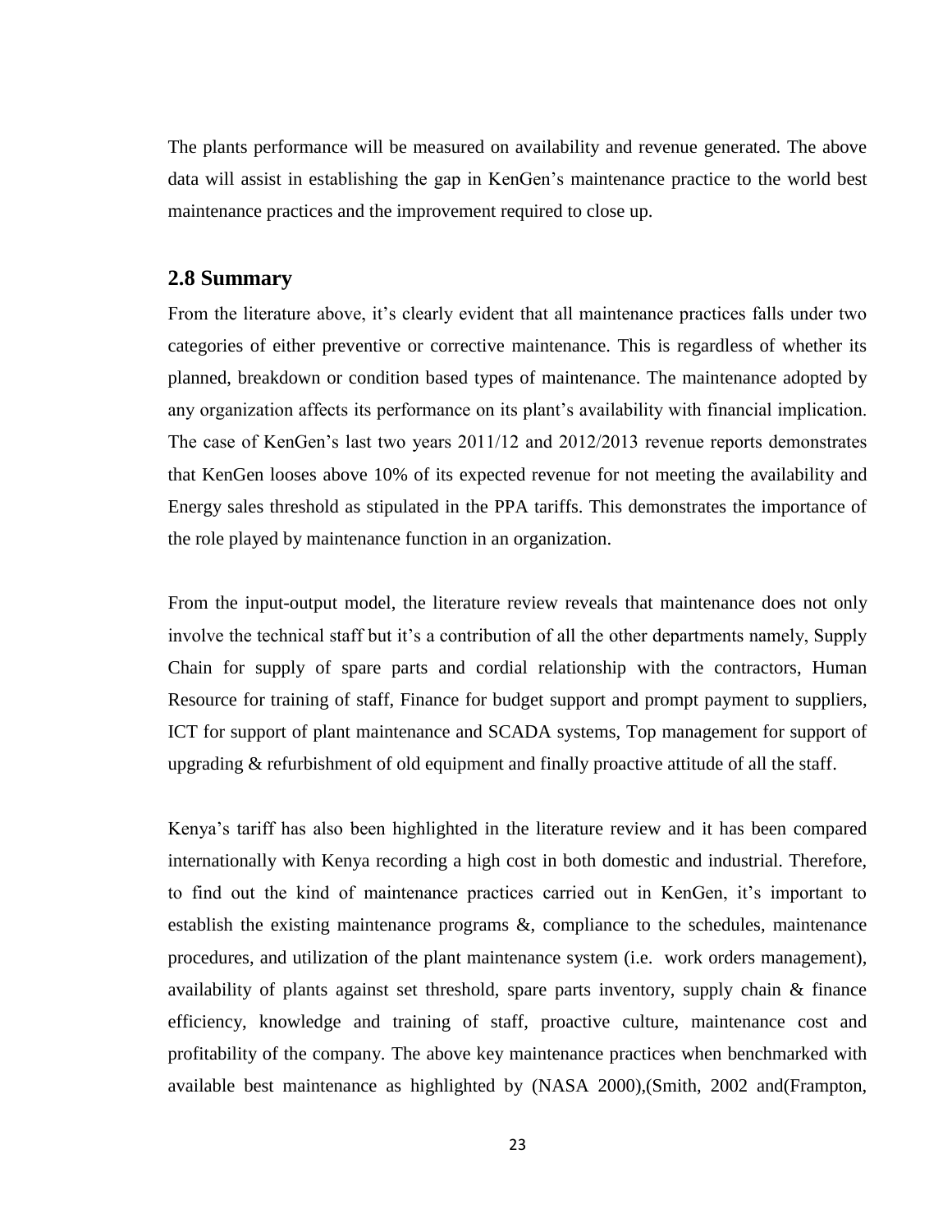The plants performance will be measured on availability and revenue generated. The above data will assist in establishing the gap in KenGen's maintenance practice to the world best maintenance practices and the improvement required to close up.

## 2.8 Summary

From the literature above, it's clearly evident that all maintenance practices falls under two categories of either preventive or corrective maintenance. This is regardless of whether its planned, breakdown or condition based types of maintenance. The maintenance adopted by any organization affects its performance on its plant's availability with financial implication. The case of KenGen's last two years 2011/12 and 2012/2013 revenue reports demonstrates that KenGen looses above 10% of its expected revenue for not meeting the availability and Energy sales threshold as stipulated in the PPA tariffs. This demonstrates the importance of the role played by maintenance function in an organization.

From the input-output model, the literature review reveals that maintenance does not only involve the technical staff but it's a contribution of all the other departments namely, Supply Chain for supply of spare parts and cordial relationship with the contractors, Human Resource for training of staff, Finance for budget support and prompt payment to suppliers, ICT for support of plant maintenance and SCADA systems, Top management for support of upgrading & refurbishment of old equipment and finally proactive attitude of all the staff.

Kenya's tariff has also been highlighted in the literature review and it has been compared internationally with Kenya recording a high cost in both domestic and industrial. Therefore, to find out the kind of maintenance practices carried out in KenGen, it's important to establish the existing maintenance programs &, compliance to the schedules, maintenance procedures, and utilization of the plant maintenance system (i.e. work orders management), availability of plants against set threshold, spare parts inventory, supply chain & finance efficiency, knowledge and training of staff, proactive culture, maintenance cost and profitability of the company. The above key maintenance practices when benchmarked with available best maintenance as highlighted by (NASA 2000),(Smith, 2002 and(Frampton,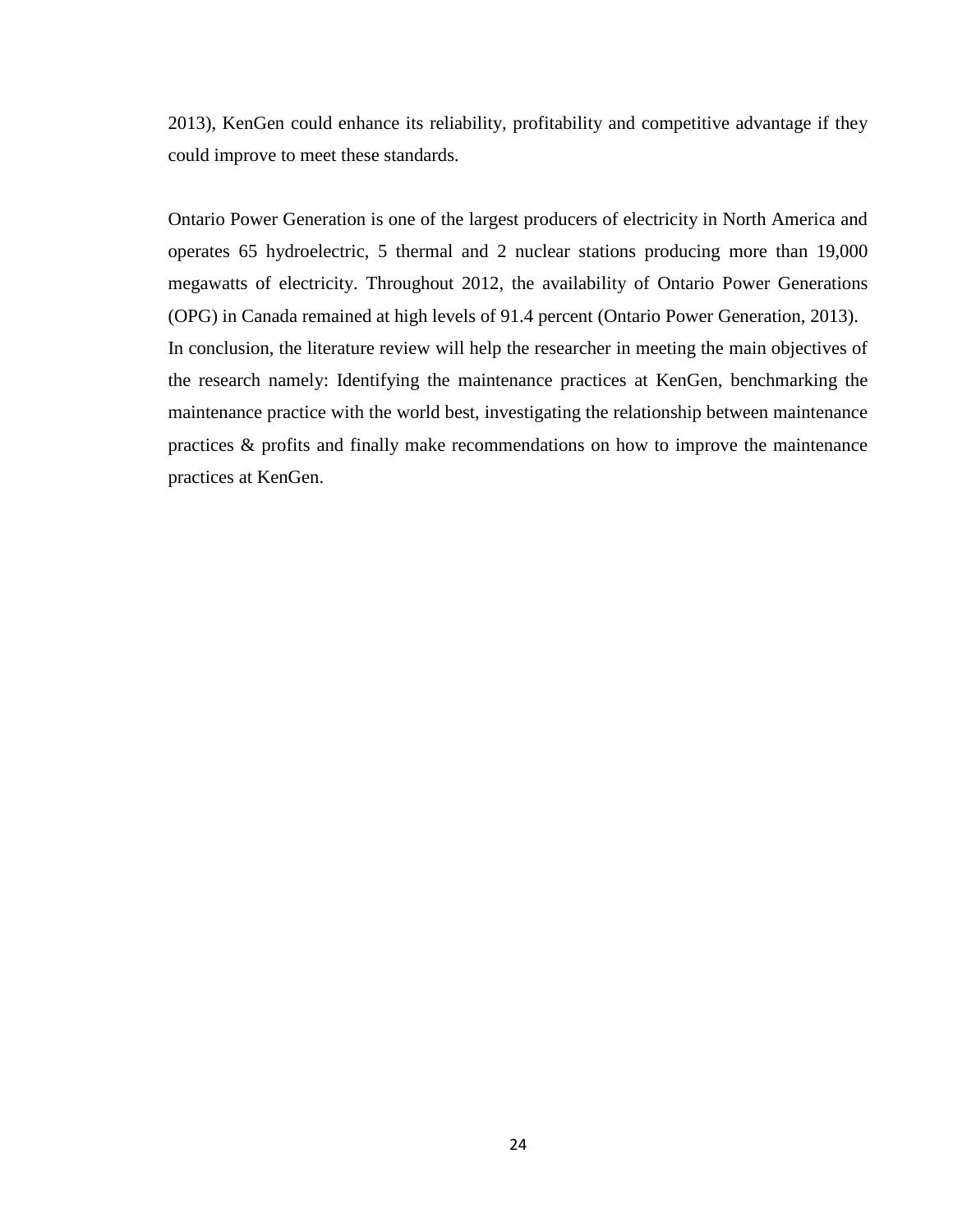2013), KenGen could enhance its reliability, profitability and competitive advantage if they could improve to meet these standards.

Ontario Power Generation is one of the largest producers of electricity in North America and operates 65 hydroelectric, 5 thermal and 2 nuclear stations producing more than 19,000 megawatts of electricity. Throughout 2012, the availability of Ontario Power Generations (OPG) in Canada remained at high levels of 91.4 percent (Ontario Power Generation, 2013).

In conclusion, the literature review will help the researcher in meeting the main objectives of the research namely: Identifying the maintenance practices at KenGen, benchmarking the maintenance practice with the world best, investigating the relationship between maintenance practices & profits and finally make recommendations on how to improve the maintenance practices at KenGen.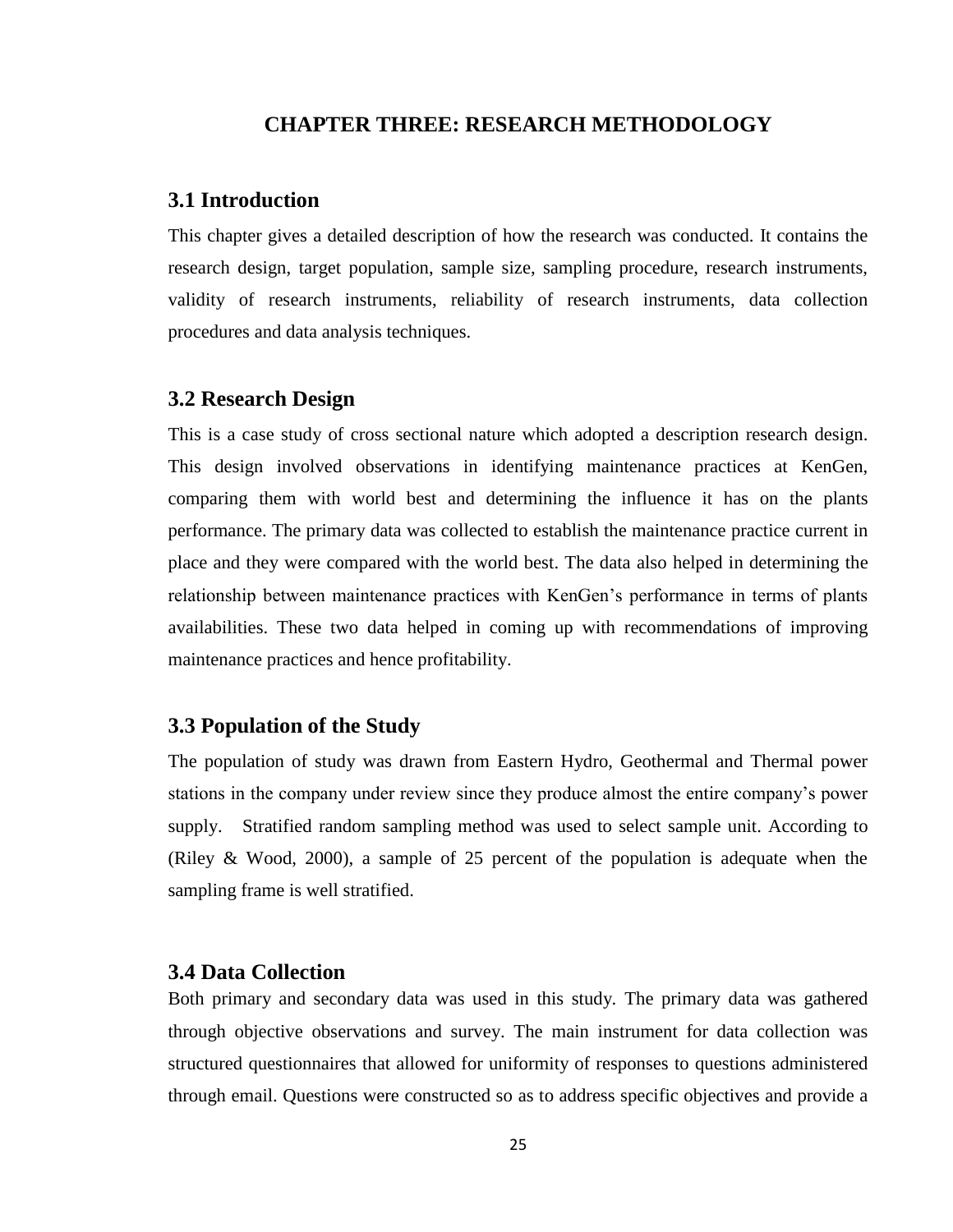# CHAPTER THREE: RESEARCH METHODOLOGY

## 3.1 Introduction

This chapter gives a detailed description of how the research was conducted. It contains the research design, target population, sample size, sampling procedure, research instruments, validity of research instruments, reliability of research instruments, data collection procedures and data analysis techniques.

## 3.2 Research Design

This is a case study of cross sectional nature which adopted a description research design. This design involved observations in identifying maintenance practices at KenGen, comparing them with world best and determining the influence it has on the plants performance. The primary data was collected to establish the maintenance practice current in place and they were compared with the world best. The data also helped in determining the relationship between maintenance practices with KenGen's performance in terms of plants availabilities. These two data helped in coming up with recommendations of improving maintenance practices and hence profitability.

## 3.3 Population of the Study

The population of study was drawn from Eastern Hydro, Geothermal and Thermal power stations in the company under review since they produce almost the entire company's power supply. Stratified random sampling method was used to select sample unit. According to (Riley & Wood, 2000), a sample of 25 percent of the population is adequate when the sampling frame is well stratified.

## 3.4 Data Collection

Both primary and secondary data was used in this study. The primary data was gathered through objective observations and survey. The main instrument for data collection was structured questionnaires that allowed for uniformity of responses to questions administered through email. Questions were constructed so as to address specific objectives and provide a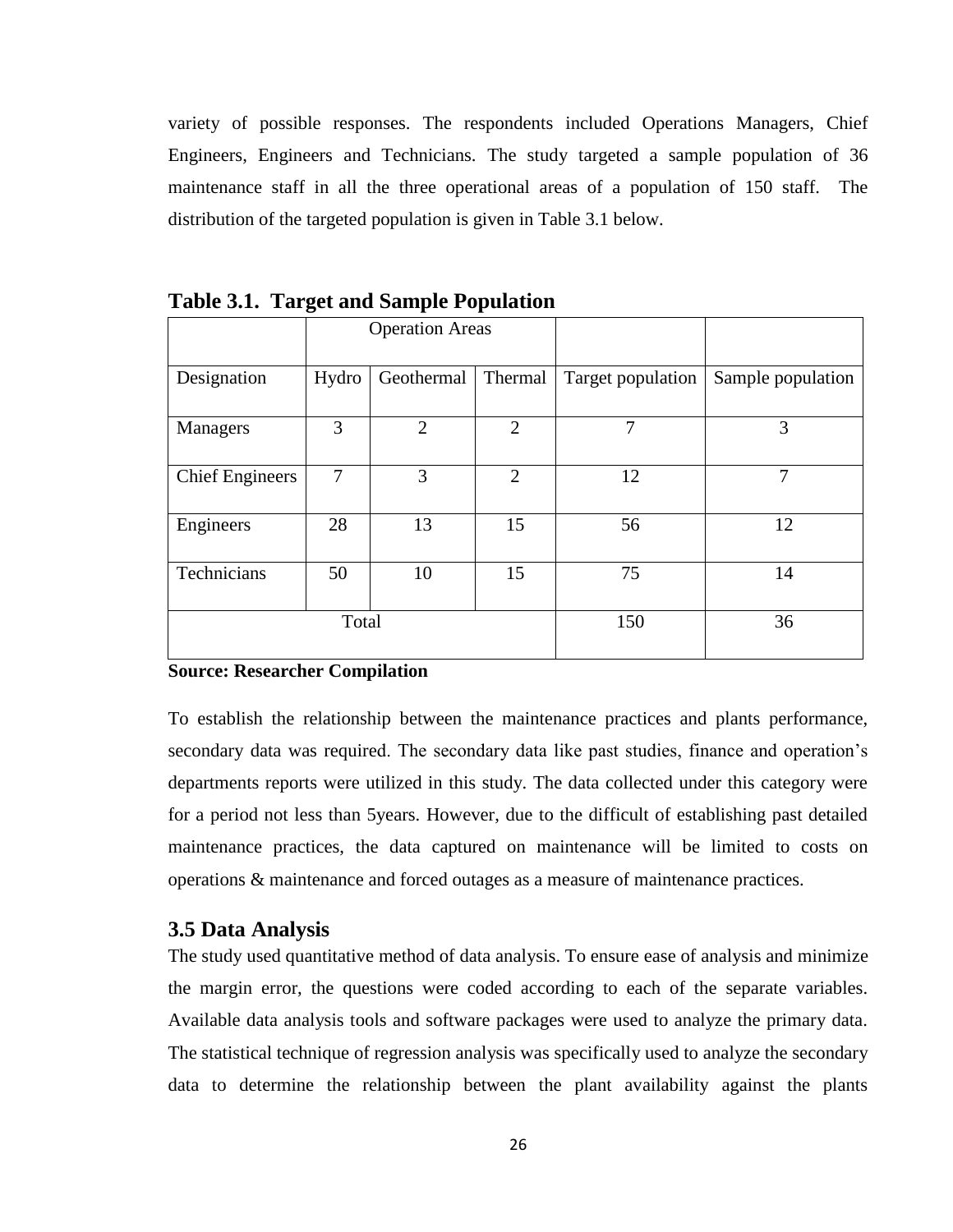variety of possible responses. The respondents included Operations Managers, Chief Engineers, Engineers and Technicians. The study targeted a sample population of 36 maintenance staff in all the three operational areas of a population of 150 staff. The distribution of the targeted population is given in Table 3.1 below.

**Table 3.1. Target and Sample Population**

| | Operation Areas | | | | |
|---|---|---|---|---|---|
| Designation | Hydro | Geothermal | Thermal | Target population | Sample population |
| Managers | 3 | 2 | 2 | 7 | 3 |
| Chief Engineers | 7 | 3 | 2 | 12 | 7 |
| Engineers | 28 | 13 | 15 | 56 | 12 |
| Technicians | 50 | 10 | 15 | 75 | 14 |
| Total | | | | 150 | 36 |

**Source: Researcher Compilation**

To establish the relationship between the maintenance practices and plants performance, secondary data was required. The secondary data like past studies, finance and operation's departments reports were utilized in this study. The data collected under this category were for a period not less than 5years. However, due to the difficult of establishing past detailed maintenance practices, the data captured on maintenance will be limited to costs on operations & maintenance and forced outages as a measure of maintenance practices.

## 3.5 Data Analysis

The study used quantitative method of data analysis. To ensure ease of analysis and minimize the margin error, the questions were coded according to each of the separate variables. Available data analysis tools and software packages were used to analyze the primary data. The statistical technique of regression analysis was specifically used to analyze the secondary data to determine the relationship between the plant availability against the plants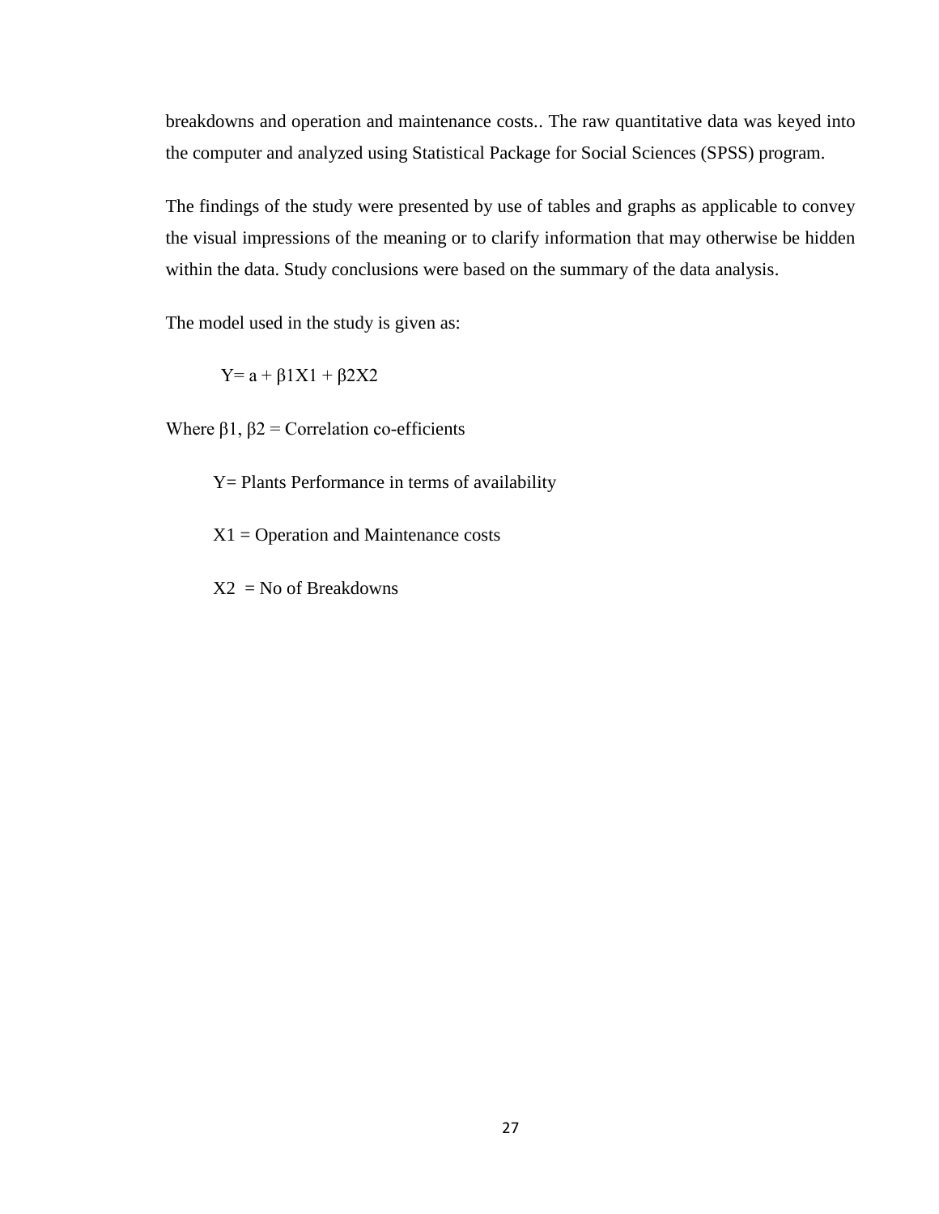breakdowns and operation and maintenance costs.. The raw quantitative data was keyed into the computer and analyzed using Statistical Package for Social Sciences (SPSS) program.

The findings of the study were presented by use of tables and graphs as applicable to convey the visual impressions of the meaning or to clarify information that may otherwise be hidden within the data. Study conclusions were based on the summary of the data analysis.

The model used in the study is given as:

$$Y = a + \beta 1X1 + \beta 2X2$$

Where $\beta 1$, $\beta 2$ = Correlation co-efficients

Y= Plants Performance in terms of availability

X1 = Operation and Maintenance costs

X2 = No of Breakdowns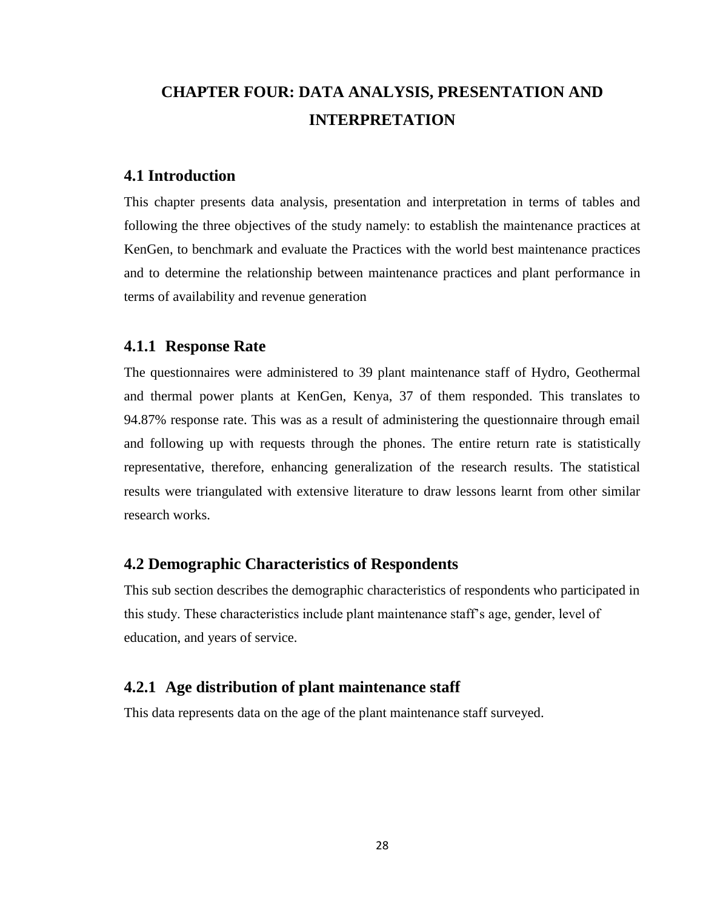# CHAPTER FOUR: DATA ANALYSIS, PRESENTATION AND INTERPRETATION

## 4.1 Introduction

This chapter presents data analysis, presentation and interpretation in terms of tables and following the three objectives of the study namely: to establish the maintenance practices at KenGen, to benchmark and evaluate the Practices with the world best maintenance practices and to determine the relationship between maintenance practices and plant performance in terms of availability and revenue generation

### 4.1.1 Response Rate

The questionnaires were administered to 39 plant maintenance staff of Hydro, Geothermal and thermal power plants at KenGen, Kenya, 37 of them responded. This translates to 94.87% response rate. This was as a result of administering the questionnaire through email and following up with requests through the phones. The entire return rate is statistically representative, therefore, enhancing generalization of the research results. The statistical results were triangulated with extensive literature to draw lessons learnt from other similar research works.

## 4.2 Demographic Characteristics of Respondents

This sub section describes the demographic characteristics of respondents who participated in this study. These characteristics include plant maintenance staff's age, gender, level of education, and years of service.

### 4.2.1 Age distribution of plant maintenance staff

This data represents data on the age of the plant maintenance staff surveyed.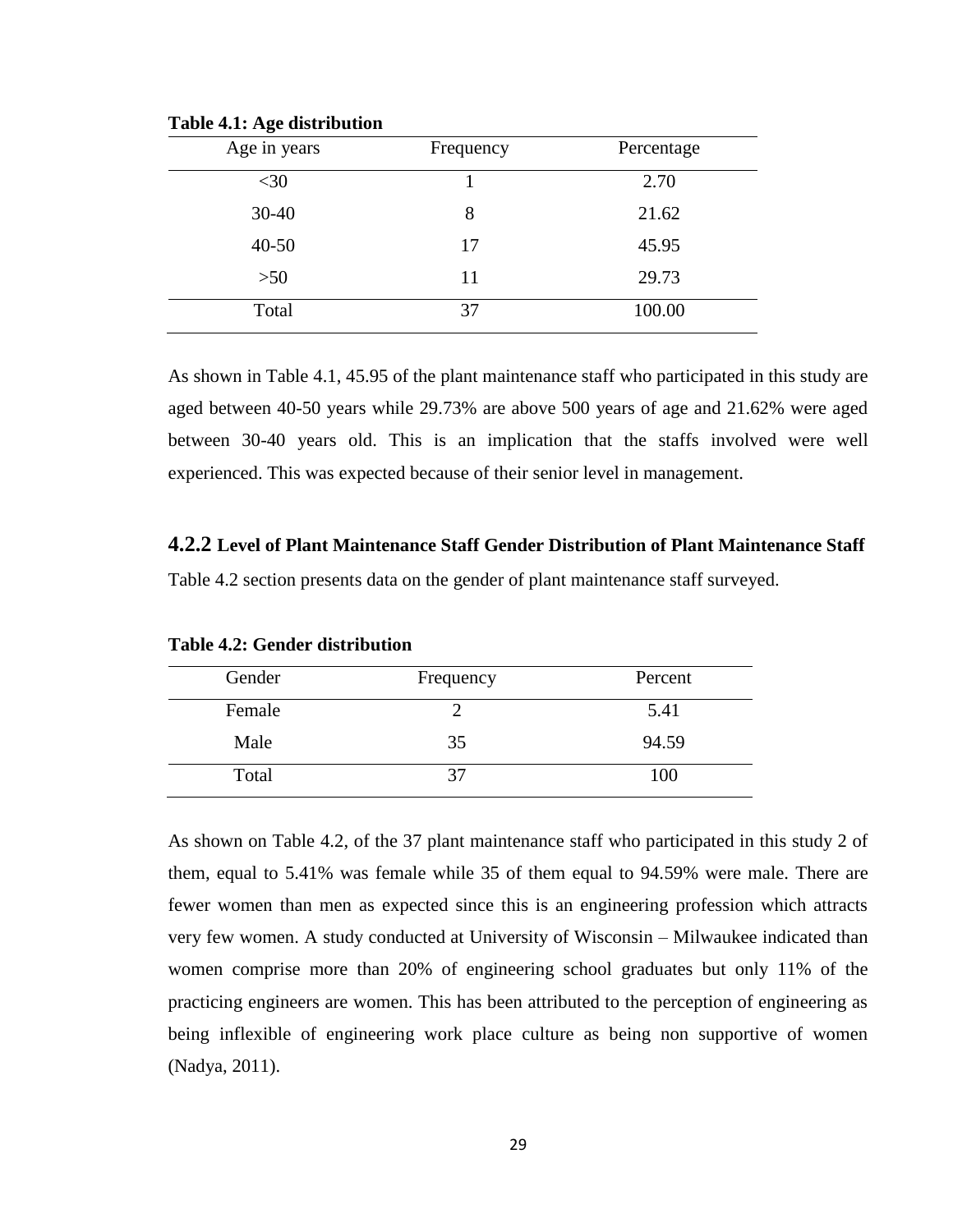**Table 4.1: Age distribution**

| Age in years | Frequency | Percentage |
|---|---|---|
| <30 | 1 | 2.70 |
| 30-40 | 8 | 21.62 |
| 40-50 | 17 | 45.95 |
| >50 | 11 | 29.73 |
| Total | 37 | 100.00 |

As shown in Table 4.1, 45.95 of the plant maintenance staff who participated in this study are aged between 40-50 years while 29.73% are above 500 years of age and 21.62% were aged between 30-40 years old. This is an implication that the staffs involved were well experienced. This was expected because of their senior level in management.

### 4.2.2 Level of Plant Maintenance Staff Gender Distribution of Plant Maintenance Staff

Table 4.2 section presents data on the gender of plant maintenance staff surveyed.

**Table 4.2: Gender distribution**

| Gender | Frequency | Percent |
|---|---|---|
| Female | 2 | 5.41 |
| Male | 35 | 94.59 |
| Total | 37 | 100 |

As shown on Table 4.2, of the 37 plant maintenance staff who participated in this study 2 of them, equal to 5.41% was female while 35 of them equal to 94.59% were male. There are fewer women than men as expected since this is an engineering profession which attracts very few women. A study conducted at University of Wisconsin – Milwaukee indicated than women comprise more than 20% of engineering school graduates but only 11% of the practicing engineers are women. This has been attributed to the perception of engineering as being inflexible of engineering work place culture as being non supportive of women (Nadya, 2011).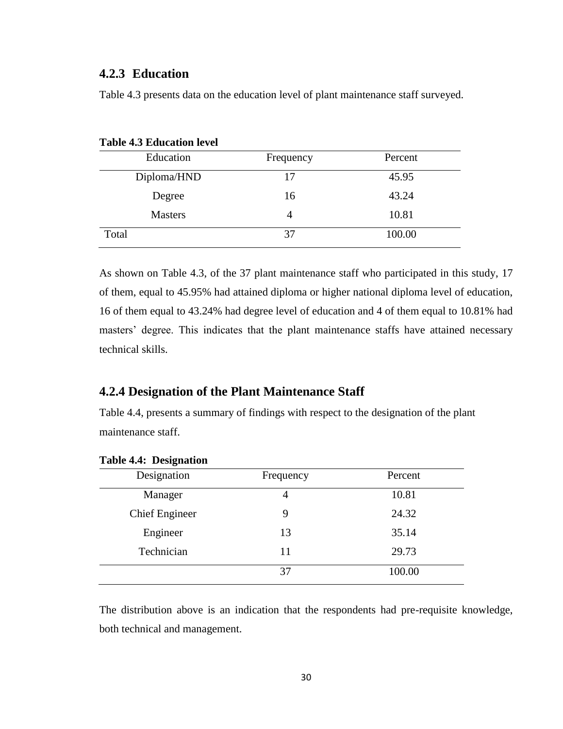### 4.2.3 Education

Table 4.3 presents data on the education level of plant maintenance staff surveyed.

**Table 4.3 Education level**

| Education | Frequency | Percent |
|---|---|---|
| Diploma/HND | 17 | 45.95 |
| Degree | 16 | 43.24 |
| Masters | 4 | 10.81 |
| Total | 37 | 100.00 |

As shown on Table 4.3, of the 37 plant maintenance staff who participated in this study, 17 of them, equal to 45.95% had attained diploma or higher national diploma level of education, 16 of them equal to 43.24% had degree level of education and 4 of them equal to 10.81% had masters' degree. This indicates that the plant maintenance staffs have attained necessary technical skills.

### 4.2.4 Designation of the Plant Maintenance Staff

Table 4.4, presents a summary of findings with respect to the designation of the plant maintenance staff.

**Table 4.4: Designation**

| Designation | Frequency | Percent |
|---|---|---|
| Manager | 4 | 10.81 |
| Chief Engineer | 9 | 24.32 |
| Engineer | 13 | 35.14 |
| Technician | 11 | 29.73 |
| | 37 | 100.00 |

The distribution above is an indication that the respondents had pre-requisite knowledge, both technical and management.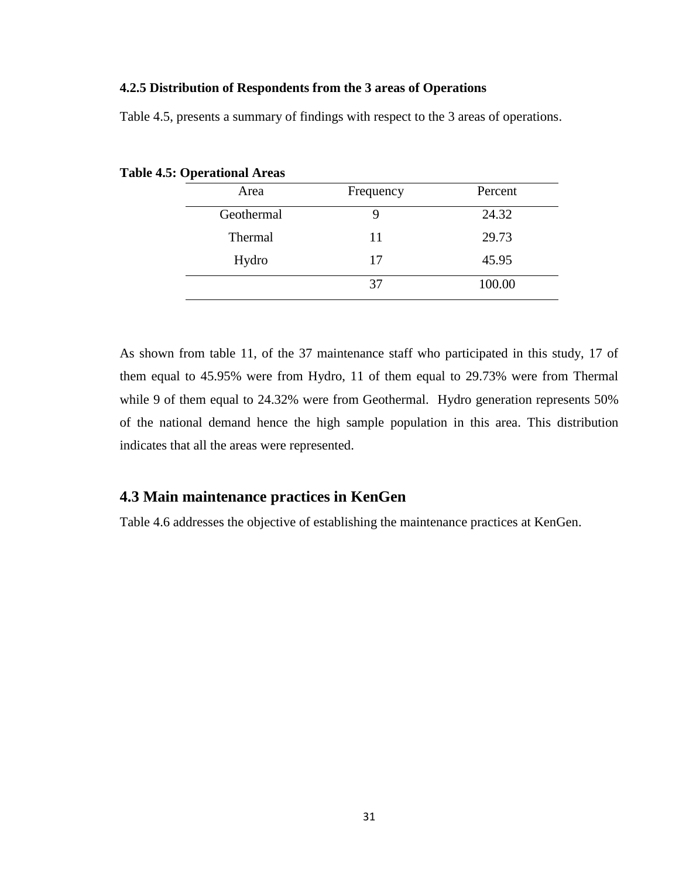#### 4.2.5 Distribution of Respondents from the 3 areas of Operations

Table 4.5, presents a summary of findings with respect to the 3 areas of operations.

**Table 4.5: Operational Areas**

| Area | Frequency | Percent |
|---|---|---|
| Geothermal | 9 | 24.32 |
| Thermal | 11 | 29.73 |
| Hydro | 17 | 45.95 |
| | 37 | 100.00 |

As shown from table 11, of the 37 maintenance staff who participated in this study, 17 of them equal to 45.95% were from Hydro, 11 of them equal to 29.73% were from Thermal while 9 of them equal to 24.32% were from Geothermal. Hydro generation represents 50% of the national demand hence the high sample population in this area. This distribution indicates that all the areas were represented.

## 4.3 Main maintenance practices in KenGen

Table 4.6 addresses the objective of establishing the maintenance practices at KenGen.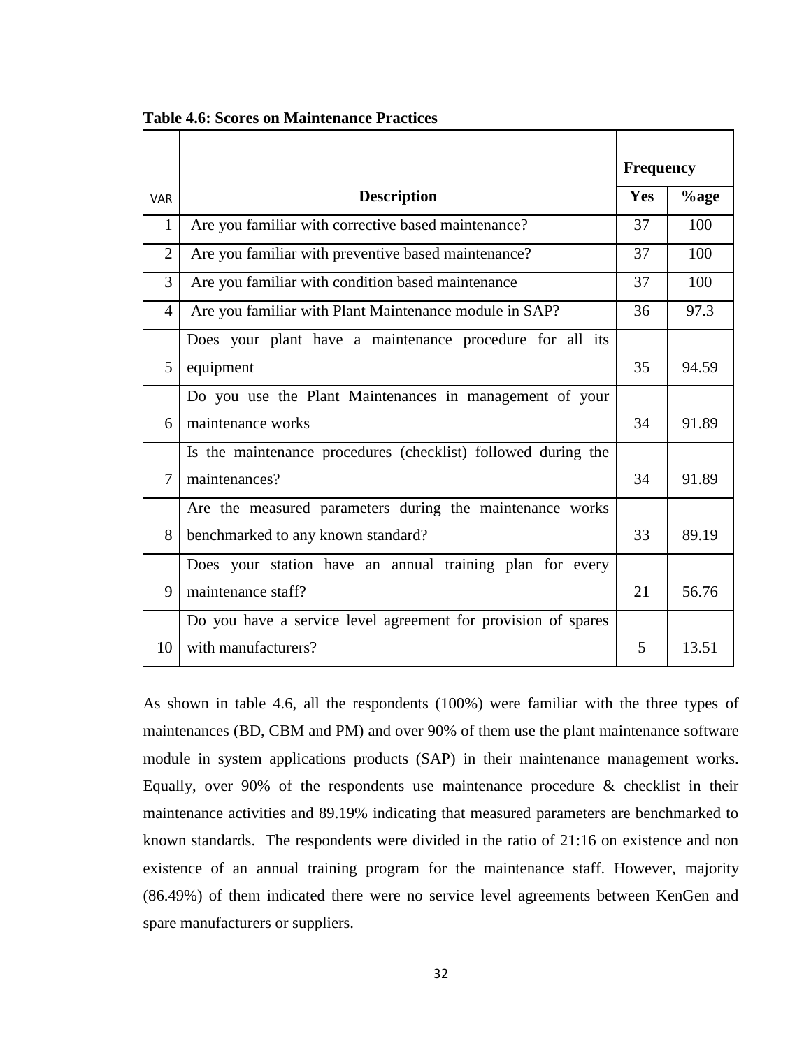**Table 4.6: Scores on Maintenance Practices**

| VAR | Description | Frequency | |
|---|---|---|---|
| | | Yes | %age |
| 1 | Are you familiar with corrective based maintenance? | 37 | 100 |
| 2 | Are you familiar with preventive based maintenance? | 37 | 100 |
| 3 | Are you familiar with condition based maintenance | 37 | 100 |
| 4 | Are you familiar with Plant Maintenance module in SAP? | 36 | 97.3 |
| 5 | Does your plant have a maintenance procedure for all its equipment | 35 | 94.59 |
| 6 | Do you use the Plant Maintenances in management of your maintenance works | 34 | 91.89 |
| 7 | Is the maintenance procedures (checklist) followed during the maintenances? | 34 | 91.89 |
| 8 | Are the measured parameters during the maintenance works benchmarked to any known standard? | 33 | 89.19 |
| 9 | Does your station have an annual training plan for every maintenance staff? | 21 | 56.76 |
| 10 | Do you have a service level agreement for provision of spares with manufacturers? | 5 | 13.51 |

As shown in table 4.6, all the respondents (100%) were familiar with the three types of maintenances (BD, CBM and PM) and over 90% of them use the plant maintenance software module in system applications products (SAP) in their maintenance management works. Equally, over 90% of the respondents use maintenance procedure & checklist in their maintenance activities and 89.19% indicating that measured parameters are benchmarked to known standards. The respondents were divided in the ratio of 21:16 on existence and non existence of an annual training program for the maintenance staff. However, majority (86.49%) of them indicated there were no service level agreements between KenGen and spare manufacturers or suppliers.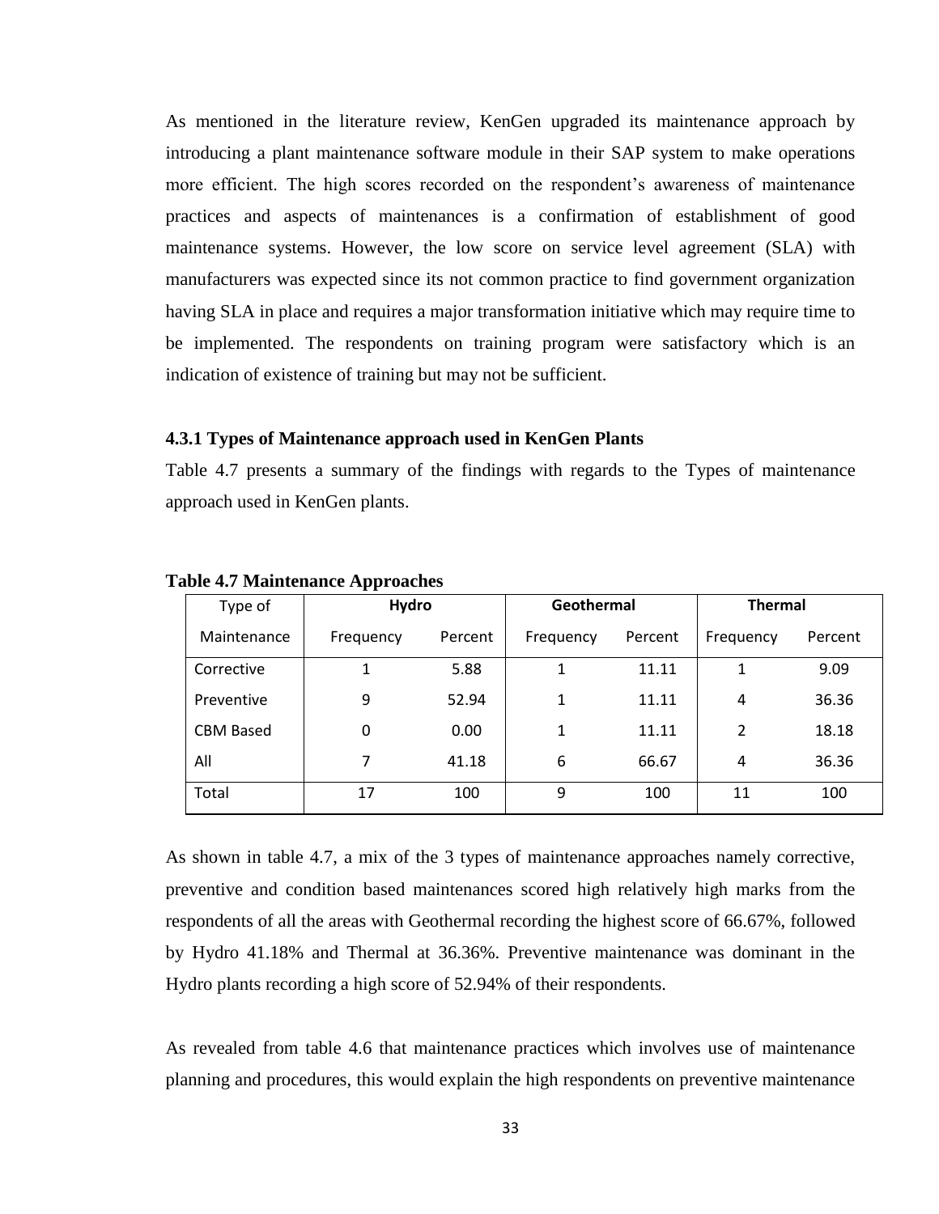As mentioned in the literature review, KenGen upgraded its maintenance approach by introducing a plant maintenance software module in their SAP system to make operations more efficient. The high scores recorded on the respondent's awareness of maintenance practices and aspects of maintenances is a confirmation of establishment of good maintenance systems. However, the low score on service level agreement (SLA) with manufacturers was expected since its not common practice to find government organization having SLA in place and requires a major transformation initiative which may require time to be implemented. The respondents on training program were satisfactory which is an indication of existence of training but may not be sufficient.

### 4.3.1 Types of Maintenance approach used in KenGen Plants

Table 4.7 presents a summary of the findings with regards to the Types of maintenance approach used in KenGen plants.

**Table 4.7 Maintenance Approaches**

| Type of | Hydro | | Geothermal | | Thermal | |
|---|---|---|---|---|---|---|
| Maintenance | Frequency | Percent | Frequency | Percent | Frequency | Percent |
| Corrective | 1 | 5.88 | 1 | 11.11 | 1 | 9.09 |
| Preventive | 9 | 52.94 | 1 | 11.11 | 4 | 36.36 |
| CBM Based | 0 | 0.00 | 1 | 11.11 | 2 | 18.18 |
| All | 7 | 41.18 | 6 | 66.67 | 4 | 36.36 |
| Total | 17 | 100 | 9 | 100 | 11 | 100 |

As shown in table 4.7, a mix of the 3 types of maintenance approaches namely corrective, preventive and condition based maintenances scored high relatively high marks from the respondents of all the areas with Geothermal recording the highest score of 66.67%, followed by Hydro 41.18% and Thermal at 36.36%. Preventive maintenance was dominant in the Hydro plants recording a high score of 52.94% of their respondents.

As revealed from table 4.6 that maintenance practices which involves use of maintenance planning and procedures, this would explain the high respondents on preventive maintenance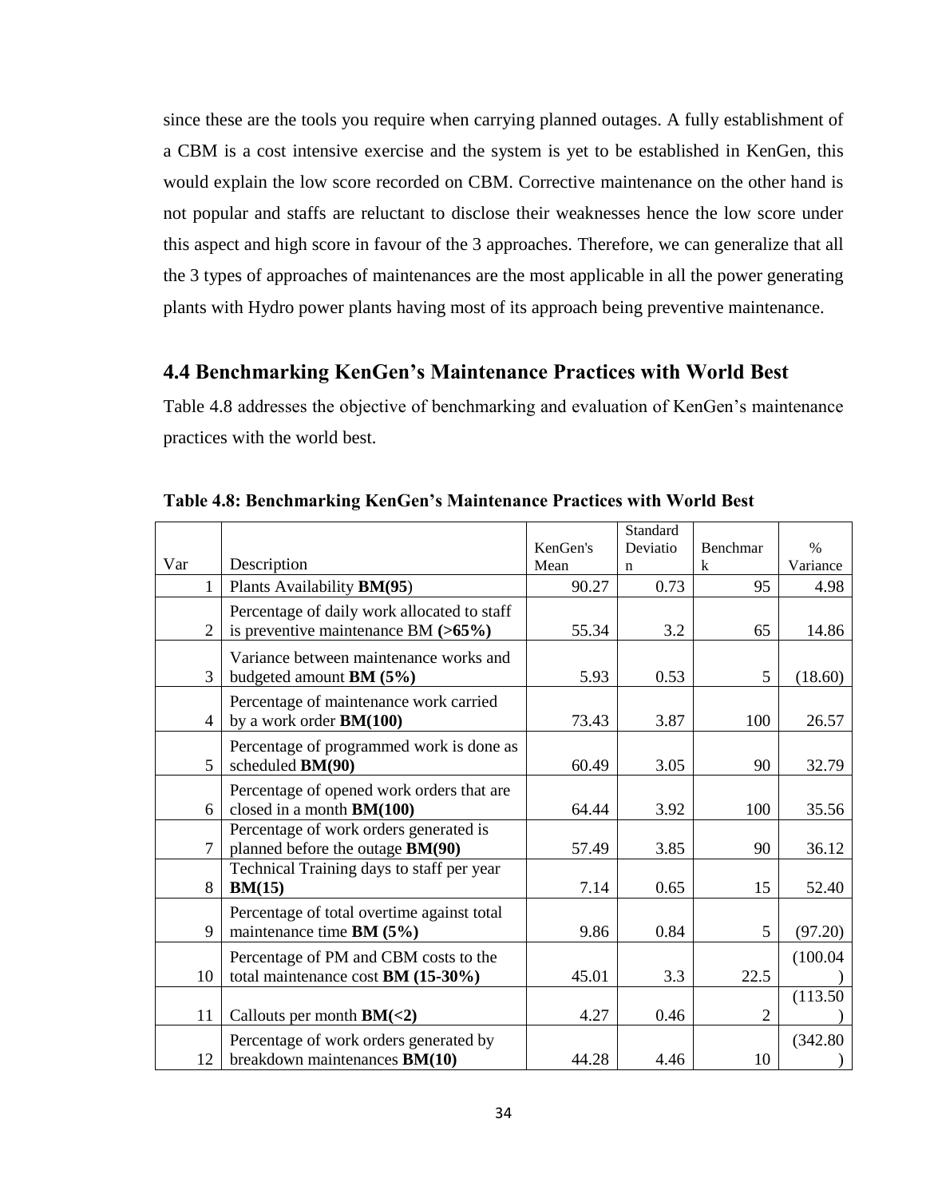since these are the tools you require when carrying planned outages. A fully establishment of a CBM is a cost intensive exercise and the system is yet to be established in KenGen, this would explain the low score recorded on CBM. Corrective maintenance on the other hand is not popular and staffs are reluctant to disclose their weaknesses hence the low score under this aspect and high score in favour of the 3 approaches. Therefore, we can generalize that all the 3 types of approaches of maintenances are the most applicable in all the power generating plants with Hydro power plants having most of its approach being preventive maintenance.

## 4.4 Benchmarking KenGen's Maintenance Practices with World Best

Table 4.8 addresses the objective of benchmarking and evaluation of KenGen's maintenance practices with the world best.

**Table 4.8: Benchmarking KenGen's Maintenance Practices with World Best**

| Var | Description | KenGen's Mean | Standard Deviation | Benchmark | % Variance |
|---|---|---|---|---|---|
| 1 | Plants Availability **BM(95**) | 90.27 | 0.73 | 95 | 4.98 |
| 2 | Percentage of daily work allocated to staff is preventive maintenance BM **(>65%)** | 55.34 | 3.2 | 65 | 14.86 |
| 3 | Variance between maintenance works and budgeted amount **BM (5%)** | 5.93 | 0.53 | 5 | (18.60) |
| 4 | Percentage of maintenance work carried by a work order **BM(100)** | 73.43 | 3.87 | 100 | 26.57 |
| 5 | Percentage of programmed work is done as scheduled **BM(90)** | 60.49 | 3.05 | 90 | 32.79 |
| 6 | Percentage of opened work orders that are closed in a month **BM(100)** | 64.44 | 3.92 | 100 | 35.56 |
| 7 | Percentage of work orders generated is planned before the outage **BM(90)** | 57.49 | 3.85 | 90 | 36.12 |
| 8 | Technical Training days to staff per year **BM(15)** | 7.14 | 0.65 | 15 | 52.40 |
| 9 | Percentage of total overtime against total maintenance time **BM (5%)** | 9.86 | 0.84 | 5 | (97.20) |
| 10 | Percentage of PM and CBM costs to the total maintenance cost **BM (15-30%)** | 45.01 | 3.3 | 22.5 | (100.04) |
| 11 | Callouts per month **BM(<2)** | 4.27 | 0.46 | 2 | (113.50) |
| 12 | Percentage of work orders generated by breakdown maintenances **BM(10)** | 44.28 | 4.46 | 10 | (342.80) |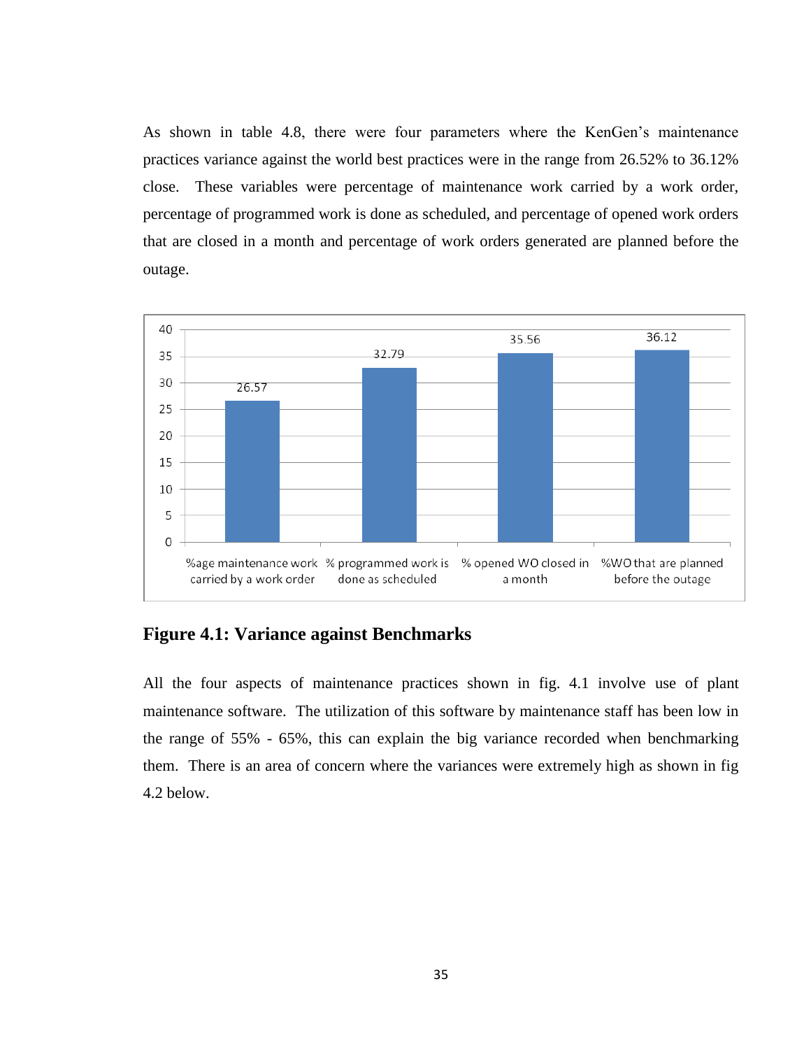As shown in table 4.8, there were four parameters where the KenGen's maintenance practices variance against the world best practices were in the range from 26.52% to 36.12% close. These variables were percentage of maintenance work carried by a work order, percentage of programmed work is done as scheduled, and percentage of opened work orders that are closed in a month and percentage of work orders generated are planned before the outage.

| Parameter | Variance |
|---|---|
| %age maintenance work carried by a work order | 26.57 |
| % programmed work is done as scheduled | 32.79 |
| % opened WO closed in a month | 35.56 |
| %WO that are planned before the outage | 36.12 |

**Figure 4.1: Variance against Benchmarks**

All the four aspects of maintenance practices shown in fig. 4.1 involve use of plant maintenance software. The utilization of this software by maintenance staff has been low in the range of 55% - 65%, this can explain the big variance recorded when benchmarking them. There is an area of concern where the variances were extremely high as shown in fig 4.2 below.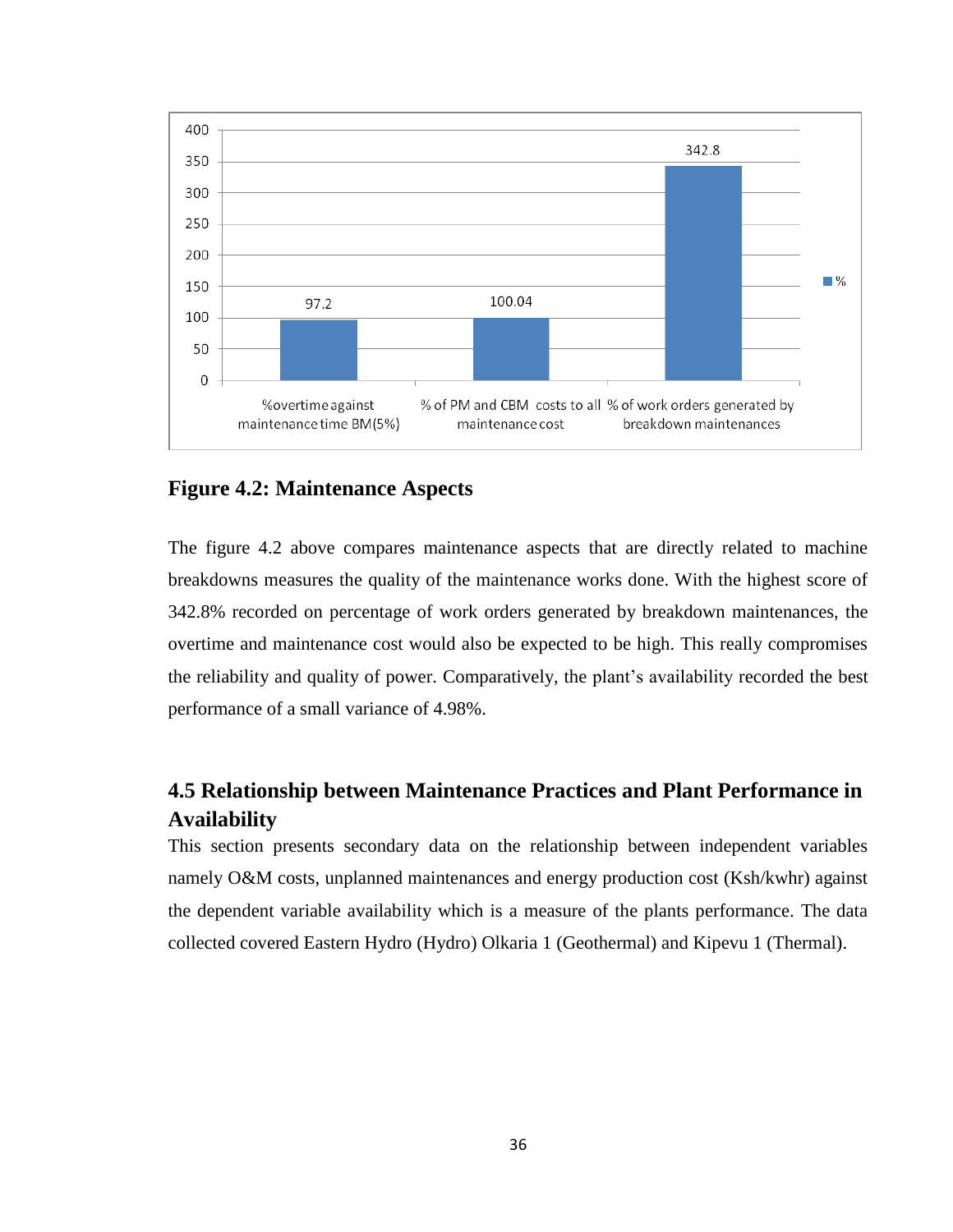**Figure 4.2: Maintenance Aspects**

The figure 4.2 above compares maintenance aspects that are directly related to machine breakdowns measures the quality of the maintenance works done. With the highest score of 342.8% recorded on percentage of work orders generated by breakdown maintenances, the overtime and maintenance cost would also be expected to be high. This really compromises the reliability and quality of power. Comparatively, the plant's availability recorded the best performance of a small variance of 4.98%.

## 4.5 Relationship between Maintenance Practices and Plant Performance in Availability

This section presents secondary data on the relationship between independent variables namely O&M costs, unplanned maintenances and energy production cost (Ksh/kwhr) against the dependent variable availability which is a measure of the plants performance. The data collected covered Eastern Hydro (Hydro) Olkaria 1 (Geothermal) and Kipevu 1 (Thermal).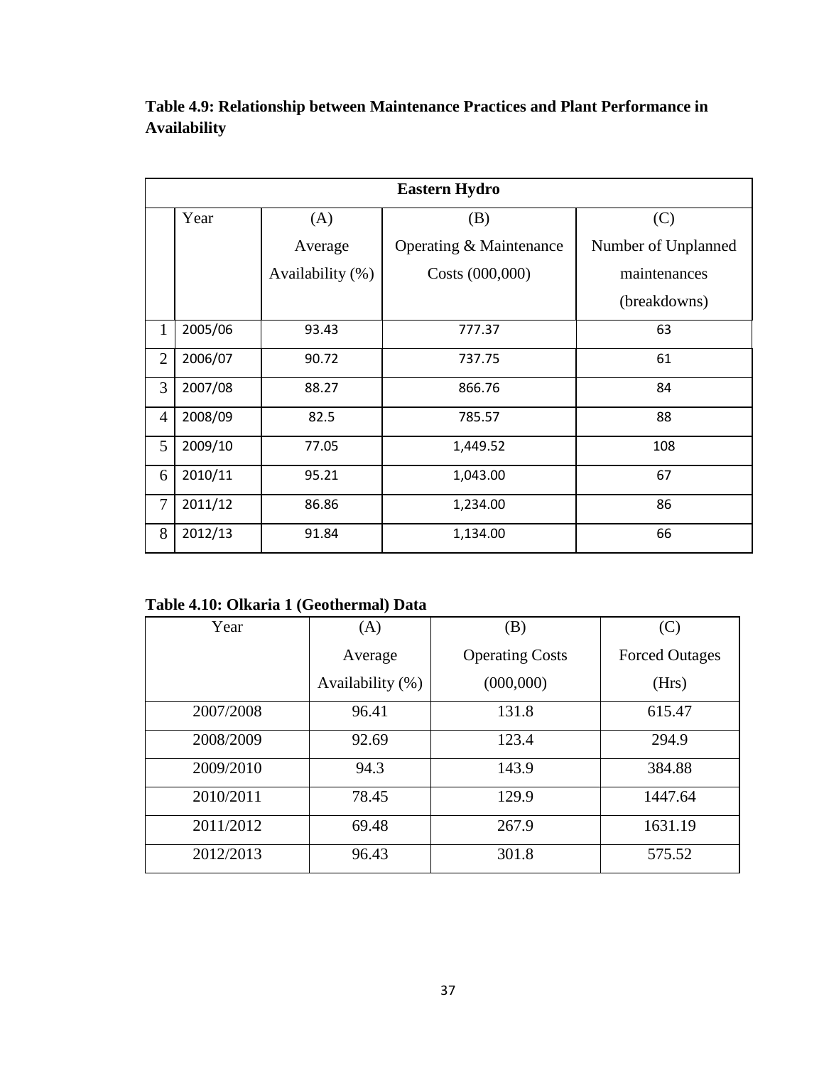**Table 4.9: Relationship between Maintenance Practices and Plant Performance in Availability**

| Eastern Hydro | | | | |
|---|---|---|---|---|
| | Year | (A) Average Availability (%) | (B) Operating & Maintenance Costs (000,000) | (C) Number of Unplanned maintenances (breakdowns) |
| 1 | 2005/06 | 93.43 | 777.37 | 63 |
| 2 | 2006/07 | 90.72 | 737.75 | 61 |
| 3 | 2007/08 | 88.27 | 866.76 | 84 |
| 4 | 2008/09 | 82.5 | 785.57 | 88 |
| 5 | 2009/10 | 77.05 | 1,449.52 | 108 |
| 6 | 2010/11 | 95.21 | 1,043.00 | 67 |
| 7 | 2011/12 | 86.86 | 1,234.00 | 86 |
| 8 | 2012/13 | 91.84 | 1,134.00 | 66 |

**Table 4.10: Olkaria 1 (Geothermal) Data**

| Year | (A) Average Availability (%) | (B) Operating Costs (000,000) | (C) Forced Outages (Hrs) |
|---|---|---|---|
| 2007/2008 | 96.41 | 131.8 | 615.47 |
| 2008/2009 | 92.69 | 123.4 | 294.9 |
| 2009/2010 | 94.3 | 143.9 | 384.88 |
| 2010/2011 | 78.45 | 129.9 | 1447.64 |
| 2011/2012 | 69.48 | 267.9 | 1631.19 |
| 2012/2013 | 96.43 | 301.8 | 575.52 |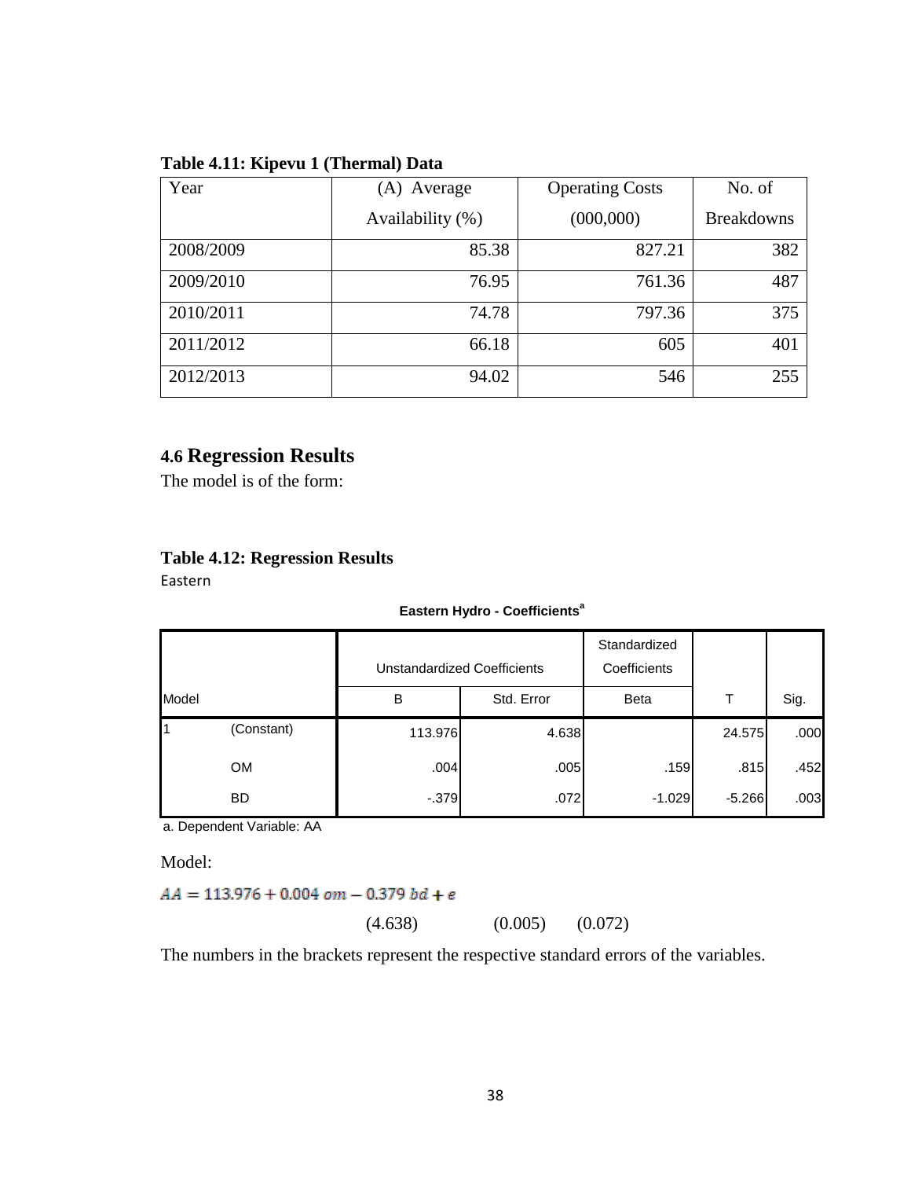**Table 4.11: Kipevu 1 (Thermal) Data**

| Year | (A) Average Availability (%) | Operating Costs (000,000) | No. of Breakdowns |
|---|---|---|---|
| 2008/2009 | 85.38 | 827.21 | 382 |
| 2009/2010 | 76.95 | 761.36 | 487 |
| 2010/2011 | 74.78 | 797.36 | 375 |
| 2011/2012 | 66.18 | 605 | 401 |
| 2012/2013 | 94.02 | 546 | 255 |

## 4.6 Regression Results

The model is of the form:

**Table 4.12: Regression Results**

Eastern

**Eastern Hydro - Coefficients[a]**

| Model | | Unstandardized Coefficients | | Standardized Coefficients | | |
|---|---|---|---|---|---|---|
| | | B | Std. Error | Beta | T | Sig. |
| 1 | (Constant) | 113.976 | 4.638 | | 24.575 | .000 |
| | OM | .004 | .005 | .159 | .815 | .452 |
| | BD | -.379 | .072 | -1.029 | -5.266 | .003 |

a. Dependent Variable: AA

Model:

$$AA = 113.976 + 0.004\,om - 0.379\,bd + e$$

(4.638) (0.005) (0.072)

The numbers in the brackets represent the respective standard errors of the variables.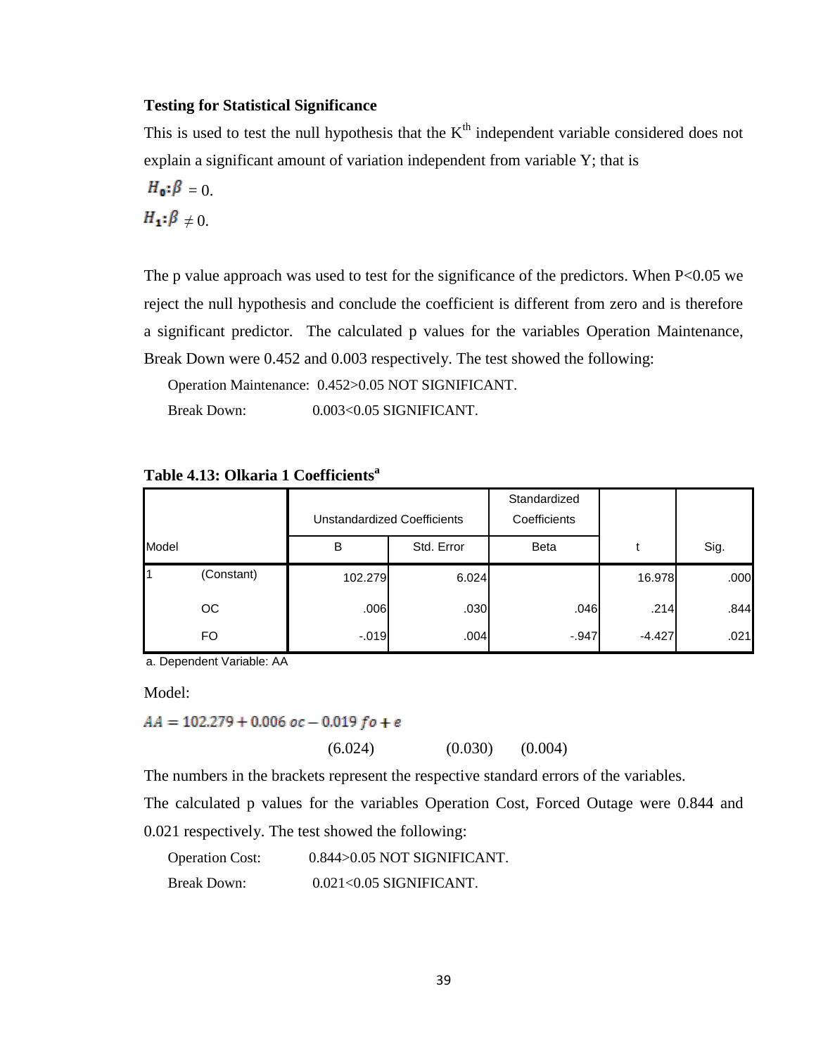**Testing for Statistical Significance**

This is used to test the null hypothesis that the K[th] independent variable considered does not explain a significant amount of variation independent from variable Y; that is

$H_0: \beta = 0.$

$H_1: \beta \neq 0.$

The p value approach was used to test for the significance of the predictors. When P<0.05 we reject the null hypothesis and conclude the coefficient is different from zero and is therefore a significant predictor. The calculated p values for the variables Operation Maintenance, Break Down were 0.452 and 0.003 respectively. The test showed the following:

Operation Maintenance: 0.452>0.05 NOT SIGNIFICANT.

Break Down: 0.003<0.05 SIGNIFICANT.

**Table 4.13: Olkaria 1 Coefficients[a]**

| Model | | Unstandardized Coefficients | | Standardized Coefficients | | |
|---|---|---|---|---|---|---|
| | | B | Std. Error | Beta | t | Sig. |
| 1 | (Constant) | 102.279 | 6.024 | | 16.978 | .000 |
| | OC | .006 | .030 | .046 | .214 | .844 |
| | FO | -.019 | .004 | -.947 | -4.427 | .021 |

a. Dependent Variable: AA

Model:

$$AA = 102.279 + 0.006\ oc - 0.019\ fo + e$$

(6.024) (0.030) (0.004)

The numbers in the brackets represent the respective standard errors of the variables.

The calculated p values for the variables Operation Cost, Forced Outage were 0.844 and 0.021 respectively. The test showed the following:

Operation Cost: 0.844>0.05 NOT SIGNIFICANT.

Break Down: 0.021<0.05 SIGNIFICANT.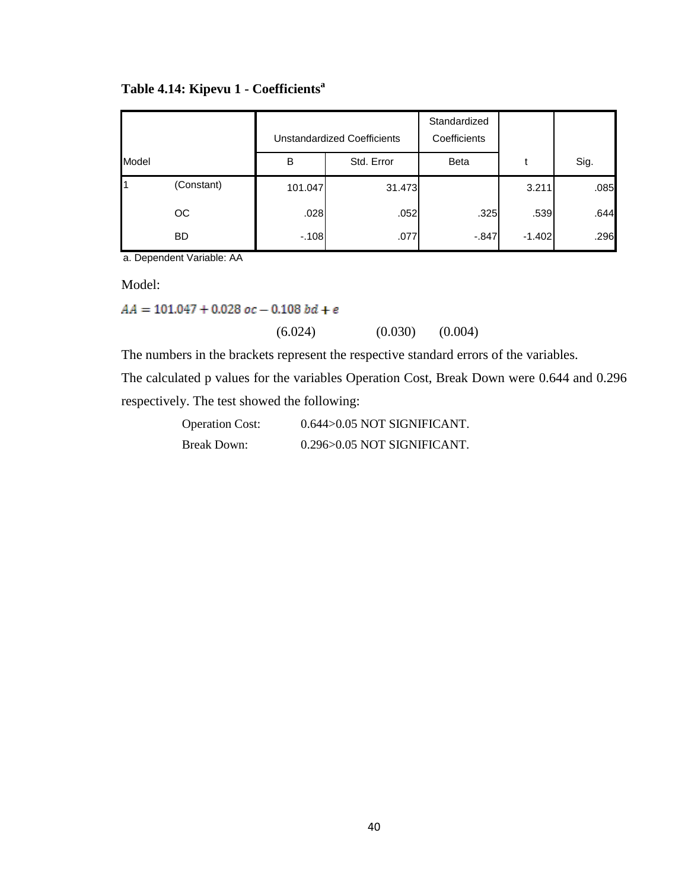**Table 4.14: Kipevu 1 - Coefficients[a]**

| Model | | Unstandardized Coefficients | | Standardized Coefficients | t | Sig. |
|---|---|---|---|---|---|---|
| | | B | Std. Error | Beta | | |
| 1 | (Constant) | 101.047 | 31.473 | | 3.211 | .085 |
| | OC | .028 | .052 | .325 | .539 | .644 |
| | BD | -.108 | .077 | -.847 | -1.402 | .296 |

a. Dependent Variable: AA

Model:

$$AA = 101.047 + 0.028\,oc - 0.108\,bd + e$$

(6.024) (0.030) (0.004)

The numbers in the brackets represent the respective standard errors of the variables.

The calculated p values for the variables Operation Cost, Break Down were 0.644 and 0.296 respectively. The test showed the following:

Operation Cost: 0.644>0.05 NOT SIGNIFICANT.

Break Down: 0.296>0.05 NOT SIGNIFICANT.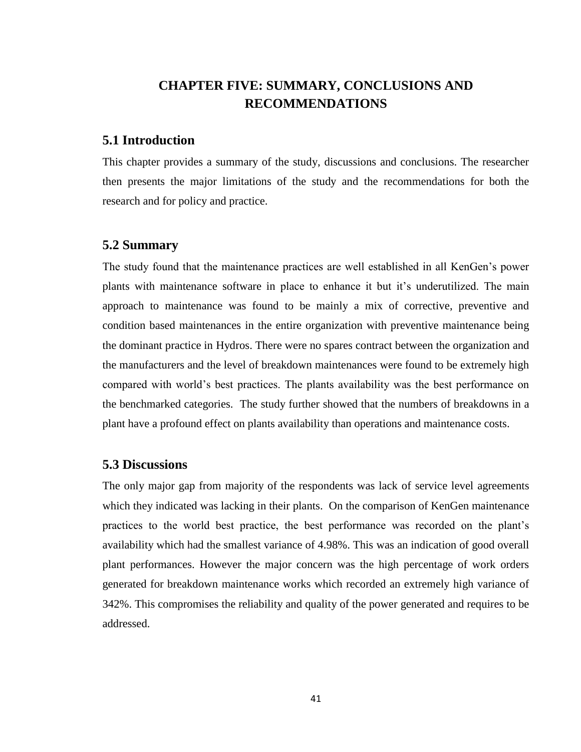# CHAPTER FIVE: SUMMARY, CONCLUSIONS AND RECOMMENDATIONS

## 5.1 Introduction

This chapter provides a summary of the study, discussions and conclusions. The researcher then presents the major limitations of the study and the recommendations for both the research and for policy and practice.

## 5.2 Summary

The study found that the maintenance practices are well established in all KenGen's power plants with maintenance software in place to enhance it but it's underutilized. The main approach to maintenance was found to be mainly a mix of corrective, preventive and condition based maintenances in the entire organization with preventive maintenance being the dominant practice in Hydros. There were no spares contract between the organization and the manufacturers and the level of breakdown maintenances were found to be extremely high compared with world's best practices. The plants availability was the best performance on the benchmarked categories. The study further showed that the numbers of breakdowns in a plant have a profound effect on plants availability than operations and maintenance costs.

## 5.3 Discussions

The only major gap from majority of the respondents was lack of service level agreements which they indicated was lacking in their plants. On the comparison of KenGen maintenance practices to the world best practice, the best performance was recorded on the plant's availability which had the smallest variance of 4.98%. This was an indication of good overall plant performances. However the major concern was the high percentage of work orders generated for breakdown maintenance works which recorded an extremely high variance of 342%. This compromises the reliability and quality of the power generated and requires to be addressed.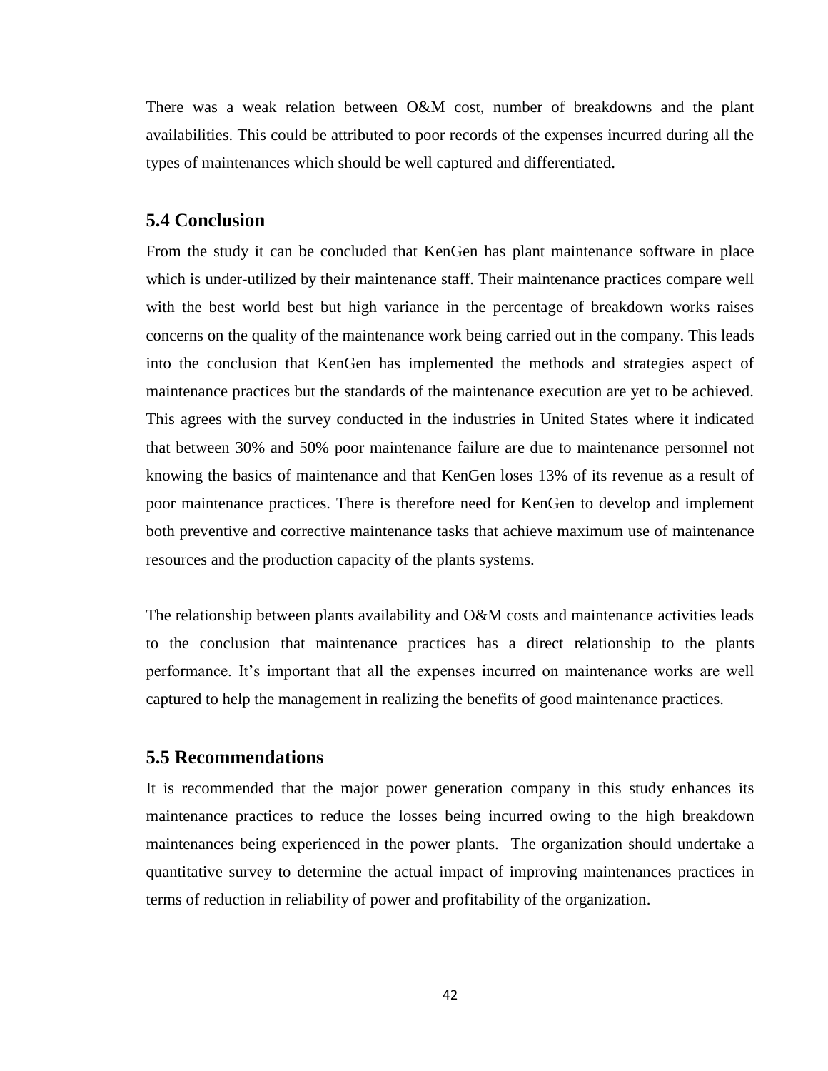There was a weak relation between O&M cost, number of breakdowns and the plant availabilities. This could be attributed to poor records of the expenses incurred during all the types of maintenances which should be well captured and differentiated.

## 5.4 Conclusion

From the study it can be concluded that KenGen has plant maintenance software in place which is under-utilized by their maintenance staff. Their maintenance practices compare well with the best world best but high variance in the percentage of breakdown works raises concerns on the quality of the maintenance work being carried out in the company. This leads into the conclusion that KenGen has implemented the methods and strategies aspect of maintenance practices but the standards of the maintenance execution are yet to be achieved. This agrees with the survey conducted in the industries in United States where it indicated that between 30% and 50% poor maintenance failure are due to maintenance personnel not knowing the basics of maintenance and that KenGen loses 13% of its revenue as a result of poor maintenance practices. There is therefore need for KenGen to develop and implement both preventive and corrective maintenance tasks that achieve maximum use of maintenance resources and the production capacity of the plants systems.

The relationship between plants availability and O&M costs and maintenance activities leads to the conclusion that maintenance practices has a direct relationship to the plants performance. It's important that all the expenses incurred on maintenance works are well captured to help the management in realizing the benefits of good maintenance practices.

## 5.5 Recommendations

It is recommended that the major power generation company in this study enhances its maintenance practices to reduce the losses being incurred owing to the high breakdown maintenances being experienced in the power plants. The organization should undertake a quantitative survey to determine the actual impact of improving maintenances practices in terms of reduction in reliability of power and profitability of the organization.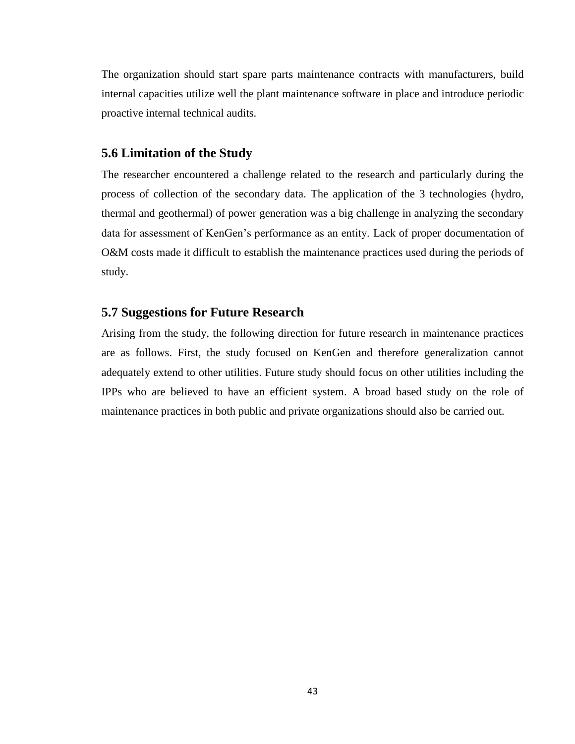The organization should start spare parts maintenance contracts with manufacturers, build internal capacities utilize well the plant maintenance software in place and introduce periodic proactive internal technical audits.

## 5.6 Limitation of the Study

The researcher encountered a challenge related to the research and particularly during the process of collection of the secondary data. The application of the 3 technologies (hydro, thermal and geothermal) of power generation was a big challenge in analyzing the secondary data for assessment of KenGen's performance as an entity. Lack of proper documentation of O&M costs made it difficult to establish the maintenance practices used during the periods of study.

## 5.7 Suggestions for Future Research

Arising from the study, the following direction for future research in maintenance practices are as follows. First, the study focused on KenGen and therefore generalization cannot adequately extend to other utilities. Future study should focus on other utilities including the IPPs who are believed to have an efficient system. A broad based study on the role of maintenance practices in both public and private organizations should also be carried out.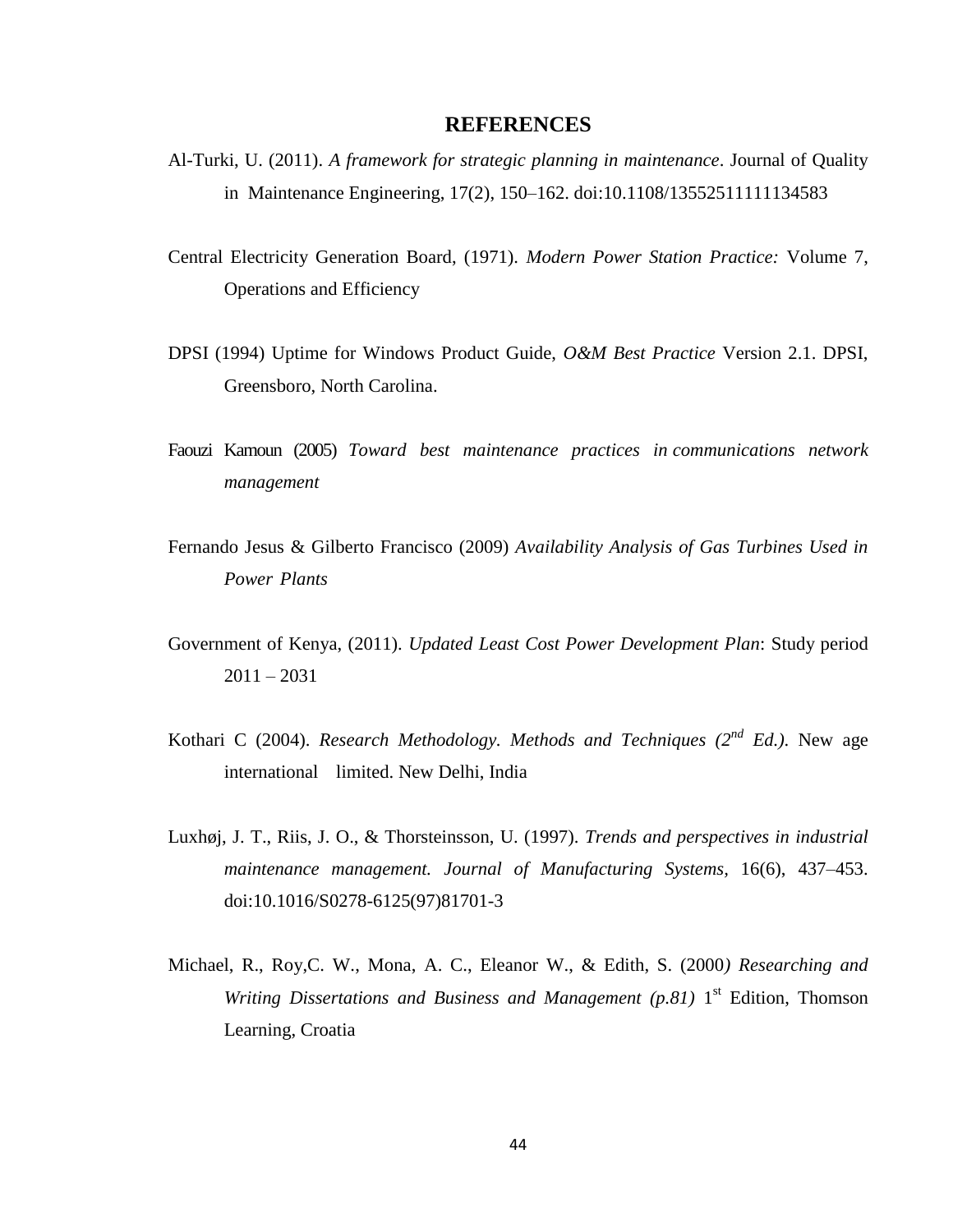# REFERENCES

Al-Turki, U. (2011). *A framework for strategic planning in maintenance*. Journal of Quality in Maintenance Engineering, 17(2), 150–162. doi:10.1108/13552511111134583

Central Electricity Generation Board, (1971). *Modern Power Station Practice:* Volume 7, Operations and Efficiency

DPSI (1994) Uptime for Windows Product Guide, *O&M Best Practice* Version 2.1. DPSI, Greensboro, North Carolina.

Faouzi Kamoun (2005) *Toward best maintenance practices in communications network management*

Fernando Jesus & Gilberto Francisco (2009) *Availability Analysis of Gas Turbines Used in Power Plants*

Government of Kenya, (2011). *Updated Least Cost Power Development Plan*: Study period 2011 – 2031

Kothari C (2004). *Research Methodology. Methods and Techniques (2nd Ed.)*. New age international limited. New Delhi, India

Luxhøj, J. T., Riis, J. O., & Thorsteinsson, U. (1997). *Trends and perspectives in industrial maintenance management. Journal of Manufacturing Systems*, 16(6), 437–453. doi:10.1016/S0278-6125(97)81701-3

Michael, R., Roy,C. W., Mona, A. C., Eleanor W., & Edith, S. (2000*) Researching and Writing Dissertations and Business and Management (p.81)* 1st Edition, Thomson Learning, Croatia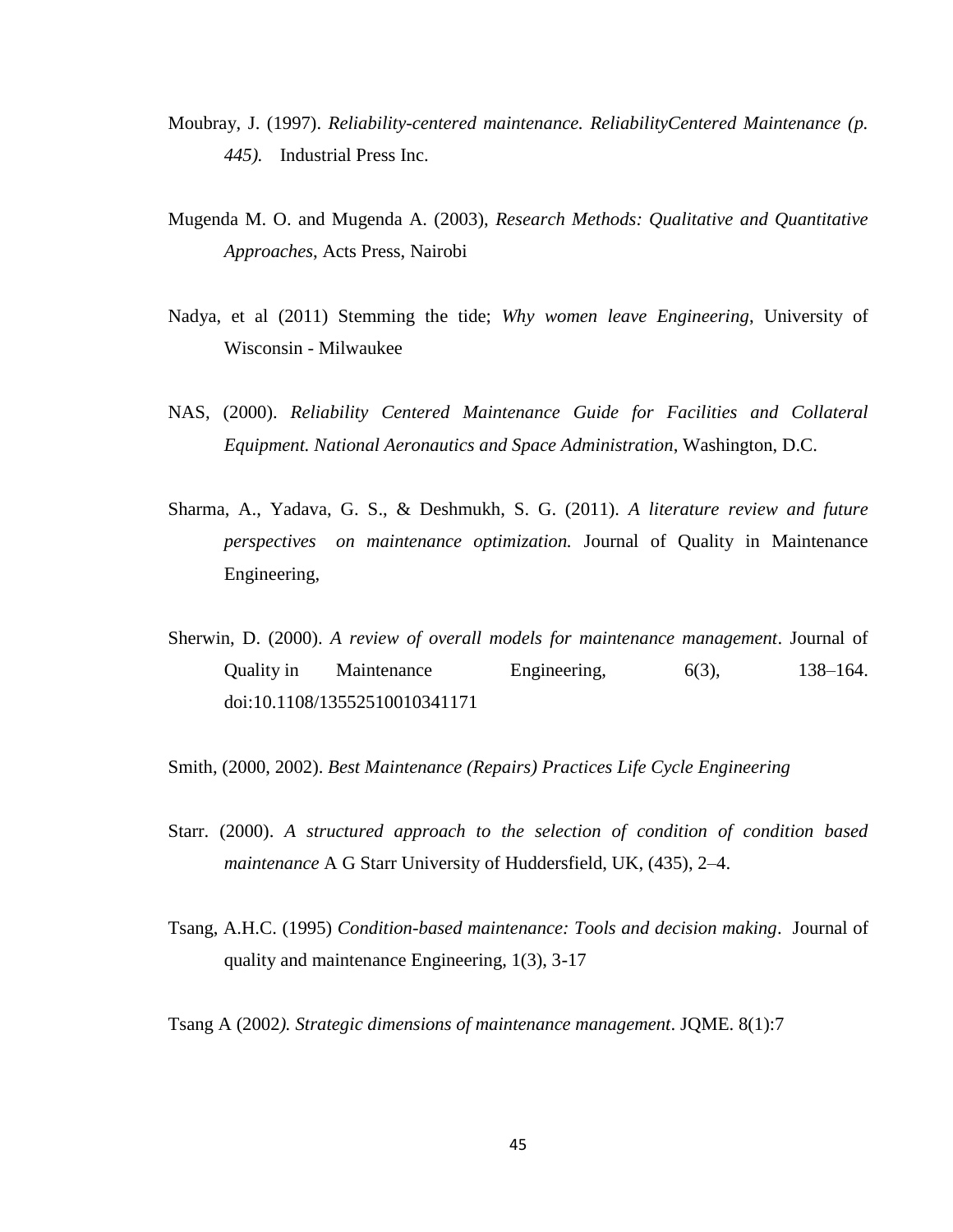Moubray, J. (1997). *Reliability-centered maintenance. ReliabilityCentered Maintenance (p. 445).* Industrial Press Inc.

Mugenda M. O. and Mugenda A. (2003), *Research Methods: Qualitative and Quantitative Approaches*, Acts Press, Nairobi

Nadya, et al (2011) Stemming the tide; *Why women leave Engineering*, University of Wisconsin - Milwaukee

NAS, (2000). *Reliability Centered Maintenance Guide for Facilities and Collateral Equipment. National Aeronautics and Space Administration*, Washington, D.C.

Sharma, A., Yadava, G. S., & Deshmukh, S. G. (2011). *A literature review and future perspectives on maintenance optimization.* Journal of Quality in Maintenance Engineering,

Sherwin, D. (2000). *A review of overall models for maintenance management*. Journal of Quality in Maintenance Engineering, 6(3), 138–164. doi:10.1108/13552510010341171

Smith, (2000, 2002). *Best Maintenance (Repairs) Practices Life Cycle Engineering*

Starr. (2000). *A structured approach to the selection of condition of condition based maintenance* A G Starr University of Huddersfield, UK, (435), 2–4.

Tsang, A.H.C. (1995) *Condition-based maintenance: Tools and decision making*. Journal of quality and maintenance Engineering, 1(3), 3-17

Tsang A (2002*). Strategic dimensions of maintenance management*. JQME. 8(1):7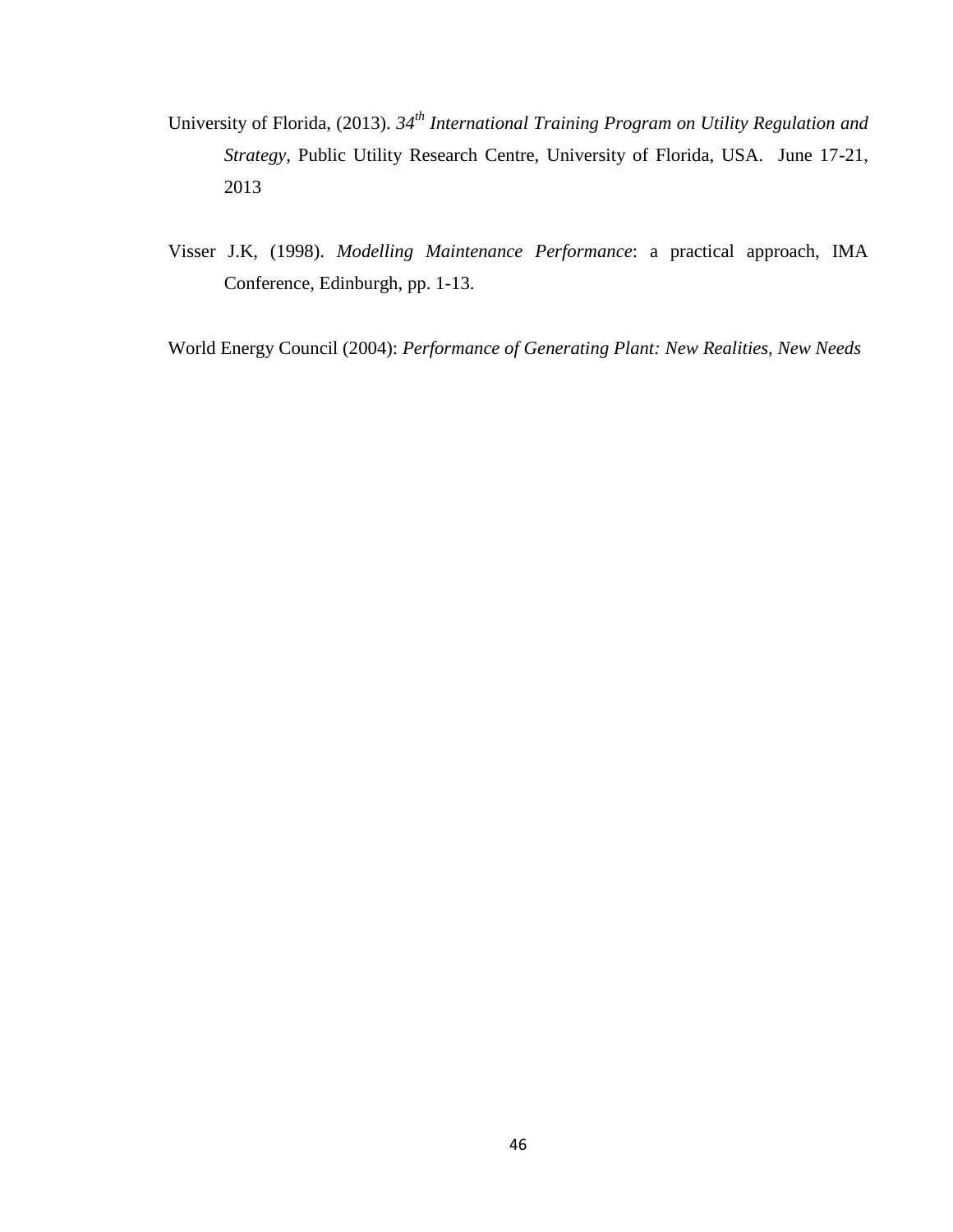University of Florida, (2013). *34th International Training Program on Utility Regulation and Strategy*, Public Utility Research Centre, University of Florida, USA. June 17-21, 2013

Visser J.K, (1998). *Modelling Maintenance Performance*: a practical approach, IMA Conference, Edinburgh, pp. 1-13.

World Energy Council (2004): *Performance of Generating Plant: New Realities, New Needs*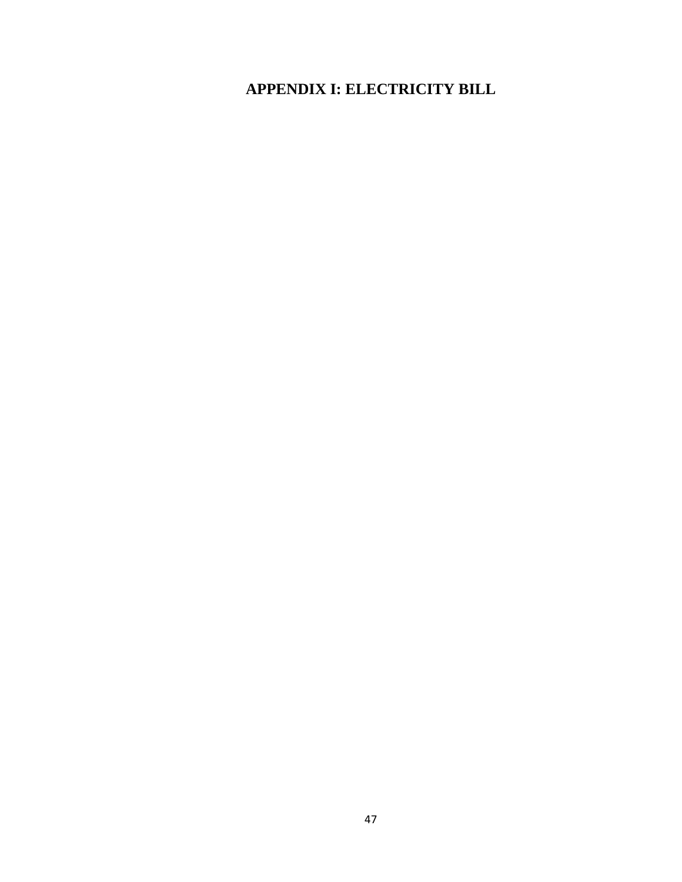# APPENDIX I: ELECTRICITY BILL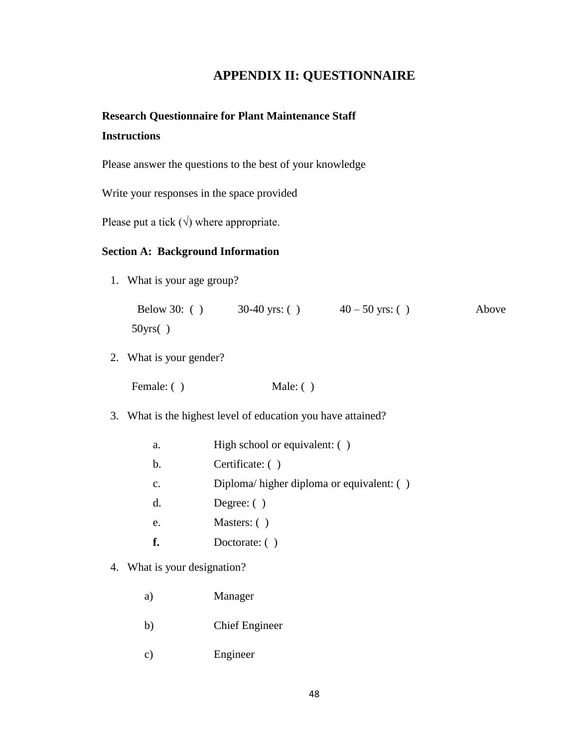# APPENDIX II: QUESTIONNAIRE

**Research Questionnaire for Plant Maintenance Staff**

**Instructions**

Please answer the questions to the best of your knowledge

Write your responses in the space provided

Please put a tick (√) where appropriate.

**Section A: Background Information**

1. What is your age group?

   Below 30: ( )     30-40 yrs: ( )     40 – 50 yrs: ( )     Above 50yrs( )

2. What is your gender?

   Female: ( )     Male: ( )

3. What is the highest level of education you have attained?

   a. High school or equivalent: ( )
   b. Certificate: ( )
   c. Diploma/ higher diploma or equivalent: ( )
   d. Degree: ( )
   e. Masters: ( )
   **f.** Doctorate: ( )

4. What is your designation?

   a) Manager

   b) Chief Engineer

   c) Engineer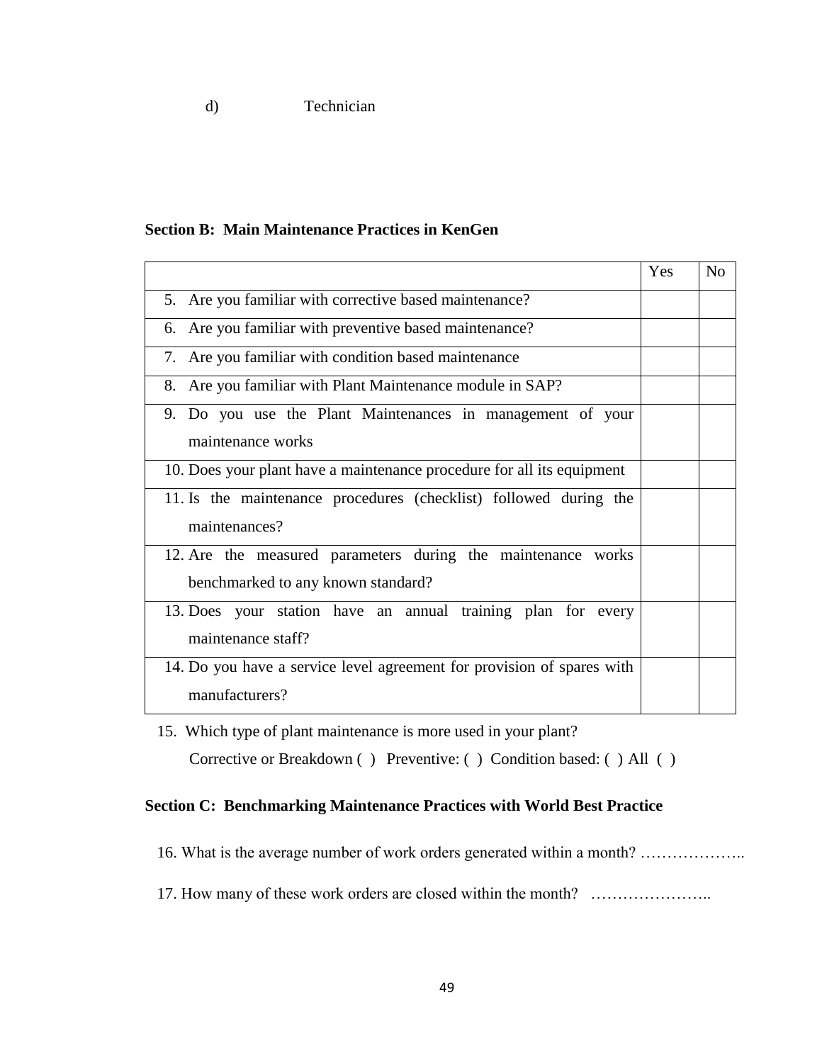d) Technician

**Section B: Main Maintenance Practices in KenGen**

| | Yes | No |
|---|---|---|
| 5. Are you familiar with corrective based maintenance? | | |
| 6. Are you familiar with preventive based maintenance? | | |
| 7. Are you familiar with condition based maintenance | | |
| 8. Are you familiar with Plant Maintenance module in SAP? | | |
| 9. Do you use the Plant Maintenances in management of your maintenance works | | |
| 10. Does your plant have a maintenance procedure for all its equipment | | |
| 11. Is the maintenance procedures (checklist) followed during the maintenances? | | |
| 12. Are the measured parameters during the maintenance works benchmarked to any known standard? | | |
| 13. Does your station have an annual training plan for every maintenance staff? | | |
| 14. Do you have a service level agreement for provision of spares with manufacturers? | | |

15. Which type of plant maintenance is more used in your plant?
Corrective or Breakdown ( ) Preventive: ( ) Condition based: ( ) All ( )

**Section C: Benchmarking Maintenance Practices with World Best Practice**

16. What is the average number of work orders generated within a month? ………………..

17. How many of these work orders are closed within the month? …………………..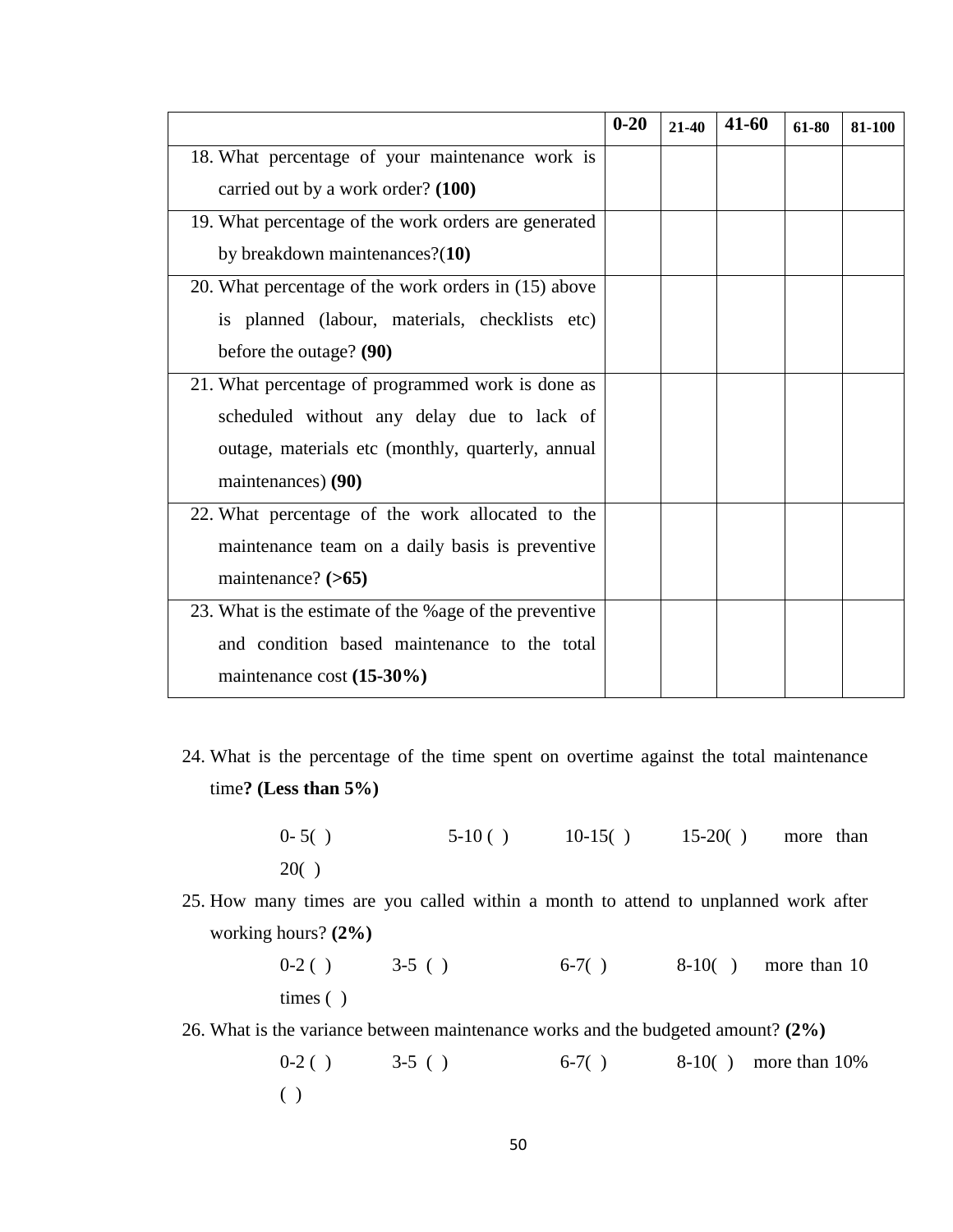| | 0-20 | 21-40 | 41-60 | 61-80 | 81-100 |
|---|---|---|---|---|---|
| 18. What percentage of your maintenance work is carried out by a work order? **(100)** | | | | | |
| 19. What percentage of the work orders are generated by breakdown maintenances?(**10)** | | | | | |
| 20. What percentage of the work orders in (15) above is planned (labour, materials, checklists etc) before the outage? **(90)** | | | | | |
| 21. What percentage of programmed work is done as scheduled without any delay due to lack of outage, materials etc (monthly, quarterly, annual maintenances) **(90)** | | | | | |
| 22. What percentage of the work allocated to the maintenance team on a daily basis is preventive maintenance? **(>65)** | | | | | |
| 23. What is the estimate of the %age of the preventive and condition based maintenance to the total maintenance cost **(15-30%)** | | | | | |

24. What is the percentage of the time spent on overtime against the total maintenance time**? (Less than 5%)**

    0- 5( )  5-10 ( )  10-15( )  15-20( )  more than 20( )

25. How many times are you called within a month to attend to unplanned work after working hours? **(2%)**

    0-2 ( )  3-5 ( )  6-7( )  8-10( )  more than 10 times ( )

26. What is the variance between maintenance works and the budgeted amount? **(2%)**

    0-2 ( )  3-5 ( )  6-7( )  8-10( )  more than 10% ( )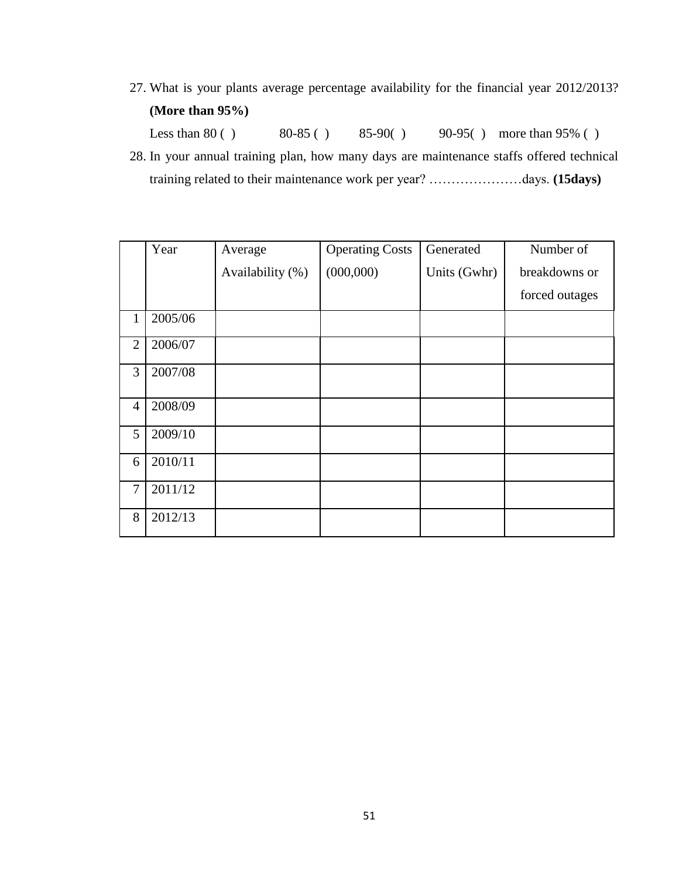27. What is your plants average percentage availability for the financial year 2012/2013? **(More than 95%)**

    Less than 80 ( )    80-85 ( )    85-90( )    90-95( )    more than 95% ( )

28. In your annual training plan, how many days are maintenance staffs offered technical training related to their maintenance work per year? …………………days. **(15days)**

| | Year | Average Availability (%) | Operating Costs (000,000) | Generated Units (Gwhr) | Number of breakdowns or forced outages |
|---|---|---|---|---|---|
| 1 | 2005/06 | | | | |
| 2 | 2006/07 | | | | |
| 3 | 2007/08 | | | | |
| 4 | 2008/09 | | | | |
| 5 | 2009/10 | | | | |
| 6 | 2010/11 | | | | |
| 7 | 2011/12 | | | | |
| 8 | 2012/13 | | | | |